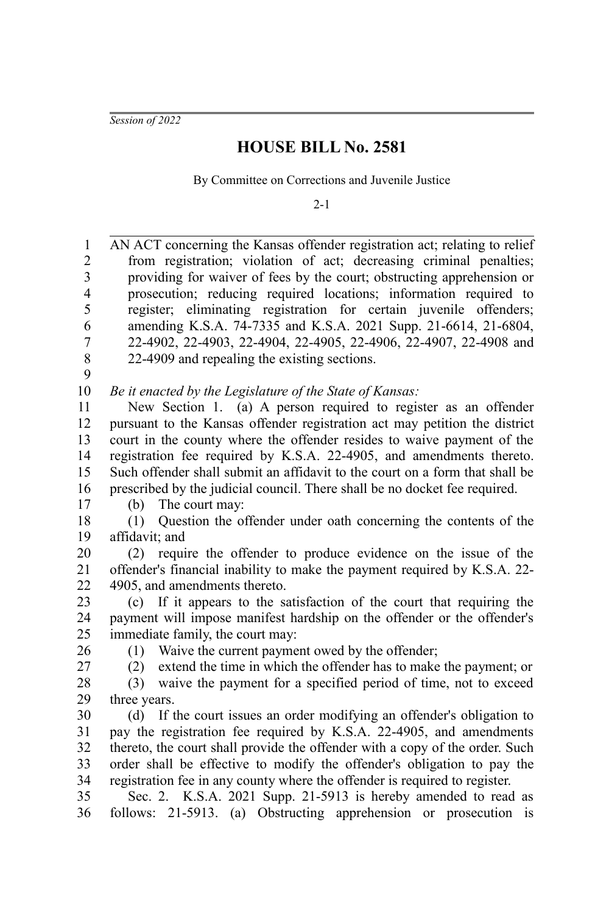*Session of 2022*

# HOUSE BILL No. 2581

By Committee on Corrections and Juvenile Justice

2-1

AN ACT concerning the Kansas offender registration act; relating to relief from registration; violation of act; decreasing criminal penalties; providing for waiver of fees by the court; obstructing apprehension or prosecution; reducing required locations; information required to register; eliminating registration for certain juvenile offenders; amending K.S.A. 74-7335 and K.S.A. 2021 Supp. 21-6614, 21-6804, 22-4902, 22-4903, 22-4904, 22-4905, 22-4906, 22-4907, 22-4908 and 22-4909 and repealing the existing sections.

*Be it enacted by the Legislature of the State of Kansas:*

New Section 1. (a) A person required to register as an offender pursuant to the Kansas offender registration act may petition the district court in the county where the offender resides to waive payment of the registration fee required by K.S.A. 22-4905, and amendments thereto. Such offender shall submit an affidavit to the court on a form that shall be prescribed by the judicial council. There shall be no docket fee required.

(b) The court may:

(1) Question the offender under oath concerning the contents of the affidavit; and

(2) require the offender to produce evidence on the issue of the offender's financial inability to make the payment required by K.S.A. 22-4905, and amendments thereto.

(c) If it appears to the satisfaction of the court that requiring the payment will impose manifest hardship on the offender or the offender's immediate family, the court may:

(1) Waive the current payment owed by the offender;

(2) extend the time in which the offender has to make the payment; or

(3) waive the payment for a specified period of time, not to exceed three years.

(d) If the court issues an order modifying an offender's obligation to pay the registration fee required by K.S.A. 22-4905, and amendments thereto, the court shall provide the offender with a copy of the order. Such order shall be effective to modify the offender's obligation to pay the registration fee in any county where the offender is required to register.

Sec. 2. K.S.A. 2021 Supp. 21-5913 is hereby amended to read as follows: 21-5913. (a) Obstructing apprehension or prosecution is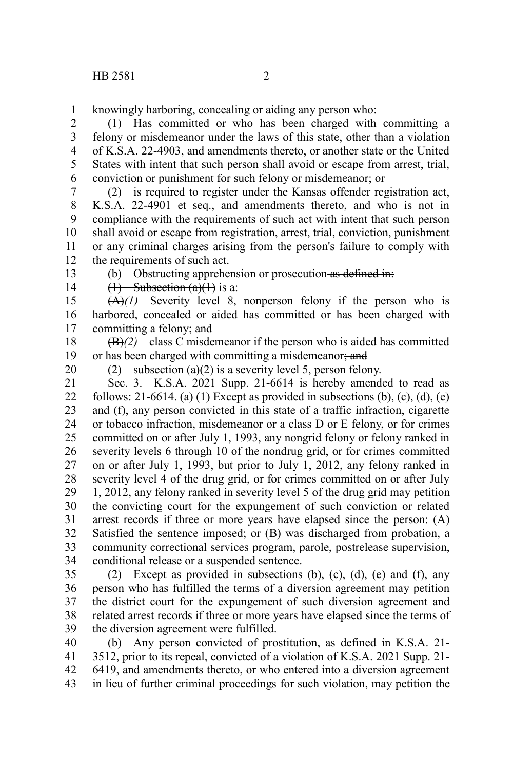knowingly harboring, concealing or aiding any person who:

(1) Has committed or who has been charged with committing a felony or misdemeanor under the laws of this state, other than a violation of K.S.A. 22-4903, and amendments thereto, or another state or the United States with intent that such person shall avoid or escape from arrest, trial, conviction or punishment for such felony or misdemeanor; or

(2) is required to register under the Kansas offender registration act, K.S.A. 22-4901 et seq., and amendments thereto, and who is not in compliance with the requirements of such act with intent that such person shall avoid or escape from registration, arrest, trial, conviction, punishment or any criminal charges arising from the person's failure to comply with the requirements of such act.

(b) Obstructing apprehension or prosecution ~~as defined in:~~

~~(1) Subsection (a)(1)~~ is a:

~~(A)~~*(1)* Severity level 8, nonperson felony if the person who is harbored, concealed or aided has committed or has been charged with committing a felony; and

~~(B)~~*(2)* class C misdemeanor if the person who is aided has committed or has been charged with committing a misdemeanor~~; and~~

~~(2) subsection (a)(2) is a severity level 5, person felony~~.

Sec. 3. K.S.A. 2021 Supp. 21-6614 is hereby amended to read as follows: 21-6614. (a) (1) Except as provided in subsections (b), (c), (d), (e) and (f), any person convicted in this state of a traffic infraction, cigarette or tobacco infraction, misdemeanor or a class D or E felony, or for crimes committed on or after July 1, 1993, any nongrid felony or felony ranked in severity levels 6 through 10 of the nondrug grid, or for crimes committed on or after July 1, 1993, but prior to July 1, 2012, any felony ranked in severity level 4 of the drug grid, or for crimes committed on or after July 1, 2012, any felony ranked in severity level 5 of the drug grid may petition the convicting court for the expungement of such conviction or related arrest records if three or more years have elapsed since the person: (A) Satisfied the sentence imposed; or (B) was discharged from probation, a community correctional services program, parole, postrelease supervision, conditional release or a suspended sentence.

(2) Except as provided in subsections (b), (c), (d), (e) and (f), any person who has fulfilled the terms of a diversion agreement may petition the district court for the expungement of such diversion agreement and related arrest records if three or more years have elapsed since the terms of the diversion agreement were fulfilled.

(b) Any person convicted of prostitution, as defined in K.S.A. 21-3512, prior to its repeal, convicted of a violation of K.S.A. 2021 Supp. 21-6419, and amendments thereto, or who entered into a diversion agreement in lieu of further criminal proceedings for such violation, may petition the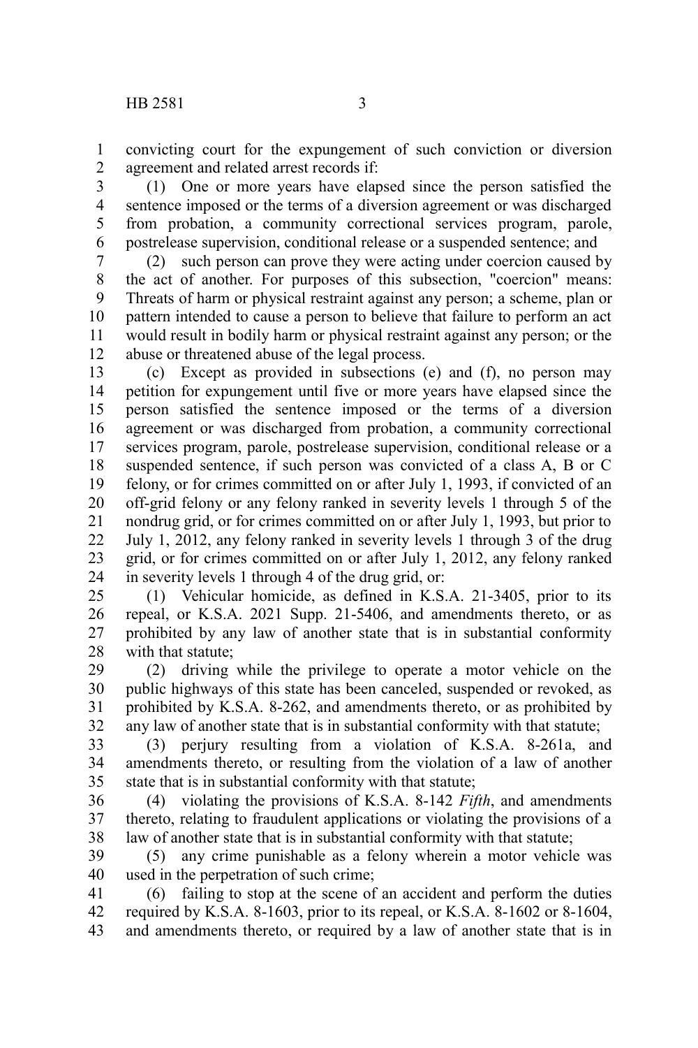convicting court for the expungement of such conviction or diversion agreement and related arrest records if:

(1) One or more years have elapsed since the person satisfied the sentence imposed or the terms of a diversion agreement or was discharged from probation, a community correctional services program, parole, postrelease supervision, conditional release or a suspended sentence; and

(2) such person can prove they were acting under coercion caused by the act of another. For purposes of this subsection, "coercion" means: Threats of harm or physical restraint against any person; a scheme, plan or pattern intended to cause a person to believe that failure to perform an act would result in bodily harm or physical restraint against any person; or the abuse or threatened abuse of the legal process.

(c) Except as provided in subsections (e) and (f), no person may petition for expungement until five or more years have elapsed since the person satisfied the sentence imposed or the terms of a diversion agreement or was discharged from probation, a community correctional services program, parole, postrelease supervision, conditional release or a suspended sentence, if such person was convicted of a class A, B or C felony, or for crimes committed on or after July 1, 1993, if convicted of an off-grid felony or any felony ranked in severity levels 1 through 5 of the nondrug grid, or for crimes committed on or after July 1, 1993, but prior to July 1, 2012, any felony ranked in severity levels 1 through 3 of the drug grid, or for crimes committed on or after July 1, 2012, any felony ranked in severity levels 1 through 4 of the drug grid, or:

(1) Vehicular homicide, as defined in K.S.A. 21-3405, prior to its repeal, or K.S.A. 2021 Supp. 21-5406, and amendments thereto, or as prohibited by any law of another state that is in substantial conformity with that statute;

(2) driving while the privilege to operate a motor vehicle on the public highways of this state has been canceled, suspended or revoked, as prohibited by K.S.A. 8-262, and amendments thereto, or as prohibited by any law of another state that is in substantial conformity with that statute;

(3) perjury resulting from a violation of K.S.A. 8-261a, and amendments thereto, or resulting from the violation of a law of another state that is in substantial conformity with that statute;

(4) violating the provisions of K.S.A. 8-142 *Fifth*, and amendments thereto, relating to fraudulent applications or violating the provisions of a law of another state that is in substantial conformity with that statute;

(5) any crime punishable as a felony wherein a motor vehicle was used in the perpetration of such crime;

(6) failing to stop at the scene of an accident and perform the duties required by K.S.A. 8-1603, prior to its repeal, or K.S.A. 8-1602 or 8-1604, and amendments thereto, or required by a law of another state that is in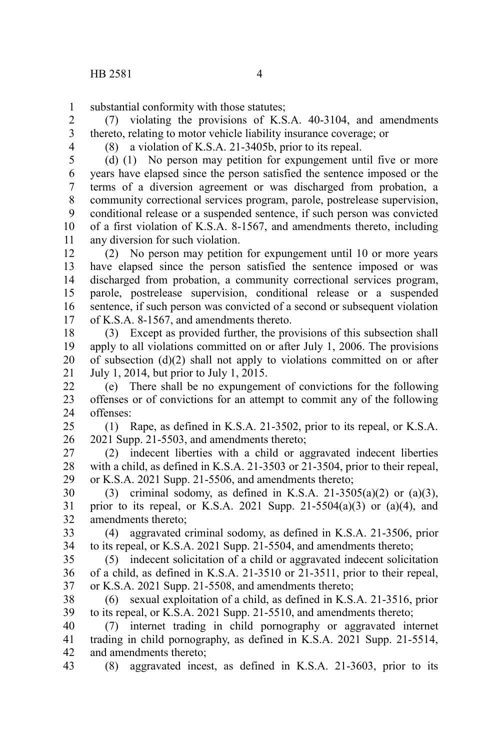substantial conformity with those statutes;

(7) violating the provisions of K.S.A. 40-3104, and amendments thereto, relating to motor vehicle liability insurance coverage; or

(8) a violation of K.S.A. 21-3405b, prior to its repeal.

(d) (1) No person may petition for expungement until five or more years have elapsed since the person satisfied the sentence imposed or the terms of a diversion agreement or was discharged from probation, a community correctional services program, parole, postrelease supervision, conditional release or a suspended sentence, if such person was convicted of a first violation of K.S.A. 8-1567, and amendments thereto, including any diversion for such violation.

(2) No person may petition for expungement until 10 or more years have elapsed since the person satisfied the sentence imposed or was discharged from probation, a community correctional services program, parole, postrelease supervision, conditional release or a suspended sentence, if such person was convicted of a second or subsequent violation of K.S.A. 8-1567, and amendments thereto.

(3) Except as provided further, the provisions of this subsection shall apply to all violations committed on or after July 1, 2006. The provisions of subsection (d)(2) shall not apply to violations committed on or after July 1, 2014, but prior to July 1, 2015.

(e) There shall be no expungement of convictions for the following offenses or of convictions for an attempt to commit any of the following offenses:

(1) Rape, as defined in K.S.A. 21-3502, prior to its repeal, or K.S.A. 2021 Supp. 21-5503, and amendments thereto;

(2) indecent liberties with a child or aggravated indecent liberties with a child, as defined in K.S.A. 21-3503 or 21-3504, prior to their repeal, or K.S.A. 2021 Supp. 21-5506, and amendments thereto;

(3) criminal sodomy, as defined in K.S.A. 21-3505(a)(2) or (a)(3), prior to its repeal, or K.S.A. 2021 Supp. 21-5504(a)(3) or (a)(4), and amendments thereto;

(4) aggravated criminal sodomy, as defined in K.S.A. 21-3506, prior to its repeal, or K.S.A. 2021 Supp. 21-5504, and amendments thereto;

(5) indecent solicitation of a child or aggravated indecent solicitation of a child, as defined in K.S.A. 21-3510 or 21-3511, prior to their repeal, or K.S.A. 2021 Supp. 21-5508, and amendments thereto;

(6) sexual exploitation of a child, as defined in K.S.A. 21-3516, prior to its repeal, or K.S.A. 2021 Supp. 21-5510, and amendments thereto;

(7) internet trading in child pornography or aggravated internet trading in child pornography, as defined in K.S.A. 2021 Supp. 21-5514, and amendments thereto;

(8) aggravated incest, as defined in K.S.A. 21-3603, prior to its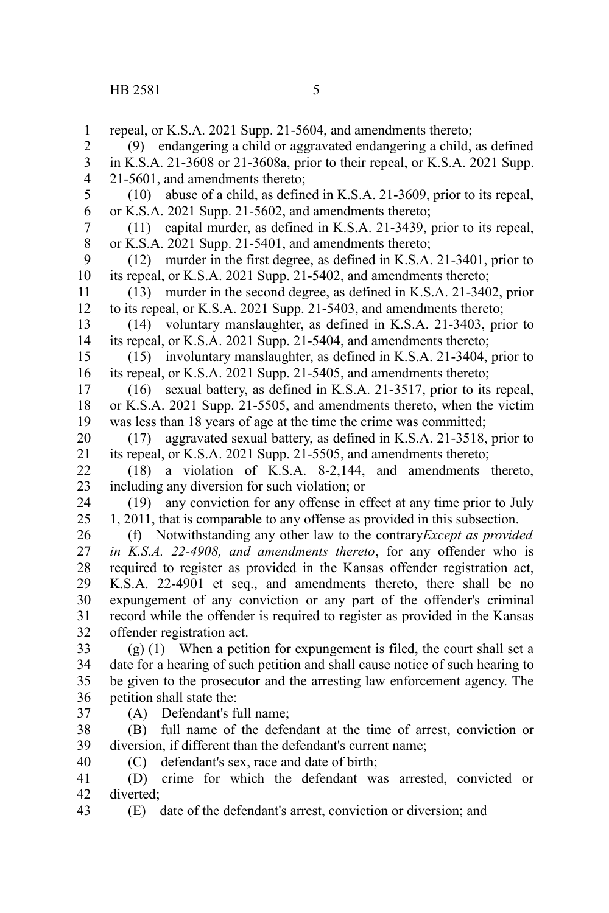repeal, or K.S.A. 2021 Supp. 21-5604, and amendments thereto;

(9) endangering a child or aggravated endangering a child, as defined in K.S.A. 21-3608 or 21-3608a, prior to their repeal, or K.S.A. 2021 Supp. 21-5601, and amendments thereto;

(10) abuse of a child, as defined in K.S.A. 21-3609, prior to its repeal, or K.S.A. 2021 Supp. 21-5602, and amendments thereto;

(11) capital murder, as defined in K.S.A. 21-3439, prior to its repeal, or K.S.A. 2021 Supp. 21-5401, and amendments thereto;

(12) murder in the first degree, as defined in K.S.A. 21-3401, prior to its repeal, or K.S.A. 2021 Supp. 21-5402, and amendments thereto;

(13) murder in the second degree, as defined in K.S.A. 21-3402, prior to its repeal, or K.S.A. 2021 Supp. 21-5403, and amendments thereto;

(14) voluntary manslaughter, as defined in K.S.A. 21-3403, prior to its repeal, or K.S.A. 2021 Supp. 21-5404, and amendments thereto;

(15) involuntary manslaughter, as defined in K.S.A. 21-3404, prior to its repeal, or K.S.A. 2021 Supp. 21-5405, and amendments thereto;

(16) sexual battery, as defined in K.S.A. 21-3517, prior to its repeal, or K.S.A. 2021 Supp. 21-5505, and amendments thereto, when the victim was less than 18 years of age at the time the crime was committed;

(17) aggravated sexual battery, as defined in K.S.A. 21-3518, prior to its repeal, or K.S.A. 2021 Supp. 21-5505, and amendments thereto;

(18) a violation of K.S.A. 8-2,144, and amendments thereto, including any diversion for such violation; or

(19) any conviction for any offense in effect at any time prior to July 1, 2011, that is comparable to any offense as provided in this subsection.

(f) ~~Notwithstanding any other law to the contrary~~*Except as provided in K.S.A. 22-4908, and amendments thereto*, for any offender who is required to register as provided in the Kansas offender registration act, K.S.A. 22-4901 et seq., and amendments thereto, there shall be no expungement of any conviction or any part of the offender's criminal record while the offender is required to register as provided in the Kansas offender registration act.

(g) (1) When a petition for expungement is filed, the court shall set a date for a hearing of such petition and shall cause notice of such hearing to be given to the prosecutor and the arresting law enforcement agency. The petition shall state the:

(A) Defendant's full name;

(B) full name of the defendant at the time of arrest, conviction or diversion, if different than the defendant's current name;

(C) defendant's sex, race and date of birth;

(D) crime for which the defendant was arrested, convicted or diverted;

(E) date of the defendant's arrest, conviction or diversion; and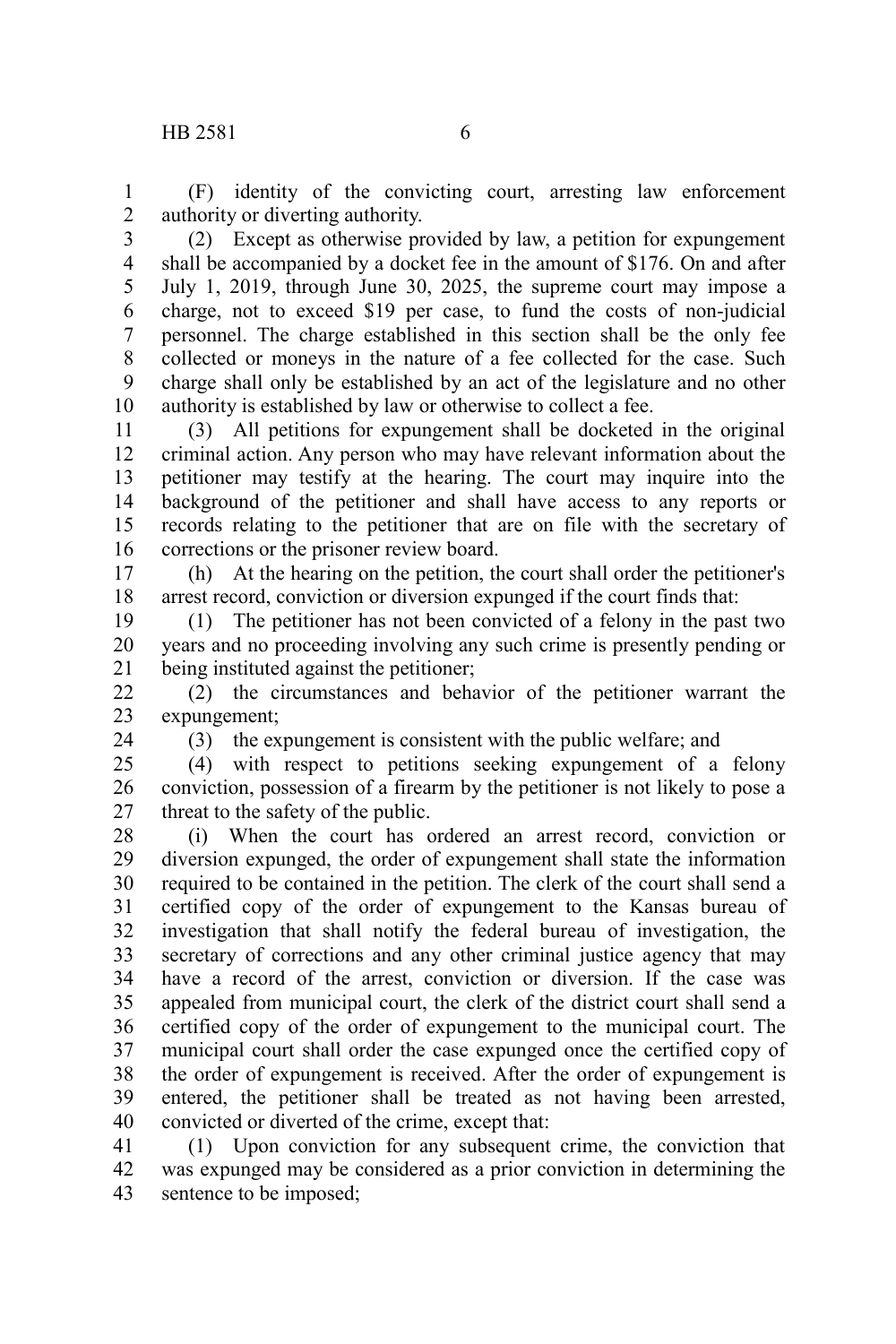(F) identity of the convicting court, arresting law enforcement authority or diverting authority.

(2) Except as otherwise provided by law, a petition for expungement shall be accompanied by a docket fee in the amount of $176. On and after July 1, 2019, through June 30, 2025, the supreme court may impose a charge, not to exceed $19 per case, to fund the costs of non-judicial personnel. The charge established in this section shall be the only fee collected or moneys in the nature of a fee collected for the case. Such charge shall only be established by an act of the legislature and no other authority is established by law or otherwise to collect a fee.

(3) All petitions for expungement shall be docketed in the original criminal action. Any person who may have relevant information about the petitioner may testify at the hearing. The court may inquire into the background of the petitioner and shall have access to any reports or records relating to the petitioner that are on file with the secretary of corrections or the prisoner review board.

(h) At the hearing on the petition, the court shall order the petitioner's arrest record, conviction or diversion expunged if the court finds that:

(1) The petitioner has not been convicted of a felony in the past two years and no proceeding involving any such crime is presently pending or being instituted against the petitioner;

(2) the circumstances and behavior of the petitioner warrant the expungement;

(3) the expungement is consistent with the public welfare; and

(4) with respect to petitions seeking expungement of a felony conviction, possession of a firearm by the petitioner is not likely to pose a threat to the safety of the public.

(i) When the court has ordered an arrest record, conviction or diversion expunged, the order of expungement shall state the information required to be contained in the petition. The clerk of the court shall send a certified copy of the order of expungement to the Kansas bureau of investigation that shall notify the federal bureau of investigation, the secretary of corrections and any other criminal justice agency that may have a record of the arrest, conviction or diversion. If the case was appealed from municipal court, the clerk of the district court shall send a certified copy of the order of expungement to the municipal court. The municipal court shall order the case expunged once the certified copy of the order of expungement is received. After the order of expungement is entered, the petitioner shall be treated as not having been arrested, convicted or diverted of the crime, except that:

(1) Upon conviction for any subsequent crime, the conviction that was expunged may be considered as a prior conviction in determining the sentence to be imposed;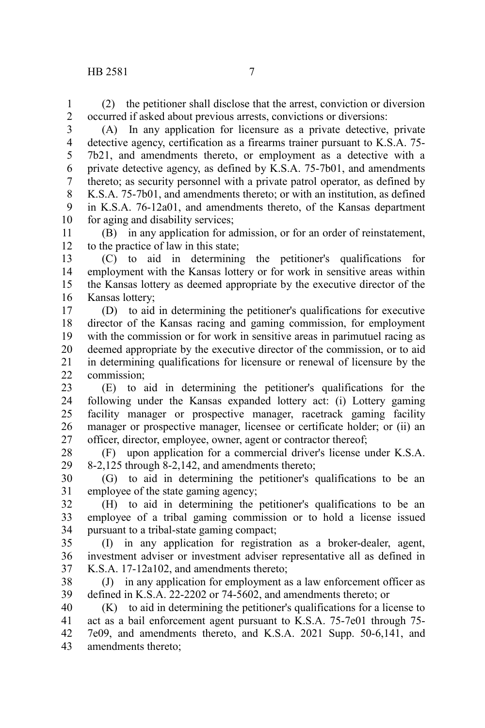(2) the petitioner shall disclose that the arrest, conviction or diversion occurred if asked about previous arrests, convictions or diversions:

(A) In any application for licensure as a private detective, private detective agency, certification as a firearms trainer pursuant to K.S.A. 75-7b21, and amendments thereto, or employment as a detective with a private detective agency, as defined by K.S.A. 75-7b01, and amendments thereto; as security personnel with a private patrol operator, as defined by K.S.A. 75-7b01, and amendments thereto; or with an institution, as defined in K.S.A. 76-12a01, and amendments thereto, of the Kansas department for aging and disability services;

(B) in any application for admission, or for an order of reinstatement, to the practice of law in this state;

(C) to aid in determining the petitioner's qualifications for employment with the Kansas lottery or for work in sensitive areas within the Kansas lottery as deemed appropriate by the executive director of the Kansas lottery;

(D) to aid in determining the petitioner's qualifications for executive director of the Kansas racing and gaming commission, for employment with the commission or for work in sensitive areas in parimutuel racing as deemed appropriate by the executive director of the commission, or to aid in determining qualifications for licensure or renewal of licensure by the commission;

(E) to aid in determining the petitioner's qualifications for the following under the Kansas expanded lottery act: (i) Lottery gaming facility manager or prospective manager, racetrack gaming facility manager or prospective manager, licensee or certificate holder; or (ii) an officer, director, employee, owner, agent or contractor thereof;

(F) upon application for a commercial driver's license under K.S.A. 8-2,125 through 8-2,142, and amendments thereto;

(G) to aid in determining the petitioner's qualifications to be an employee of the state gaming agency;

(H) to aid in determining the petitioner's qualifications to be an employee of a tribal gaming commission or to hold a license issued pursuant to a tribal-state gaming compact;

(I) in any application for registration as a broker-dealer, agent, investment adviser or investment adviser representative all as defined in K.S.A. 17-12a102, and amendments thereto;

(J) in any application for employment as a law enforcement officer as defined in K.S.A. 22-2202 or 74-5602, and amendments thereto; or

(K) to aid in determining the petitioner's qualifications for a license to act as a bail enforcement agent pursuant to K.S.A. 75-7e01 through 75-7e09, and amendments thereto, and K.S.A. 2021 Supp. 50-6,141, and amendments thereto;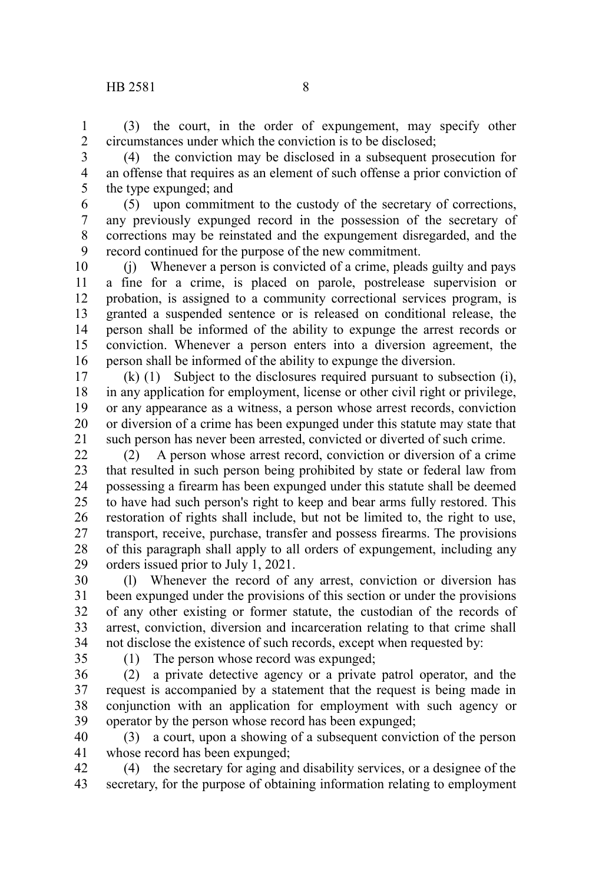(3) the court, in the order of expungement, may specify other circumstances under which the conviction is to be disclosed;

(4) the conviction may be disclosed in a subsequent prosecution for an offense that requires as an element of such offense a prior conviction of the type expunged; and

(5) upon commitment to the custody of the secretary of corrections, any previously expunged record in the possession of the secretary of corrections may be reinstated and the expungement disregarded, and the record continued for the purpose of the new commitment.

(j) Whenever a person is convicted of a crime, pleads guilty and pays a fine for a crime, is placed on parole, postrelease supervision or probation, is assigned to a community correctional services program, is granted a suspended sentence or is released on conditional release, the person shall be informed of the ability to expunge the arrest records or conviction. Whenever a person enters into a diversion agreement, the person shall be informed of the ability to expunge the diversion.

(k) (1) Subject to the disclosures required pursuant to subsection (i), in any application for employment, license or other civil right or privilege, or any appearance as a witness, a person whose arrest records, conviction or diversion of a crime has been expunged under this statute may state that such person has never been arrested, convicted or diverted of such crime.

(2) A person whose arrest record, conviction or diversion of a crime that resulted in such person being prohibited by state or federal law from possessing a firearm has been expunged under this statute shall be deemed to have had such person's right to keep and bear arms fully restored. This restoration of rights shall include, but not be limited to, the right to use, transport, receive, purchase, transfer and possess firearms. The provisions of this paragraph shall apply to all orders of expungement, including any orders issued prior to July 1, 2021.

(l) Whenever the record of any arrest, conviction or diversion has been expunged under the provisions of this section or under the provisions of any other existing or former statute, the custodian of the records of arrest, conviction, diversion and incarceration relating to that crime shall not disclose the existence of such records, except when requested by:

(1) The person whose record was expunged;

(2) a private detective agency or a private patrol operator, and the request is accompanied by a statement that the request is being made in conjunction with an application for employment with such agency or operator by the person whose record has been expunged;

(3) a court, upon a showing of a subsequent conviction of the person whose record has been expunged;

(4) the secretary for aging and disability services, or a designee of the secretary, for the purpose of obtaining information relating to employment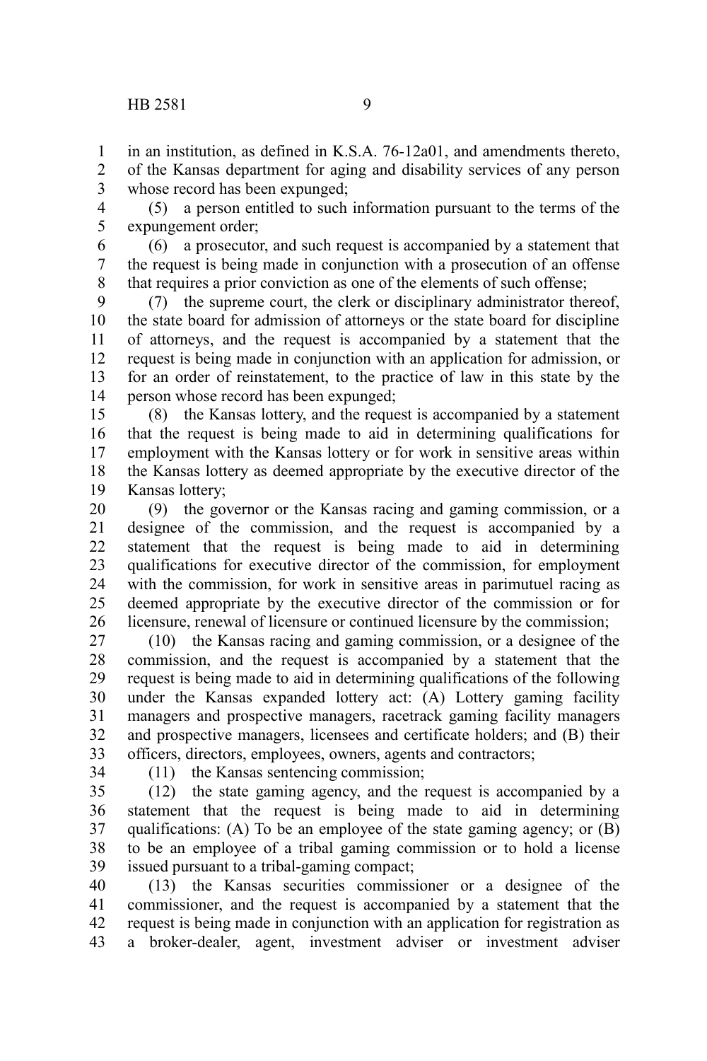in an institution, as defined in K.S.A. 76-12a01, and amendments thereto, of the Kansas department for aging and disability services of any person whose record has been expunged;

(5) a person entitled to such information pursuant to the terms of the expungement order;

(6) a prosecutor, and such request is accompanied by a statement that the request is being made in conjunction with a prosecution of an offense that requires a prior conviction as one of the elements of such offense;

(7) the supreme court, the clerk or disciplinary administrator thereof, the state board for admission of attorneys or the state board for discipline of attorneys, and the request is accompanied by a statement that the request is being made in conjunction with an application for admission, or for an order of reinstatement, to the practice of law in this state by the person whose record has been expunged;

(8) the Kansas lottery, and the request is accompanied by a statement that the request is being made to aid in determining qualifications for employment with the Kansas lottery or for work in sensitive areas within the Kansas lottery as deemed appropriate by the executive director of the Kansas lottery;

(9) the governor or the Kansas racing and gaming commission, or a designee of the commission, and the request is accompanied by a statement that the request is being made to aid in determining qualifications for executive director of the commission, for employment with the commission, for work in sensitive areas in parimutuel racing as deemed appropriate by the executive director of the commission or for licensure, renewal of licensure or continued licensure by the commission;

(10) the Kansas racing and gaming commission, or a designee of the commission, and the request is accompanied by a statement that the request is being made to aid in determining qualifications of the following under the Kansas expanded lottery act: (A) Lottery gaming facility managers and prospective managers, racetrack gaming facility managers and prospective managers, licensees and certificate holders; and (B) their officers, directors, employees, owners, agents and contractors;

(11) the Kansas sentencing commission;

(12) the state gaming agency, and the request is accompanied by a statement that the request is being made to aid in determining qualifications: (A) To be an employee of the state gaming agency; or (B) to be an employee of a tribal gaming commission or to hold a license issued pursuant to a tribal-gaming compact;

(13) the Kansas securities commissioner or a designee of the commissioner, and the request is accompanied by a statement that the request is being made in conjunction with an application for registration as a broker-dealer, agent, investment adviser or investment adviser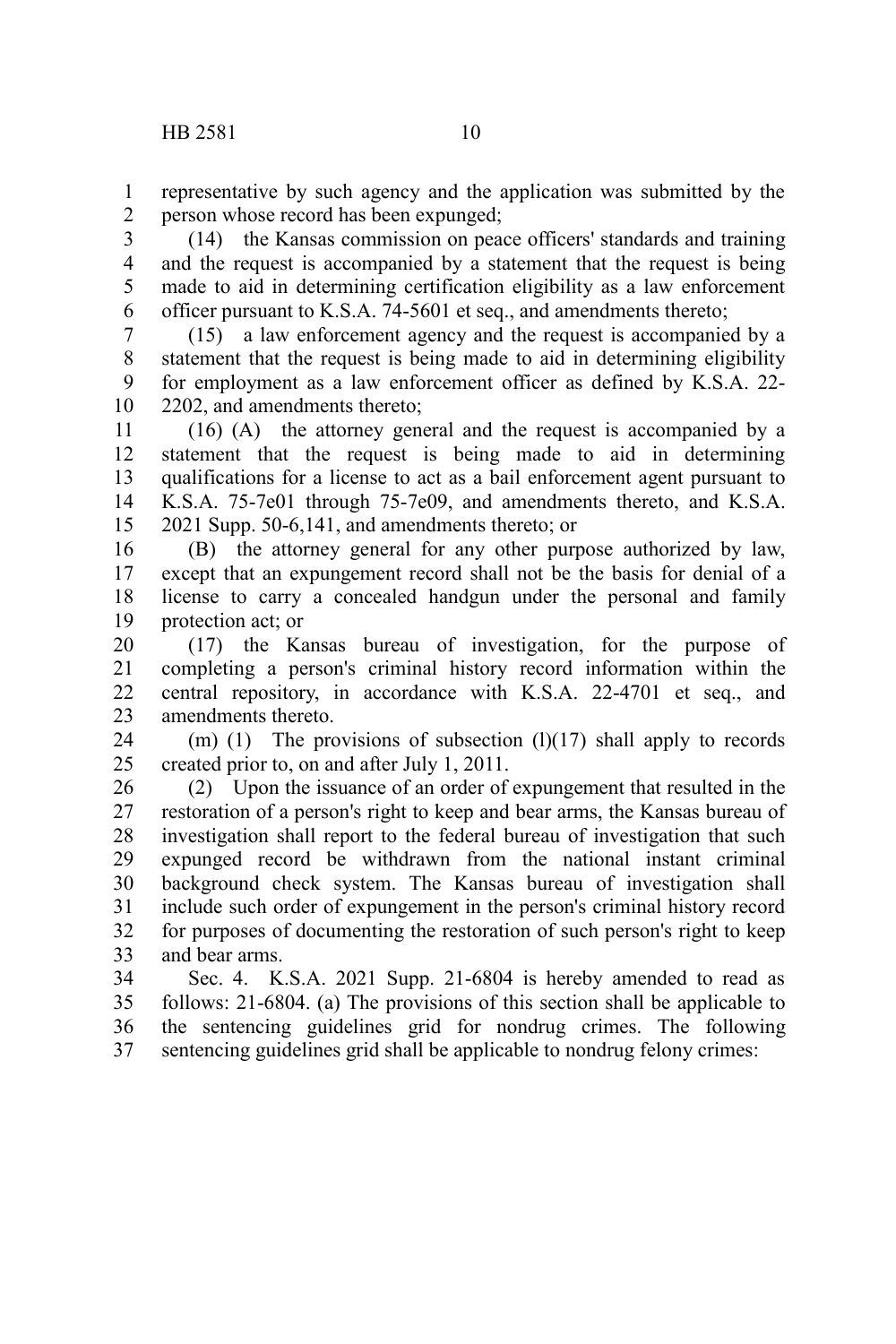representative by such agency and the application was submitted by the person whose record has been expunged;

(14) the Kansas commission on peace officers' standards and training and the request is accompanied by a statement that the request is being made to aid in determining certification eligibility as a law enforcement officer pursuant to K.S.A. 74-5601 et seq., and amendments thereto;

(15) a law enforcement agency and the request is accompanied by a statement that the request is being made to aid in determining eligibility for employment as a law enforcement officer as defined by K.S.A. 22-2202, and amendments thereto;

(16) (A) the attorney general and the request is accompanied by a statement that the request is being made to aid in determining qualifications for a license to act as a bail enforcement agent pursuant to K.S.A. 75-7e01 through 75-7e09, and amendments thereto, and K.S.A. 2021 Supp. 50-6,141, and amendments thereto; or

(B) the attorney general for any other purpose authorized by law, except that an expungement record shall not be the basis for denial of a license to carry a concealed handgun under the personal and family protection act; or

(17) the Kansas bureau of investigation, for the purpose of completing a person's criminal history record information within the central repository, in accordance with K.S.A. 22-4701 et seq., and amendments thereto.

(m) (1) The provisions of subsection (l)(17) shall apply to records created prior to, on and after July 1, 2011.

(2) Upon the issuance of an order of expungement that resulted in the restoration of a person's right to keep and bear arms, the Kansas bureau of investigation shall report to the federal bureau of investigation that such expunged record be withdrawn from the national instant criminal background check system. The Kansas bureau of investigation shall include such order of expungement in the person's criminal history record for purposes of documenting the restoration of such person's right to keep and bear arms.

Sec. 4. K.S.A. 2021 Supp. 21-6804 is hereby amended to read as follows: 21-6804. (a) The provisions of this section shall be applicable to the sentencing guidelines grid for nondrug crimes. The following sentencing guidelines grid shall be applicable to nondrug felony crimes: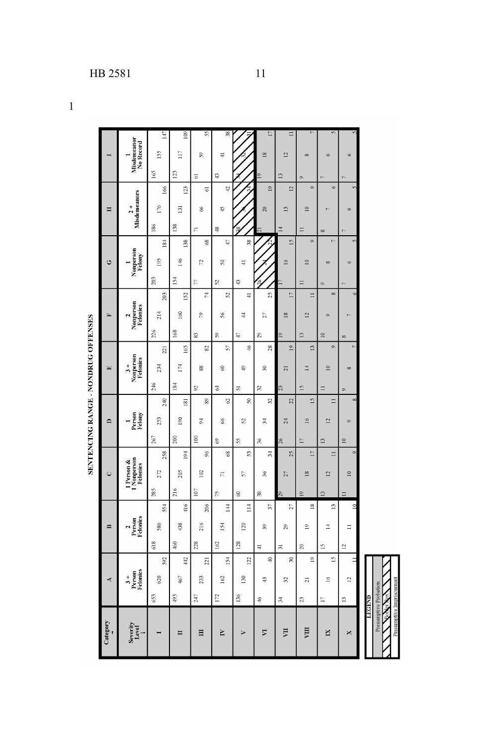1

## SENTENCING RANGE - NONDRUG OFFENSES

| Category → / Severity Level ↓ | A 3 + Person Felonies | B 2 Person Felonies | C 1 Person & 1 Nonperson Felonies | D 1 Person Felony | E 3 + Nonperson Felonies | F 2 Nonperson Felonies | G 1 Nonperson Felony | H 2 + Misdemeanors | I 1 Misdemeanor No Record |
|---|---|---|---|---|---|---|---|---|---|
| I | 653 620 592 | 618 586 554 | 285 272 258 | 267 253 240 | 246 234 221 | 226 214 203 | 203 195 184 | 186 176 166 | 165 155 147 |
| II | 493 467 442 | 460 438 416 | 216 205 194 | 200 190 181 | 184 174 165 | 168 160 152 | 154 146 138 | 138 131 123 | 123 117 109 |
| III | 247 233 221 | 228 216 206 | 107 102 96 | 100 94 89 | 92 88 82 | 83 79 74 | 77 72 68 | 71 66 61 | 61 59 55 |
| IV | 172 162 154 | 162 154 144 | 75 71 68 | 69 66 62 | 64 60 57 | 59 56 52 | 52 50 47 | 48 45 42 | 43 41 38 |
| V | 136 130 122 | 128 120 114 | 60 57 53 | 55 52 50 | 51 49 46 | 47 44 41 | 43 41 38 | 38 36 34 | 34 32 31 |
| VI | 46 43 40 | 41 39 37 | 38 36 34 | 36 34 32 | 32 30 28 | 29 27 25 | 26 24 22 | 21 20 19 | 19 18 17 |
| VII | 34 32 30 | 31 29 27 | 29 27 25 | 26 24 22 | 23 21 19 | 19 18 17 | 17 16 15 | 14 13 12 | 13 12 11 |
| VIII | 23 21 19 | 20 19 18 | 19 18 17 | 17 16 15 | 15 14 13 | 13 12 11 | 11 10 9 | 11 10 9 | 9 8 7 |
| IX | 17 16 15 | 15 14 13 | 13 12 11 | 13 12 11 | 11 10 9 | 10 9 8 | 9 8 7 | 8 7 6 | 7 6 5 |
| X | 13 12 11 | 12 11 10 | 11 10 9 | 10 9 8 | 9 8 7 | 8 7 6 | 7 6 5 | 7 6 5 | 7 6 5 |

**LEGEND**

- Presumptive Probation
- Border Box
- Presumptive Imprisonment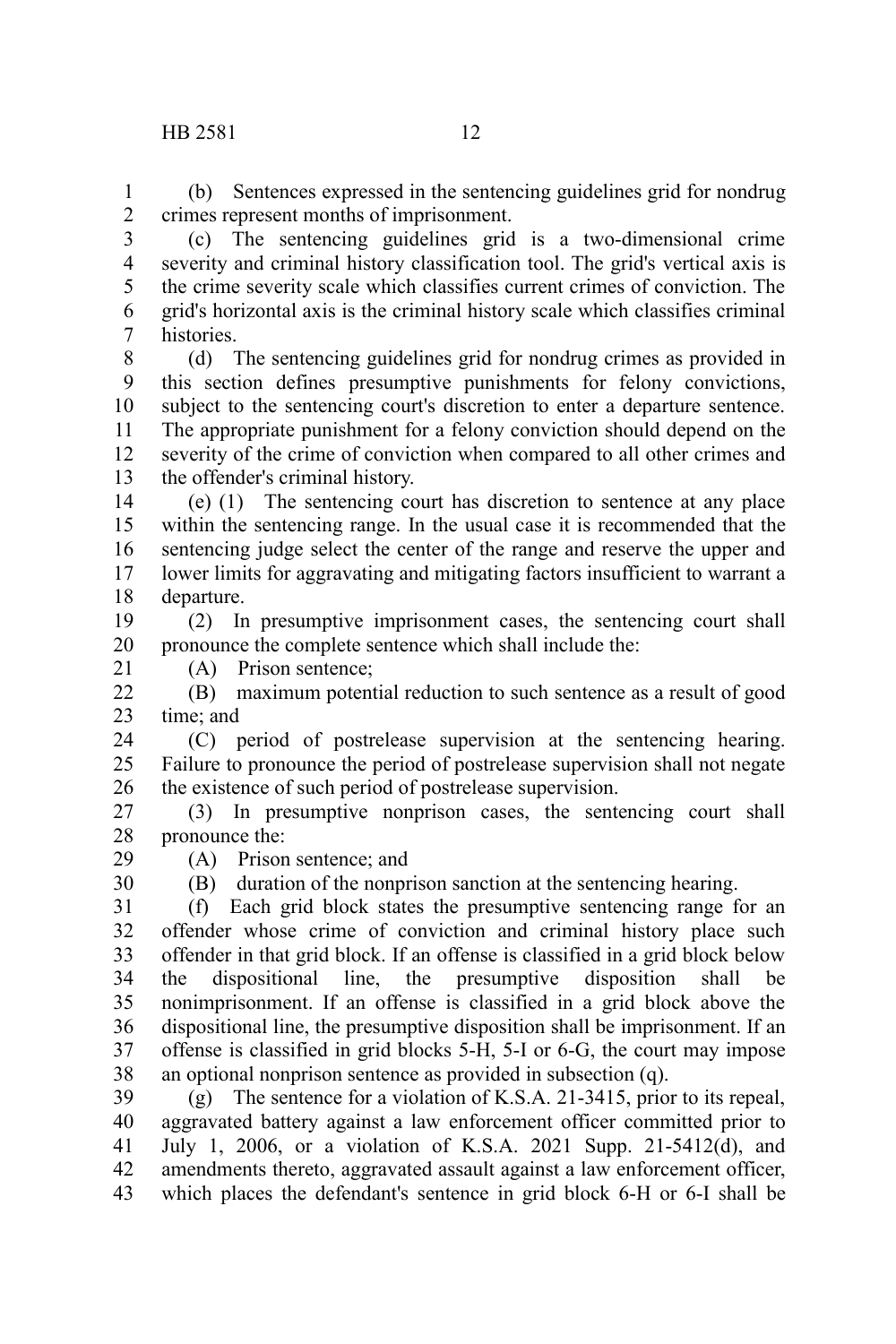(b) Sentences expressed in the sentencing guidelines grid for nondrug crimes represent months of imprisonment.

(c) The sentencing guidelines grid is a two-dimensional crime severity and criminal history classification tool. The grid's vertical axis is the crime severity scale which classifies current crimes of conviction. The grid's horizontal axis is the criminal history scale which classifies criminal histories.

(d) The sentencing guidelines grid for nondrug crimes as provided in this section defines presumptive punishments for felony convictions, subject to the sentencing court's discretion to enter a departure sentence. The appropriate punishment for a felony conviction should depend on the severity of the crime of conviction when compared to all other crimes and the offender's criminal history.

(e) (1) The sentencing court has discretion to sentence at any place within the sentencing range. In the usual case it is recommended that the sentencing judge select the center of the range and reserve the upper and lower limits for aggravating and mitigating factors insufficient to warrant a departure.

(2) In presumptive imprisonment cases, the sentencing court shall pronounce the complete sentence which shall include the:

(A) Prison sentence;

(B) maximum potential reduction to such sentence as a result of good time; and

(C) period of postrelease supervision at the sentencing hearing. Failure to pronounce the period of postrelease supervision shall not negate the existence of such period of postrelease supervision.

(3) In presumptive nonprison cases, the sentencing court shall pronounce the:

(A) Prison sentence; and

(B) duration of the nonprison sanction at the sentencing hearing.

(f) Each grid block states the presumptive sentencing range for an offender whose crime of conviction and criminal history place such offender in that grid block. If an offense is classified in a grid block below the dispositional line, the presumptive disposition shall be nonimprisonment. If an offense is classified in a grid block above the dispositional line, the presumptive disposition shall be imprisonment. If an offense is classified in grid blocks 5-H, 5-I or 6-G, the court may impose an optional nonprison sentence as provided in subsection (q).

(g) The sentence for a violation of K.S.A. 21-3415, prior to its repeal, aggravated battery against a law enforcement officer committed prior to July 1, 2006, or a violation of K.S.A. 2021 Supp. 21-5412(d), and amendments thereto, aggravated assault against a law enforcement officer, which places the defendant's sentence in grid block 6-H or 6-I shall be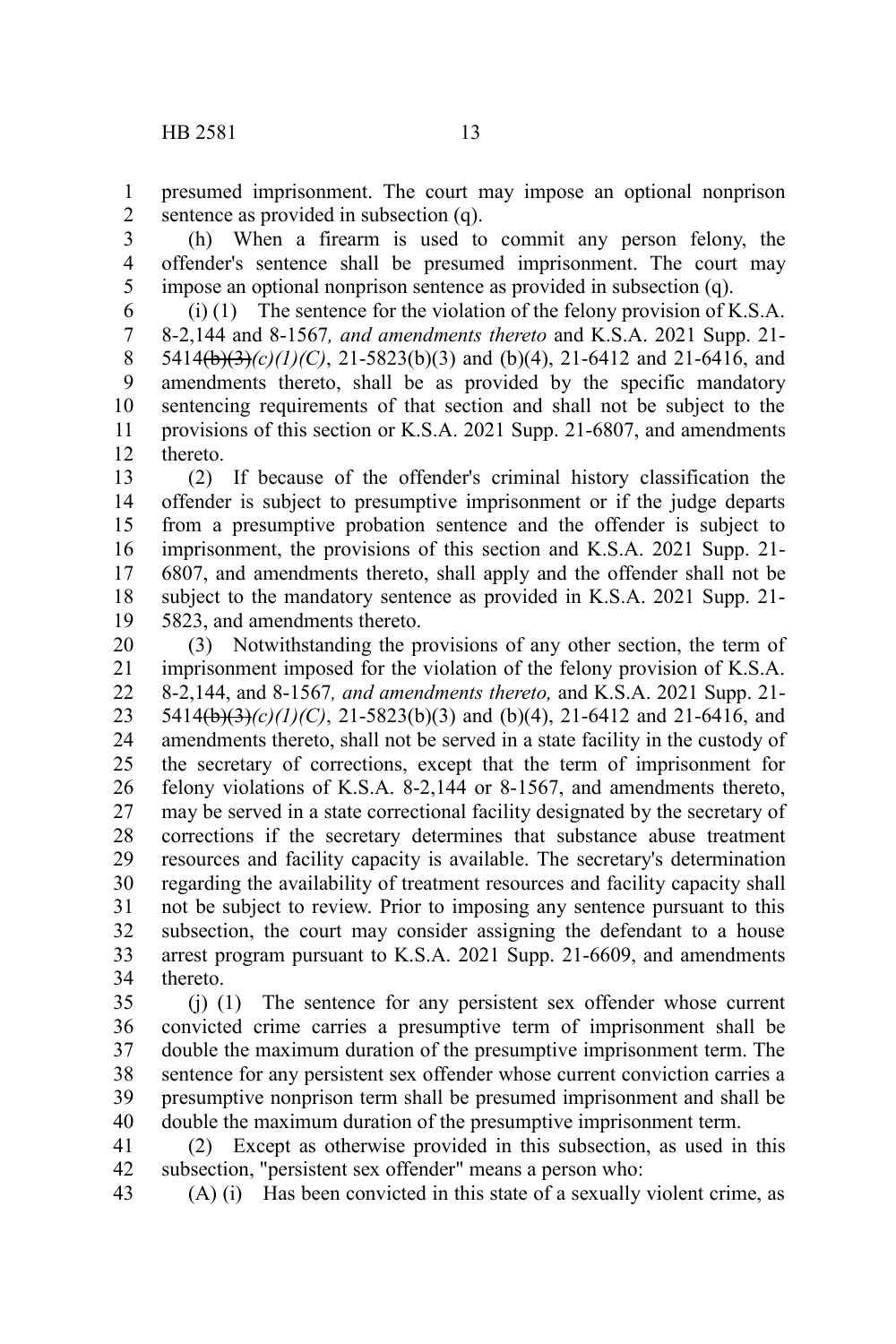presumed imprisonment. The court may impose an optional nonprison sentence as provided in subsection (q).

(h) When a firearm is used to commit any person felony, the offender's sentence shall be presumed imprisonment. The court may impose an optional nonprison sentence as provided in subsection (q).

(i) (1) The sentence for the violation of the felony provision of K.S.A. 8-2,144 and 8-1567*, and amendments thereto* and K.S.A. 2021 Supp. 21-5414~~(b)(3)~~*(c)(1)(C)*, 21-5823(b)(3) and (b)(4), 21-6412 and 21-6416, and amendments thereto, shall be as provided by the specific mandatory sentencing requirements of that section and shall not be subject to the provisions of this section or K.S.A. 2021 Supp. 21-6807, and amendments thereto.

(2) If because of the offender's criminal history classification the offender is subject to presumptive imprisonment or if the judge departs from a presumptive probation sentence and the offender is subject to imprisonment, the provisions of this section and K.S.A. 2021 Supp. 21-6807, and amendments thereto, shall apply and the offender shall not be subject to the mandatory sentence as provided in K.S.A. 2021 Supp. 21-5823, and amendments thereto.

(3) Notwithstanding the provisions of any other section, the term of imprisonment imposed for the violation of the felony provision of K.S.A. 8-2,144, and 8-1567*, and amendments thereto,* and K.S.A. 2021 Supp. 21-5414~~(b)(3)~~*(c)(1)(C)*, 21-5823(b)(3) and (b)(4), 21-6412 and 21-6416, and amendments thereto, shall not be served in a state facility in the custody of the secretary of corrections, except that the term of imprisonment for felony violations of K.S.A. 8-2,144 or 8-1567, and amendments thereto, may be served in a state correctional facility designated by the secretary of corrections if the secretary determines that substance abuse treatment resources and facility capacity is available. The secretary's determination regarding the availability of treatment resources and facility capacity shall not be subject to review. Prior to imposing any sentence pursuant to this subsection, the court may consider assigning the defendant to a house arrest program pursuant to K.S.A. 2021 Supp. 21-6609, and amendments thereto.

(j) (1) The sentence for any persistent sex offender whose current convicted crime carries a presumptive term of imprisonment shall be double the maximum duration of the presumptive imprisonment term. The sentence for any persistent sex offender whose current conviction carries a presumptive nonprison term shall be presumed imprisonment and shall be double the maximum duration of the presumptive imprisonment term.

(2) Except as otherwise provided in this subsection, as used in this subsection, "persistent sex offender" means a person who:

(A) (i) Has been convicted in this state of a sexually violent crime, as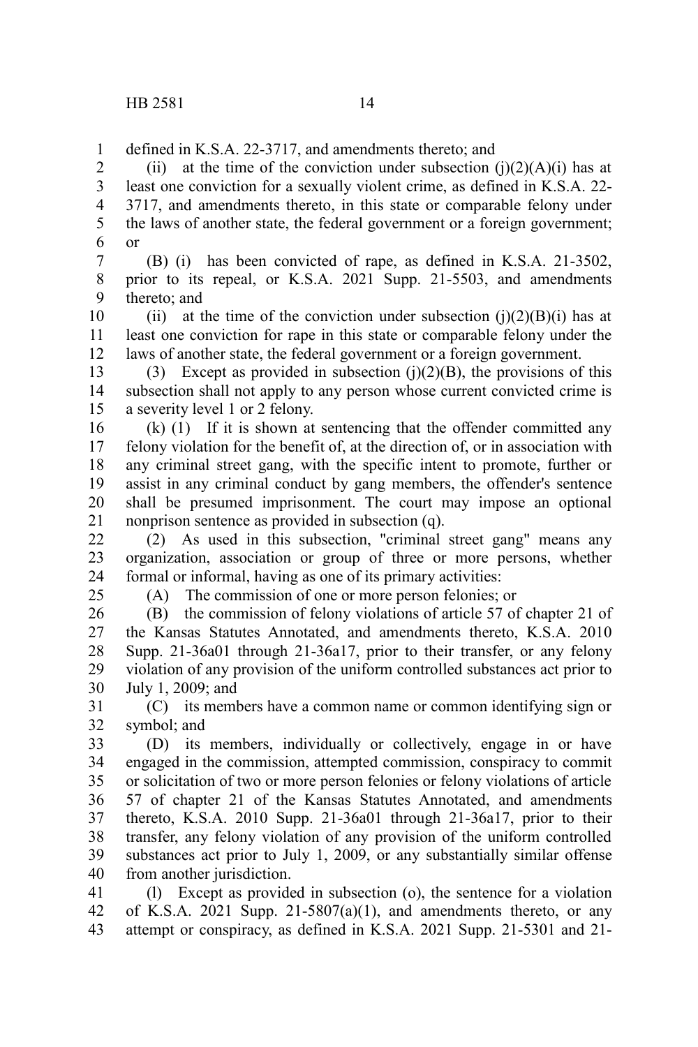defined in K.S.A. 22-3717, and amendments thereto; and

(ii) at the time of the conviction under subsection (j)(2)(A)(i) has at least one conviction for a sexually violent crime, as defined in K.S.A. 22-3717, and amendments thereto, in this state or comparable felony under the laws of another state, the federal government or a foreign government; or

(B) (i) has been convicted of rape, as defined in K.S.A. 21-3502, prior to its repeal, or K.S.A. 2021 Supp. 21-5503, and amendments thereto; and

(ii) at the time of the conviction under subsection (j)(2)(B)(i) has at least one conviction for rape in this state or comparable felony under the laws of another state, the federal government or a foreign government.

(3) Except as provided in subsection (j)(2)(B), the provisions of this subsection shall not apply to any person whose current convicted crime is a severity level 1 or 2 felony.

(k) (1) If it is shown at sentencing that the offender committed any felony violation for the benefit of, at the direction of, or in association with any criminal street gang, with the specific intent to promote, further or assist in any criminal conduct by gang members, the offender's sentence shall be presumed imprisonment. The court may impose an optional nonprison sentence as provided in subsection (q).

(2) As used in this subsection, "criminal street gang" means any organization, association or group of three or more persons, whether formal or informal, having as one of its primary activities:

(A) The commission of one or more person felonies; or

(B) the commission of felony violations of article 57 of chapter 21 of the Kansas Statutes Annotated, and amendments thereto, K.S.A. 2010 Supp. 21-36a01 through 21-36a17, prior to their transfer, or any felony violation of any provision of the uniform controlled substances act prior to July 1, 2009; and

(C) its members have a common name or common identifying sign or symbol; and

(D) its members, individually or collectively, engage in or have engaged in the commission, attempted commission, conspiracy to commit or solicitation of two or more person felonies or felony violations of article 57 of chapter 21 of the Kansas Statutes Annotated, and amendments thereto, K.S.A. 2010 Supp. 21-36a01 through 21-36a17, prior to their transfer, any felony violation of any provision of the uniform controlled substances act prior to July 1, 2009, or any substantially similar offense from another jurisdiction.

(l) Except as provided in subsection (o), the sentence for a violation of K.S.A. 2021 Supp. 21-5807(a)(1), and amendments thereto, or any attempt or conspiracy, as defined in K.S.A. 2021 Supp. 21-5301 and 21-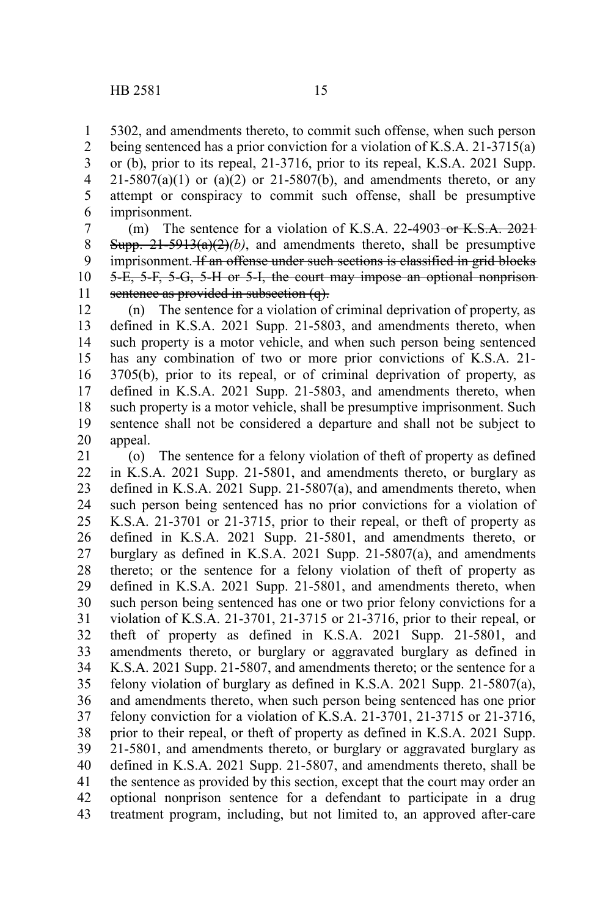5302, and amendments thereto, to commit such offense, when such person being sentenced has a prior conviction for a violation of K.S.A. 21-3715(a) or (b), prior to its repeal, 21-3716, prior to its repeal, K.S.A. 2021 Supp. 21-5807(a)(1) or (a)(2) or 21-5807(b), and amendments thereto, or any attempt or conspiracy to commit such offense, shall be presumptive imprisonment.

(m) The sentence for a violation of K.S.A. 22-4903 ~~or K.S.A. 2021 Supp. 21-5913(a)(2)~~*(b)*, and amendments thereto, shall be presumptive imprisonment. ~~If an offense under such sections is classified in grid blocks 5-E, 5-F, 5-G, 5-H or 5-I, the court may impose an optional nonprison sentence as provided in subsection (q).~~

(n) The sentence for a violation of criminal deprivation of property, as defined in K.S.A. 2021 Supp. 21-5803, and amendments thereto, when such property is a motor vehicle, and when such person being sentenced has any combination of two or more prior convictions of K.S.A. 21-3705(b), prior to its repeal, or of criminal deprivation of property, as defined in K.S.A. 2021 Supp. 21-5803, and amendments thereto, when such property is a motor vehicle, shall be presumptive imprisonment. Such sentence shall not be considered a departure and shall not be subject to appeal.

(o) The sentence for a felony violation of theft of property as defined in K.S.A. 2021 Supp. 21-5801, and amendments thereto, or burglary as defined in K.S.A. 2021 Supp. 21-5807(a), and amendments thereto, when such person being sentenced has no prior convictions for a violation of K.S.A. 21-3701 or 21-3715, prior to their repeal, or theft of property as defined in K.S.A. 2021 Supp. 21-5801, and amendments thereto, or burglary as defined in K.S.A. 2021 Supp. 21-5807(a), and amendments thereto; or the sentence for a felony violation of theft of property as defined in K.S.A. 2021 Supp. 21-5801, and amendments thereto, when such person being sentenced has one or two prior felony convictions for a violation of K.S.A. 21-3701, 21-3715 or 21-3716, prior to their repeal, or theft of property as defined in K.S.A. 2021 Supp. 21-5801, and amendments thereto, or burglary or aggravated burglary as defined in K.S.A. 2021 Supp. 21-5807, and amendments thereto; or the sentence for a felony violation of burglary as defined in K.S.A. 2021 Supp. 21-5807(a), and amendments thereto, when such person being sentenced has one prior felony conviction for a violation of K.S.A. 21-3701, 21-3715 or 21-3716, prior to their repeal, or theft of property as defined in K.S.A. 2021 Supp. 21-5801, and amendments thereto, or burglary or aggravated burglary as defined in K.S.A. 2021 Supp. 21-5807, and amendments thereto, shall be the sentence as provided by this section, except that the court may order an optional nonprison sentence for a defendant to participate in a drug treatment program, including, but not limited to, an approved after-care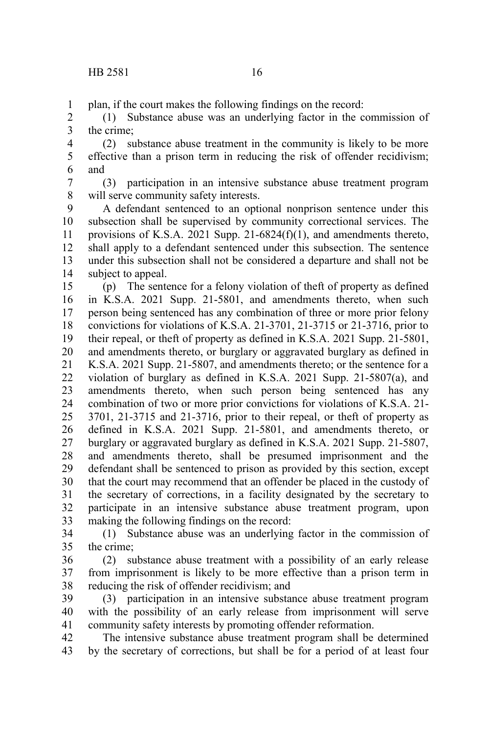plan, if the court makes the following findings on the record:

(1) Substance abuse was an underlying factor in the commission of the crime;

(2) substance abuse treatment in the community is likely to be more effective than a prison term in reducing the risk of offender recidivism; and

(3) participation in an intensive substance abuse treatment program will serve community safety interests.

A defendant sentenced to an optional nonprison sentence under this subsection shall be supervised by community correctional services. The provisions of K.S.A. 2021 Supp. 21-6824(f)(1), and amendments thereto, shall apply to a defendant sentenced under this subsection. The sentence under this subsection shall not be considered a departure and shall not be subject to appeal.

(p) The sentence for a felony violation of theft of property as defined in K.S.A. 2021 Supp. 21-5801, and amendments thereto, when such person being sentenced has any combination of three or more prior felony convictions for violations of K.S.A. 21-3701, 21-3715 or 21-3716, prior to their repeal, or theft of property as defined in K.S.A. 2021 Supp. 21-5801, and amendments thereto, or burglary or aggravated burglary as defined in K.S.A. 2021 Supp. 21-5807, and amendments thereto; or the sentence for a violation of burglary as defined in K.S.A. 2021 Supp. 21-5807(a), and amendments thereto, when such person being sentenced has any combination of two or more prior convictions for violations of K.S.A. 21-3701, 21-3715 and 21-3716, prior to their repeal, or theft of property as defined in K.S.A. 2021 Supp. 21-5801, and amendments thereto, or burglary or aggravated burglary as defined in K.S.A. 2021 Supp. 21-5807, and amendments thereto, shall be presumed imprisonment and the defendant shall be sentenced to prison as provided by this section, except that the court may recommend that an offender be placed in the custody of the secretary of corrections, in a facility designated by the secretary to participate in an intensive substance abuse treatment program, upon making the following findings on the record:

(1) Substance abuse was an underlying factor in the commission of the crime;

(2) substance abuse treatment with a possibility of an early release from imprisonment is likely to be more effective than a prison term in reducing the risk of offender recidivism; and

(3) participation in an intensive substance abuse treatment program with the possibility of an early release from imprisonment will serve community safety interests by promoting offender reformation.

The intensive substance abuse treatment program shall be determined by the secretary of corrections, but shall be for a period of at least four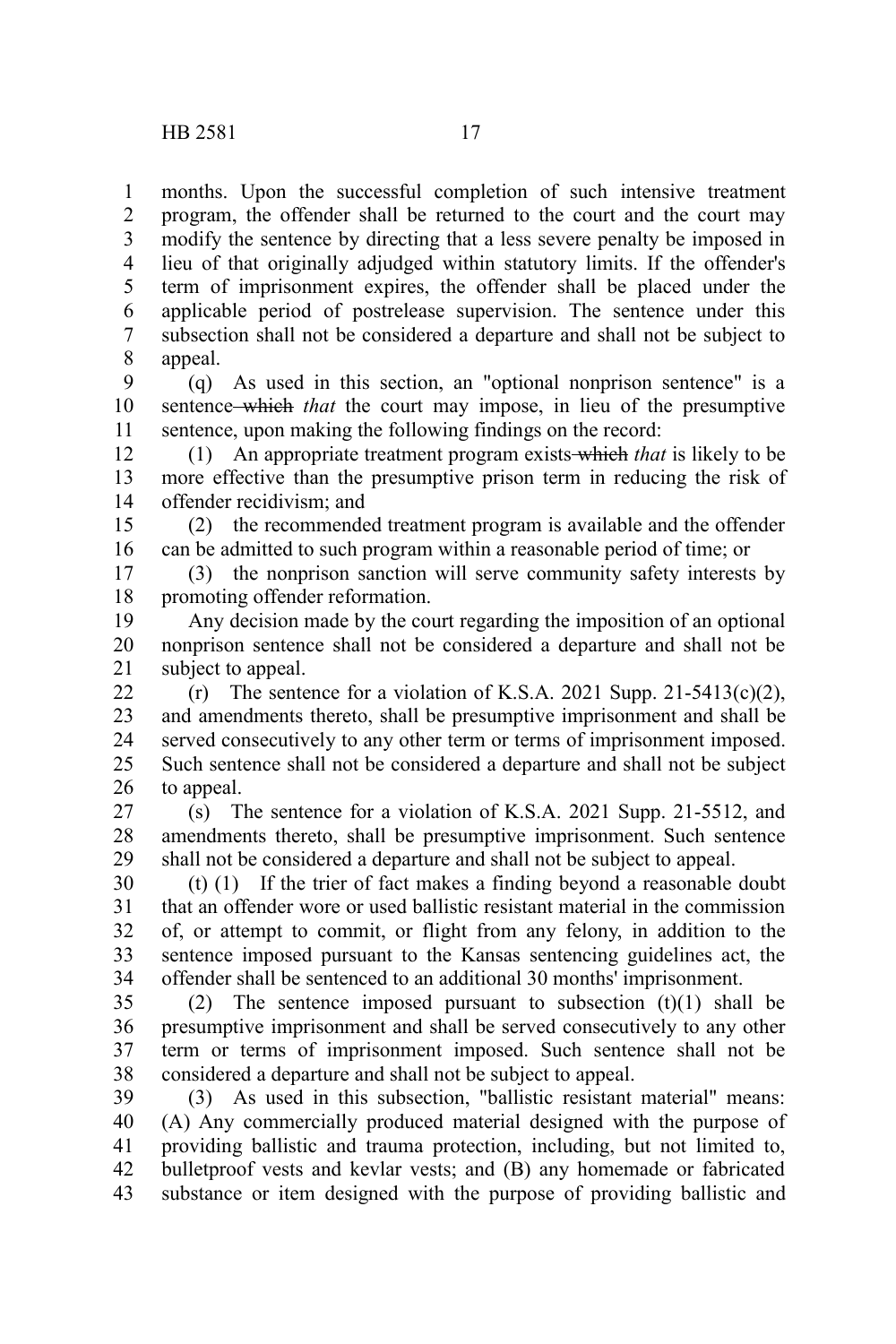months. Upon the successful completion of such intensive treatment program, the offender shall be returned to the court and the court may modify the sentence by directing that a less severe penalty be imposed in lieu of that originally adjudged within statutory limits. If the offender's term of imprisonment expires, the offender shall be placed under the applicable period of postrelease supervision. The sentence under this subsection shall not be considered a departure and shall not be subject to appeal.

(q) As used in this section, an "optional nonprison sentence" is a sentence ~~which~~ *that* the court may impose, in lieu of the presumptive sentence, upon making the following findings on the record:

(1) An appropriate treatment program exists ~~which~~ *that* is likely to be more effective than the presumptive prison term in reducing the risk of offender recidivism; and

(2) the recommended treatment program is available and the offender can be admitted to such program within a reasonable period of time; or

(3) the nonprison sanction will serve community safety interests by promoting offender reformation.

Any decision made by the court regarding the imposition of an optional nonprison sentence shall not be considered a departure and shall not be subject to appeal.

(r) The sentence for a violation of K.S.A. 2021 Supp. 21-5413(c)(2), and amendments thereto, shall be presumptive imprisonment and shall be served consecutively to any other term or terms of imprisonment imposed. Such sentence shall not be considered a departure and shall not be subject to appeal.

(s) The sentence for a violation of K.S.A. 2021 Supp. 21-5512, and amendments thereto, shall be presumptive imprisonment. Such sentence shall not be considered a departure and shall not be subject to appeal.

(t) (1) If the trier of fact makes a finding beyond a reasonable doubt that an offender wore or used ballistic resistant material in the commission of, or attempt to commit, or flight from any felony, in addition to the sentence imposed pursuant to the Kansas sentencing guidelines act, the offender shall be sentenced to an additional 30 months' imprisonment.

(2) The sentence imposed pursuant to subsection (t)(1) shall be presumptive imprisonment and shall be served consecutively to any other term or terms of imprisonment imposed. Such sentence shall not be considered a departure and shall not be subject to appeal.

(3) As used in this subsection, "ballistic resistant material" means: (A) Any commercially produced material designed with the purpose of providing ballistic and trauma protection, including, but not limited to, bulletproof vests and kevlar vests; and (B) any homemade or fabricated substance or item designed with the purpose of providing ballistic and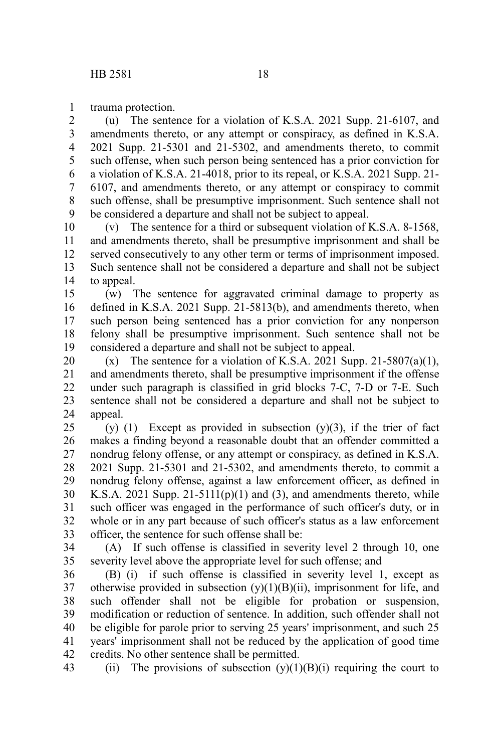trauma protection.

(u) The sentence for a violation of K.S.A. 2021 Supp. 21-6107, and amendments thereto, or any attempt or conspiracy, as defined in K.S.A. 2021 Supp. 21-5301 and 21-5302, and amendments thereto, to commit such offense, when such person being sentenced has a prior conviction for a violation of K.S.A. 21-4018, prior to its repeal, or K.S.A. 2021 Supp. 21-6107, and amendments thereto, or any attempt or conspiracy to commit such offense, shall be presumptive imprisonment. Such sentence shall not be considered a departure and shall not be subject to appeal.

(v) The sentence for a third or subsequent violation of K.S.A. 8-1568, and amendments thereto, shall be presumptive imprisonment and shall be served consecutively to any other term or terms of imprisonment imposed. Such sentence shall not be considered a departure and shall not be subject to appeal.

(w) The sentence for aggravated criminal damage to property as defined in K.S.A. 2021 Supp. 21-5813(b), and amendments thereto, when such person being sentenced has a prior conviction for any nonperson felony shall be presumptive imprisonment. Such sentence shall not be considered a departure and shall not be subject to appeal.

(x) The sentence for a violation of K.S.A. 2021 Supp. 21-5807(a)(1), and amendments thereto, shall be presumptive imprisonment if the offense under such paragraph is classified in grid blocks 7-C, 7-D or 7-E. Such sentence shall not be considered a departure and shall not be subject to appeal.

(y) (1) Except as provided in subsection (y)(3), if the trier of fact makes a finding beyond a reasonable doubt that an offender committed a nondrug felony offense, or any attempt or conspiracy, as defined in K.S.A. 2021 Supp. 21-5301 and 21-5302, and amendments thereto, to commit a nondrug felony offense, against a law enforcement officer, as defined in K.S.A. 2021 Supp. 21-5111(p)(1) and (3), and amendments thereto, while such officer was engaged in the performance of such officer's duty, or in whole or in any part because of such officer's status as a law enforcement officer, the sentence for such offense shall be:

(A) If such offense is classified in severity level 2 through 10, one severity level above the appropriate level for such offense; and

(B) (i) if such offense is classified in severity level 1, except as otherwise provided in subsection (y)(1)(B)(ii), imprisonment for life, and such offender shall not be eligible for probation or suspension, modification or reduction of sentence. In addition, such offender shall not be eligible for parole prior to serving 25 years' imprisonment, and such 25 years' imprisonment shall not be reduced by the application of good time credits. No other sentence shall be permitted.

(ii) The provisions of subsection (y)(1)(B)(i) requiring the court to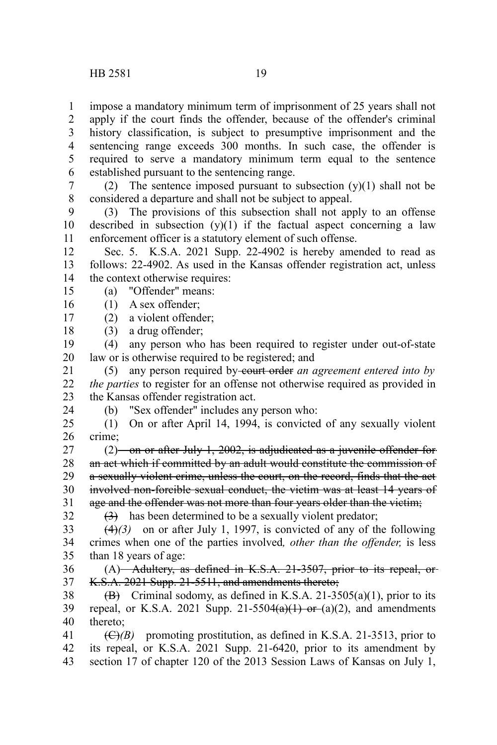impose a mandatory minimum term of imprisonment of 25 years shall not apply if the court finds the offender, because of the offender's criminal history classification, is subject to presumptive imprisonment and the sentencing range exceeds 300 months. In such case, the offender is required to serve a mandatory minimum term equal to the sentence established pursuant to the sentencing range.

(2) The sentence imposed pursuant to subsection (y)(1) shall not be considered a departure and shall not be subject to appeal.

(3) The provisions of this subsection shall not apply to an offense described in subsection (y)(1) if the factual aspect concerning a law enforcement officer is a statutory element of such offense.

Sec. 5. K.S.A. 2021 Supp. 22-4902 is hereby amended to read as follows: 22-4902. As used in the Kansas offender registration act, unless the context otherwise requires:

(a) "Offender" means:

(1) A sex offender;

(2) a violent offender;

(3) a drug offender;

(4) any person who has been required to register under out-of-state law or is otherwise required to be registered; and

(5) any person required by ~~court order~~ *an agreement entered into by the parties* to register for an offense not otherwise required as provided in the Kansas offender registration act.

(b) "Sex offender" includes any person who:

(1) On or after April 14, 1994, is convicted of any sexually violent crime;

(2) ~~on or after July 1, 2002, is adjudicated as a juvenile offender for an act which if committed by an adult would constitute the commission of a sexually violent crime, unless the court, on the record, finds that the act involved non-forcible sexual conduct, the victim was at least 14 years of age and the offender was not more than four years older than the victim;~~

~~(3)~~ has been determined to be a sexually violent predator;

~~(4)~~*(3)* on or after July 1, 1997, is convicted of any of the following crimes when one of the parties involved*, other than the offender,* is less than 18 years of age:

(A) ~~Adultery, as defined in K.S.A. 21-3507, prior to its repeal, or K.S.A. 2021 Supp. 21-5511, and amendments thereto;~~

~~(B)~~ Criminal sodomy, as defined in K.S.A. 21-3505(a)(1), prior to its repeal, or K.S.A. 2021 Supp. 21-5504~~(a)(1) or~~ (a)(2), and amendments thereto;

~~(C)~~*(B)* promoting prostitution, as defined in K.S.A. 21-3513, prior to its repeal, or K.S.A. 2021 Supp. 21-6420, prior to its amendment by section 17 of chapter 120 of the 2013 Session Laws of Kansas on July 1,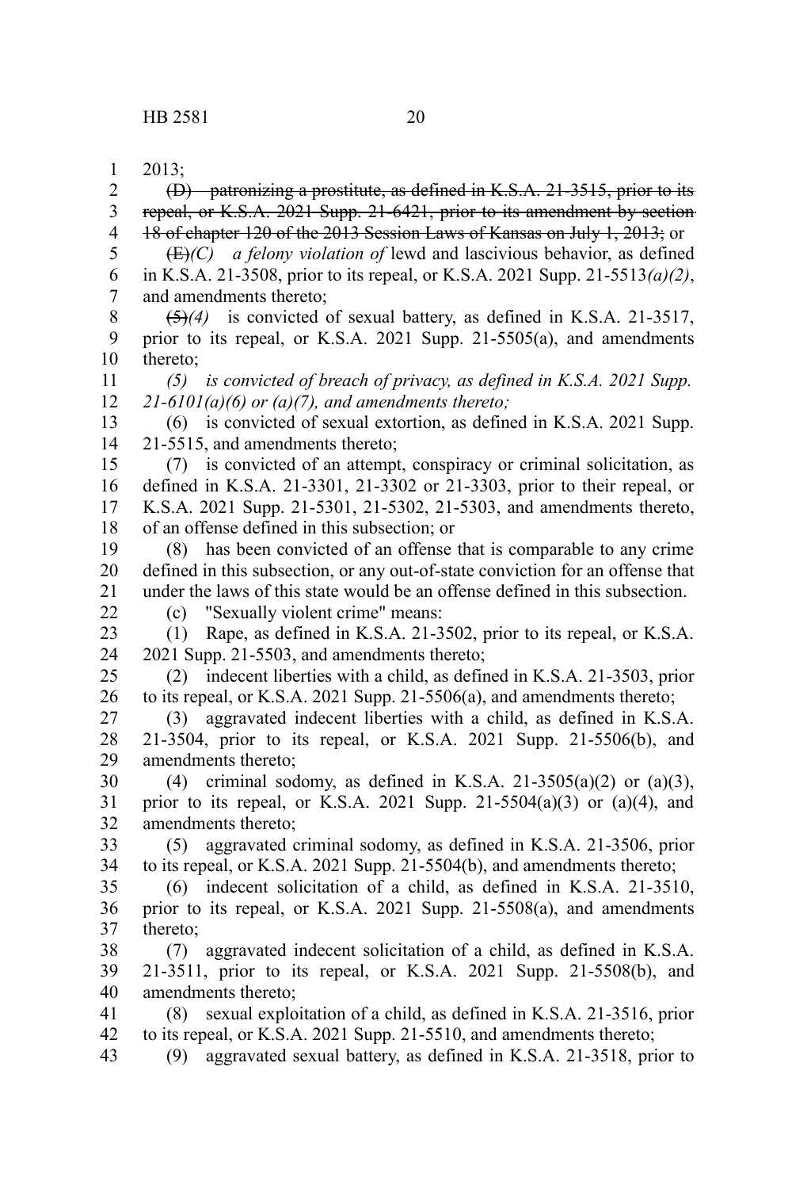2013;

~~(D) patronizing a prostitute, as defined in K.S.A. 21-3515, prior to its repeal, or K.S.A. 2021 Supp. 21-6421, prior to its amendment by section 18 of chapter 120 of the 2013 Session Laws of Kansas on July 1, 2013;~~ or

~~(E)~~*(C) a felony violation of* lewd and lascivious behavior, as defined in K.S.A. 21-3508, prior to its repeal, or K.S.A. 2021 Supp. 21-5513*(a)(2)*, and amendments thereto;

~~(5)~~*(4)* is convicted of sexual battery, as defined in K.S.A. 21-3517, prior to its repeal, or K.S.A. 2021 Supp. 21-5505(a), and amendments thereto;

*(5) is convicted of breach of privacy, as defined in K.S.A. 2021 Supp. 21-6101(a)(6) or (a)(7), and amendments thereto;*

(6) is convicted of sexual extortion, as defined in K.S.A. 2021 Supp. 21-5515, and amendments thereto;

(7) is convicted of an attempt, conspiracy or criminal solicitation, as defined in K.S.A. 21-3301, 21-3302 or 21-3303, prior to their repeal, or K.S.A. 2021 Supp. 21-5301, 21-5302, 21-5303, and amendments thereto, of an offense defined in this subsection; or

(8) has been convicted of an offense that is comparable to any crime defined in this subsection, or any out-of-state conviction for an offense that under the laws of this state would be an offense defined in this subsection.

(c) "Sexually violent crime" means:

(1) Rape, as defined in K.S.A. 21-3502, prior to its repeal, or K.S.A. 2021 Supp. 21-5503, and amendments thereto;

(2) indecent liberties with a child, as defined in K.S.A. 21-3503, prior to its repeal, or K.S.A. 2021 Supp. 21-5506(a), and amendments thereto;

(3) aggravated indecent liberties with a child, as defined in K.S.A. 21-3504, prior to its repeal, or K.S.A. 2021 Supp. 21-5506(b), and amendments thereto;

(4) criminal sodomy, as defined in K.S.A. 21-3505(a)(2) or (a)(3), prior to its repeal, or K.S.A. 2021 Supp. 21-5504(a)(3) or (a)(4), and amendments thereto;

(5) aggravated criminal sodomy, as defined in K.S.A. 21-3506, prior to its repeal, or K.S.A. 2021 Supp. 21-5504(b), and amendments thereto;

(6) indecent solicitation of a child, as defined in K.S.A. 21-3510, prior to its repeal, or K.S.A. 2021 Supp. 21-5508(a), and amendments thereto;

(7) aggravated indecent solicitation of a child, as defined in K.S.A. 21-3511, prior to its repeal, or K.S.A. 2021 Supp. 21-5508(b), and amendments thereto;

(8) sexual exploitation of a child, as defined in K.S.A. 21-3516, prior to its repeal, or K.S.A. 2021 Supp. 21-5510, and amendments thereto;

(9) aggravated sexual battery, as defined in K.S.A. 21-3518, prior to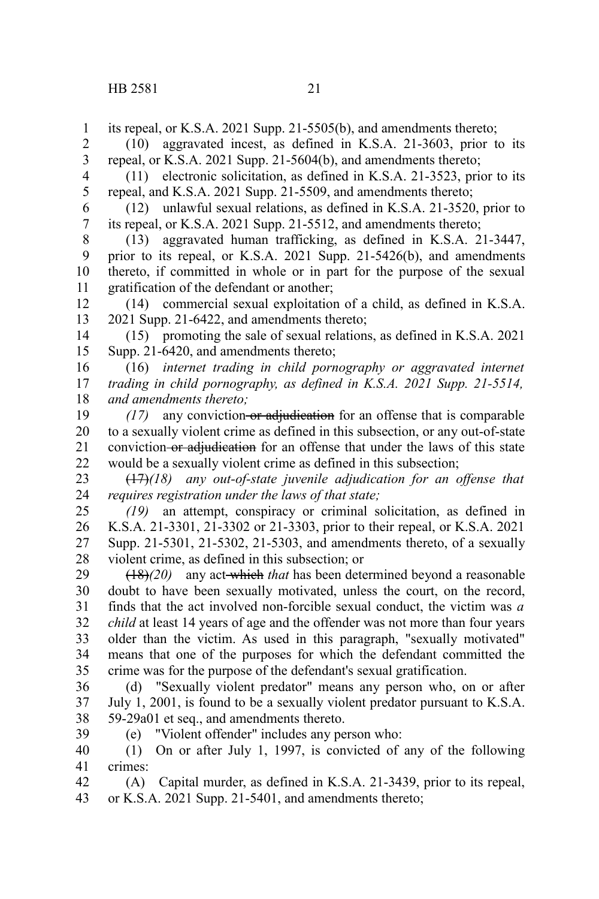its repeal, or K.S.A. 2021 Supp. 21-5505(b), and amendments thereto;

(10) aggravated incest, as defined in K.S.A. 21-3603, prior to its repeal, or K.S.A. 2021 Supp. 21-5604(b), and amendments thereto;

(11) electronic solicitation, as defined in K.S.A. 21-3523, prior to its repeal, and K.S.A. 2021 Supp. 21-5509, and amendments thereto;

(12) unlawful sexual relations, as defined in K.S.A. 21-3520, prior to its repeal, or K.S.A. 2021 Supp. 21-5512, and amendments thereto;

(13) aggravated human trafficking, as defined in K.S.A. 21-3447, prior to its repeal, or K.S.A. 2021 Supp. 21-5426(b), and amendments thereto, if committed in whole or in part for the purpose of the sexual gratification of the defendant or another;

(14) commercial sexual exploitation of a child, as defined in K.S.A. 2021 Supp. 21-6422, and amendments thereto;

(15) promoting the sale of sexual relations, as defined in K.S.A. 2021 Supp. 21-6420, and amendments thereto;

(16) *internet trading in child pornography or aggravated internet trading in child pornography, as defined in K.S.A. 2021 Supp. 21-5514, and amendments thereto;*

*(17)* any conviction ~~or adjudication~~ for an offense that is comparable to a sexually violent crime as defined in this subsection, or any out-of-state conviction ~~or adjudication~~ for an offense that under the laws of this state would be a sexually violent crime as defined in this subsection;

~~(17)~~*(18) any out-of-state juvenile adjudication for an offense that requires registration under the laws of that state;*

*(19)* an attempt, conspiracy or criminal solicitation, as defined in K.S.A. 21-3301, 21-3302 or 21-3303, prior to their repeal, or K.S.A. 2021 Supp. 21-5301, 21-5302, 21-5303, and amendments thereto, of a sexually violent crime, as defined in this subsection; or

~~(18)~~*(20)* any act ~~which~~ *that* has been determined beyond a reasonable doubt to have been sexually motivated, unless the court, on the record, finds that the act involved non-forcible sexual conduct, the victim was *a child* at least 14 years of age and the offender was not more than four years older than the victim. As used in this paragraph, "sexually motivated" means that one of the purposes for which the defendant committed the crime was for the purpose of the defendant's sexual gratification.

(d) "Sexually violent predator" means any person who, on or after July 1, 2001, is found to be a sexually violent predator pursuant to K.S.A. 59-29a01 et seq., and amendments thereto.

(e) "Violent offender" includes any person who:

(1) On or after July 1, 1997, is convicted of any of the following crimes:

(A) Capital murder, as defined in K.S.A. 21-3439, prior to its repeal, or K.S.A. 2021 Supp. 21-5401, and amendments thereto;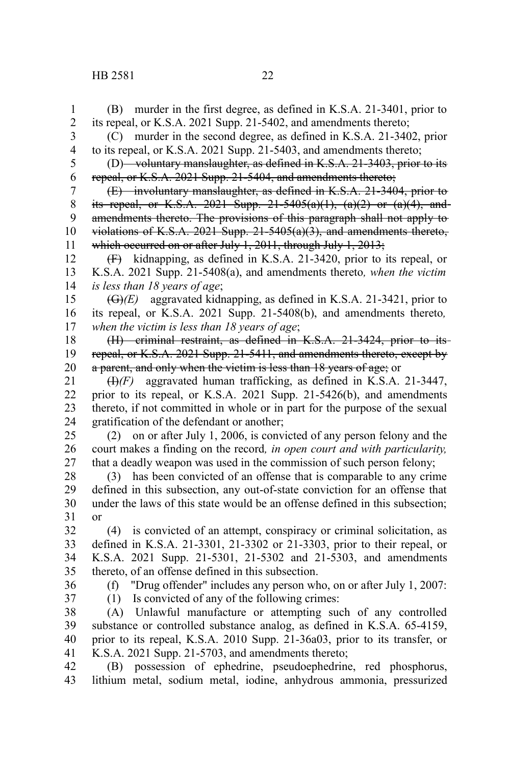(B) murder in the first degree, as defined in K.S.A. 21-3401, prior to its repeal, or K.S.A. 2021 Supp. 21-5402, and amendments thereto;

(C) murder in the second degree, as defined in K.S.A. 21-3402, prior to its repeal, or K.S.A. 2021 Supp. 21-5403, and amendments thereto;

~~(D) voluntary manslaughter, as defined in K.S.A. 21-3403, prior to its repeal, or K.S.A. 2021 Supp. 21-5404, and amendments thereto;~~

~~(E) involuntary manslaughter, as defined in K.S.A. 21-3404, prior to its repeal, or K.S.A. 2021 Supp. 21-5405(a)(1), (a)(2) or (a)(4), and amendments thereto. The provisions of this paragraph shall not apply to violations of K.S.A. 2021 Supp. 21-5405(a)(3), and amendments thereto, which occurred on or after July 1, 2011, through July 1, 2013;~~

~~(F)~~ kidnapping, as defined in K.S.A. 21-3420, prior to its repeal, or K.S.A. 2021 Supp. 21-5408(a), and amendments thereto*, when the victim is less than 18 years of age*;

~~(G)~~*(E)* aggravated kidnapping, as defined in K.S.A. 21-3421, prior to its repeal, or K.S.A. 2021 Supp. 21-5408(b), and amendments thereto*, when the victim is less than 18 years of age*;

~~(H) criminal restraint, as defined in K.S.A. 21-3424, prior to its repeal, or K.S.A. 2021 Supp. 21-5411, and amendments thereto, except by a parent, and only when the victim is less than 18 years of age;~~ or

~~(I)~~*(F)* aggravated human trafficking, as defined in K.S.A. 21-3447, prior to its repeal, or K.S.A. 2021 Supp. 21-5426(b), and amendments thereto, if not committed in whole or in part for the purpose of the sexual gratification of the defendant or another;

(2) on or after July 1, 2006, is convicted of any person felony and the court makes a finding on the record*, in open court and with particularity,* that a deadly weapon was used in the commission of such person felony;

(3) has been convicted of an offense that is comparable to any crime defined in this subsection, any out-of-state conviction for an offense that under the laws of this state would be an offense defined in this subsection; or

(4) is convicted of an attempt, conspiracy or criminal solicitation, as defined in K.S.A. 21-3301, 21-3302 or 21-3303, prior to their repeal, or K.S.A. 2021 Supp. 21-5301, 21-5302 and 21-5303, and amendments thereto, of an offense defined in this subsection.

(f) "Drug offender" includes any person who, on or after July 1, 2007:

(1) Is convicted of any of the following crimes:

(A) Unlawful manufacture or attempting such of any controlled substance or controlled substance analog, as defined in K.S.A. 65-4159, prior to its repeal, K.S.A. 2010 Supp. 21-36a03, prior to its transfer, or K.S.A. 2021 Supp. 21-5703, and amendments thereto;

(B) possession of ephedrine, pseudoephedrine, red phosphorus, lithium metal, sodium metal, iodine, anhydrous ammonia, pressurized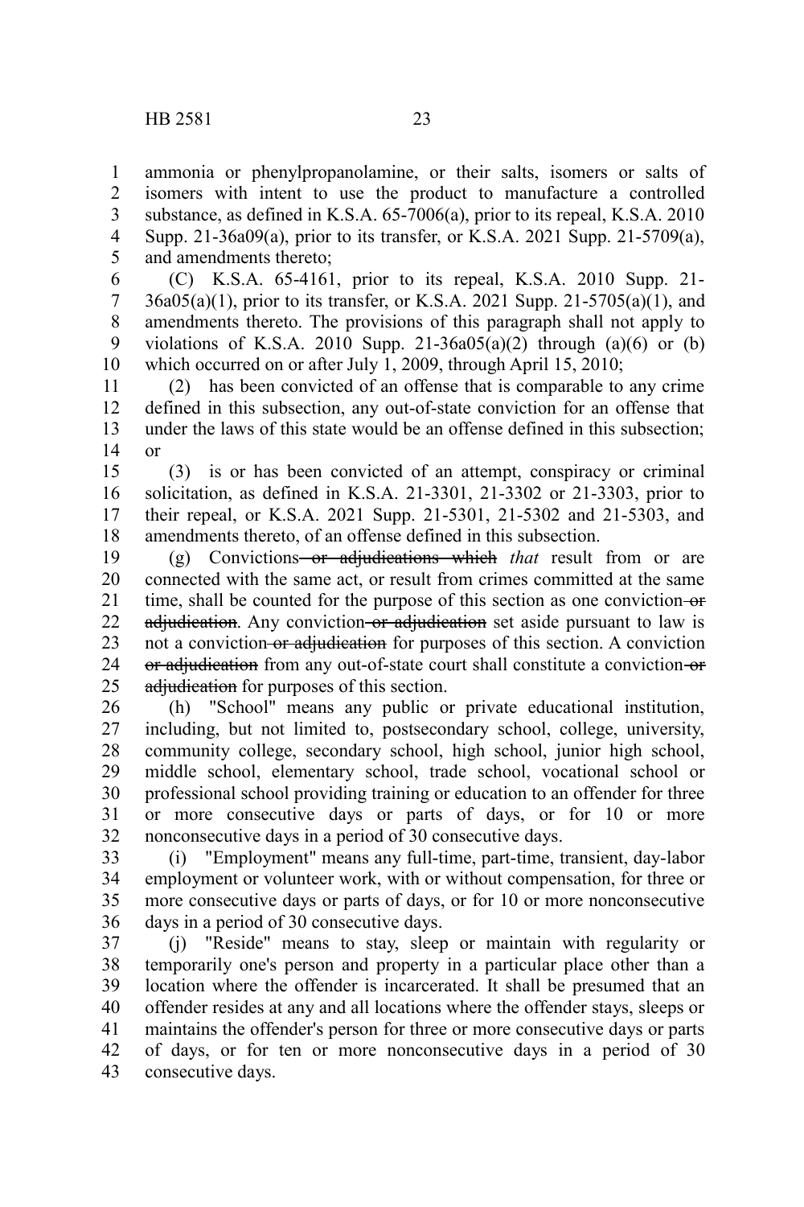ammonia or phenylpropanolamine, or their salts, isomers or salts of isomers with intent to use the product to manufacture a controlled substance, as defined in K.S.A. 65-7006(a), prior to its repeal, K.S.A. 2010 Supp. 21-36a09(a), prior to its transfer, or K.S.A. 2021 Supp. 21-5709(a), and amendments thereto;

(C) K.S.A. 65-4161, prior to its repeal, K.S.A. 2010 Supp. 21-36a05(a)(1), prior to its transfer, or K.S.A. 2021 Supp. 21-5705(a)(1), and amendments thereto. The provisions of this paragraph shall not apply to violations of K.S.A. 2010 Supp. 21-36a05(a)(2) through (a)(6) or (b) which occurred on or after July 1, 2009, through April 15, 2010;

(2) has been convicted of an offense that is comparable to any crime defined in this subsection, any out-of-state conviction for an offense that under the laws of this state would be an offense defined in this subsection; or

(3) is or has been convicted of an attempt, conspiracy or criminal solicitation, as defined in K.S.A. 21-3301, 21-3302 or 21-3303, prior to their repeal, or K.S.A. 2021 Supp. 21-5301, 21-5302 and 21-5303, and amendments thereto, of an offense defined in this subsection.

(g) Convictions ~~or adjudications which~~ *that* result from or are connected with the same act, or result from crimes committed at the same time, shall be counted for the purpose of this section as one conviction ~~or adjudication~~. Any conviction ~~or adjudication~~ set aside pursuant to law is not a conviction ~~or adjudication~~ for purposes of this section. A conviction ~~or adjudication~~ from any out-of-state court shall constitute a conviction ~~or adjudication~~ for purposes of this section.

(h) "School" means any public or private educational institution, including, but not limited to, postsecondary school, college, university, community college, secondary school, high school, junior high school, middle school, elementary school, trade school, vocational school or professional school providing training or education to an offender for three or more consecutive days or parts of days, or for 10 or more nonconsecutive days in a period of 30 consecutive days.

(i) "Employment" means any full-time, part-time, transient, day-labor employment or volunteer work, with or without compensation, for three or more consecutive days or parts of days, or for 10 or more nonconsecutive days in a period of 30 consecutive days.

(j) "Reside" means to stay, sleep or maintain with regularity or temporarily one's person and property in a particular place other than a location where the offender is incarcerated. It shall be presumed that an offender resides at any and all locations where the offender stays, sleeps or maintains the offender's person for three or more consecutive days or parts of days, or for ten or more nonconsecutive days in a period of 30 consecutive days.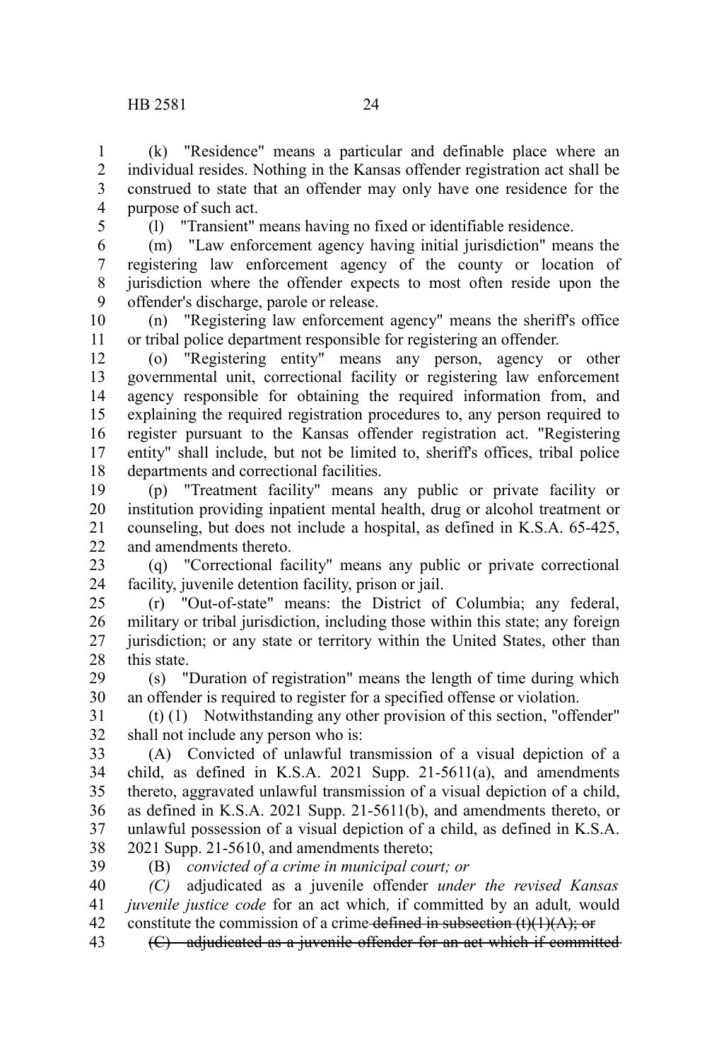(k) "Residence" means a particular and definable place where an individual resides. Nothing in the Kansas offender registration act shall be construed to state that an offender may only have one residence for the purpose of such act.

(l) "Transient" means having no fixed or identifiable residence.

(m) "Law enforcement agency having initial jurisdiction" means the registering law enforcement agency of the county or location of jurisdiction where the offender expects to most often reside upon the offender's discharge, parole or release.

(n) "Registering law enforcement agency" means the sheriff's office or tribal police department responsible for registering an offender.

(o) "Registering entity" means any person, agency or other governmental unit, correctional facility or registering law enforcement agency responsible for obtaining the required information from, and explaining the required registration procedures to, any person required to register pursuant to the Kansas offender registration act. "Registering entity" shall include, but not be limited to, sheriff's offices, tribal police departments and correctional facilities.

(p) "Treatment facility" means any public or private facility or institution providing inpatient mental health, drug or alcohol treatment or counseling, but does not include a hospital, as defined in K.S.A. 65-425, and amendments thereto.

(q) "Correctional facility" means any public or private correctional facility, juvenile detention facility, prison or jail.

(r) "Out-of-state" means: the District of Columbia; any federal, military or tribal jurisdiction, including those within this state; any foreign jurisdiction; or any state or territory within the United States, other than this state.

(s) "Duration of registration" means the length of time during which an offender is required to register for a specified offense or violation.

(t) (1) Notwithstanding any other provision of this section, "offender" shall not include any person who is:

(A) Convicted of unlawful transmission of a visual depiction of a child, as defined in K.S.A. 2021 Supp. 21-5611(a), and amendments thereto, aggravated unlawful transmission of a visual depiction of a child, as defined in K.S.A. 2021 Supp. 21-5611(b), and amendments thereto, or unlawful possession of a visual depiction of a child, as defined in K.S.A. 2021 Supp. 21-5610, and amendments thereto;

(B) *convicted of a crime in municipal court; or*

*(C)* adjudicated as a juvenile offender *under the revised Kansas juvenile justice code* for an act which*,* if committed by an adult*,* would constitute the commission of a crime ~~defined in subsection (t)(1)(A); or~~

~~(C) adjudicated as a juvenile offender for an act which if committed~~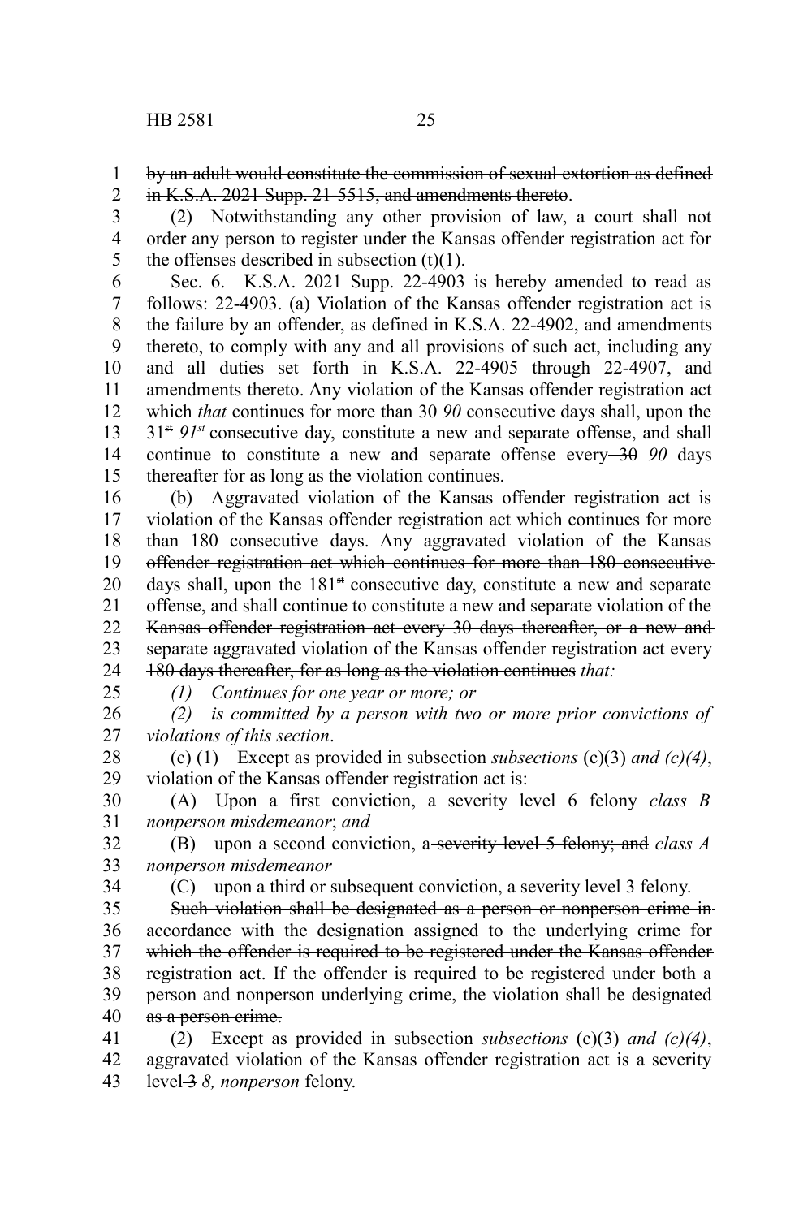~~by an adult would constitute the commission of sexual extortion as defined in K.S.A. 2021 Supp. 21-5515, and amendments thereto~~.

(2) Notwithstanding any other provision of law, a court shall not order any person to register under the Kansas offender registration act for the offenses described in subsection (t)(1).

Sec. 6. K.S.A. 2021 Supp. 22-4903 is hereby amended to read as follows: 22-4903. (a) Violation of the Kansas offender registration act is the failure by an offender, as defined in K.S.A. 22-4902, and amendments thereto, to comply with any and all provisions of such act, including any and all duties set forth in K.S.A. 22-4905 through 22-4907, and amendments thereto. Any violation of the Kansas offender registration act ~~which~~ *that* continues for more than ~~30~~ *90* consecutive days shall, upon the ~~31st~~ *91st* consecutive day, constitute a new and separate offense~~,~~ and shall continue to constitute a new and separate offense every ~~30~~ *90* days thereafter for as long as the violation continues.

(b) Aggravated violation of the Kansas offender registration act is violation of the Kansas offender registration act ~~which continues for more than 180 consecutive days. Any aggravated violation of the Kansas offender registration act which continues for more than 180 consecutive days shall, upon the 181st consecutive day, constitute a new and separate offense, and shall continue to constitute a new and separate violation of the Kansas offender registration act every 30 days thereafter, or a new and separate aggravated violation of the Kansas offender registration act every 180 days thereafter, for as long as the violation continues~~ *that:*

*(1) Continues for one year or more; or*

*(2) is committed by a person with two or more prior convictions of violations of this section*.

(c) (1) Except as provided in ~~subsection~~ *subsections* (c)(3) *and (c)(4)*, violation of the Kansas offender registration act is:

(A) Upon a first conviction, a ~~severity level 6 felony~~ *class B nonperson misdemeanor*; *and*

(B) upon a second conviction, a ~~severity level 5 felony; and~~ *class A nonperson misdemeanor*

~~(C) upon a third or subsequent conviction, a severity level 3 felony~~.

~~Such violation shall be designated as a person or nonperson crime in accordance with the designation assigned to the underlying crime for which the offender is required to be registered under the Kansas offender registration act. If the offender is required to be registered under both a person and nonperson underlying crime, the violation shall be designated as a person crime.~~

(2) Except as provided in ~~subsection~~ *subsections* (c)(3) *and (c)(4)*, aggravated violation of the Kansas offender registration act is a severity level ~~3~~ *8, nonperson* felony.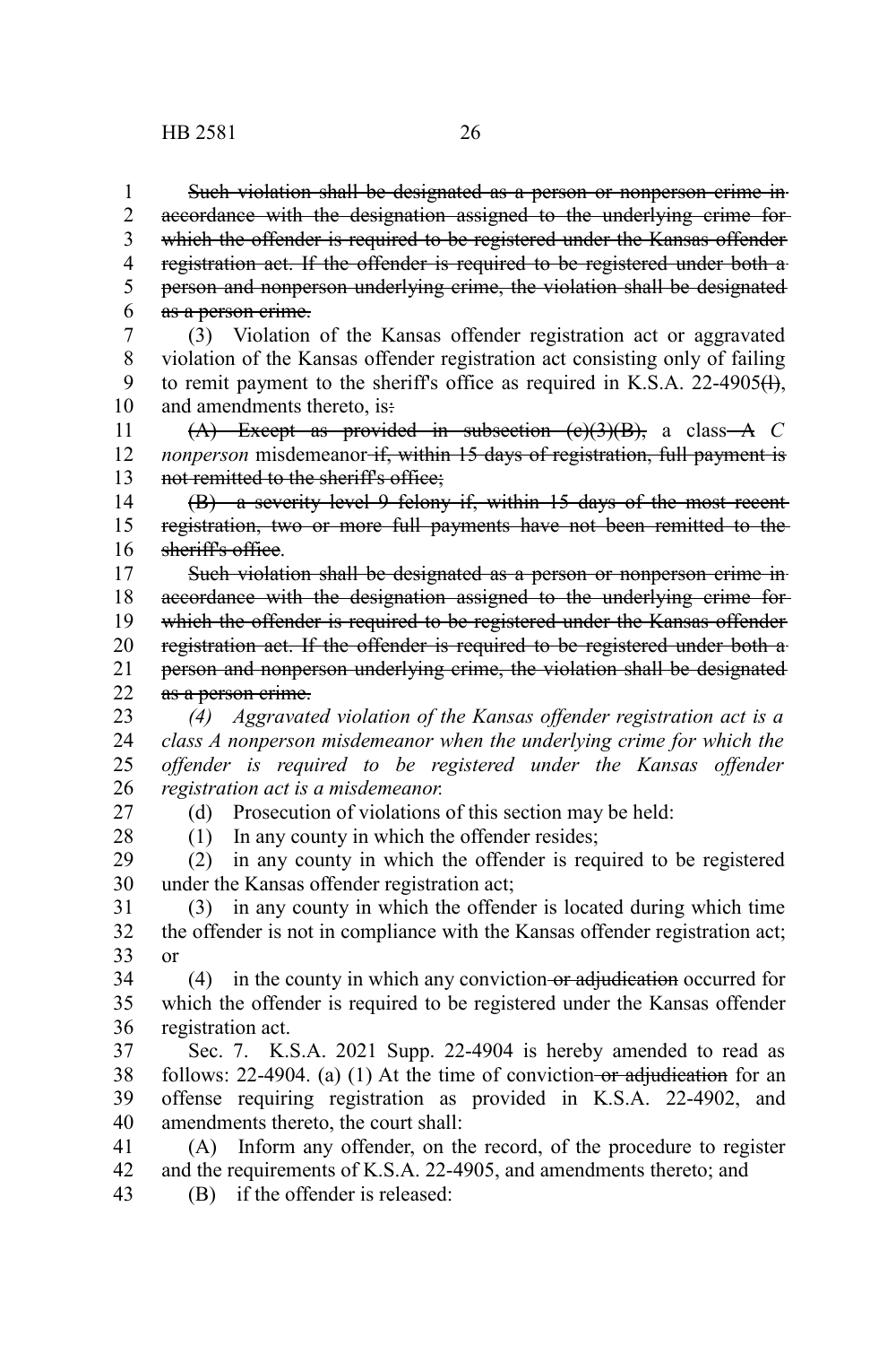~~Such violation shall be designated as a person or nonperson crime in accordance with the designation assigned to the underlying crime for which the offender is required to be registered under the Kansas offender registration act. If the offender is required to be registered under both a person and nonperson underlying crime, the violation shall be designated as a person crime.~~

(3) Violation of the Kansas offender registration act or aggravated violation of the Kansas offender registration act consisting only of failing to remit payment to the sheriff's office as required in K.S.A. 22-4905~~(l)~~, and amendments thereto, is~~:~~

~~(A) Except as provided in subsection (c)(3)(B),~~ a class ~~A~~ *C nonperson* misdemeanor ~~if, within 15 days of registration, full payment is not remitted to the sheriff's office;~~

~~(B) a severity level 9 felony if, within 15 days of the most recent registration, two or more full payments have not been remitted to the sheriff's office~~.

~~Such violation shall be designated as a person or nonperson crime in accordance with the designation assigned to the underlying crime for which the offender is required to be registered under the Kansas offender registration act. If the offender is required to be registered under both a person and nonperson underlying crime, the violation shall be designated as a person crime.~~

*(4) Aggravated violation of the Kansas offender registration act is a class A nonperson misdemeanor when the underlying crime for which the offender is required to be registered under the Kansas offender registration act is a misdemeanor.*

(d) Prosecution of violations of this section may be held:

(1) In any county in which the offender resides;

(2) in any county in which the offender is required to be registered under the Kansas offender registration act;

(3) in any county in which the offender is located during which time the offender is not in compliance with the Kansas offender registration act; or

(4) in the county in which any conviction ~~or adjudication~~ occurred for which the offender is required to be registered under the Kansas offender registration act.

Sec. 7. K.S.A. 2021 Supp. 22-4904 is hereby amended to read as follows: 22-4904. (a) (1) At the time of conviction ~~or adjudication~~ for an offense requiring registration as provided in K.S.A. 22-4902, and amendments thereto, the court shall:

(A) Inform any offender, on the record, of the procedure to register and the requirements of K.S.A. 22-4905, and amendments thereto; and

(B) if the offender is released: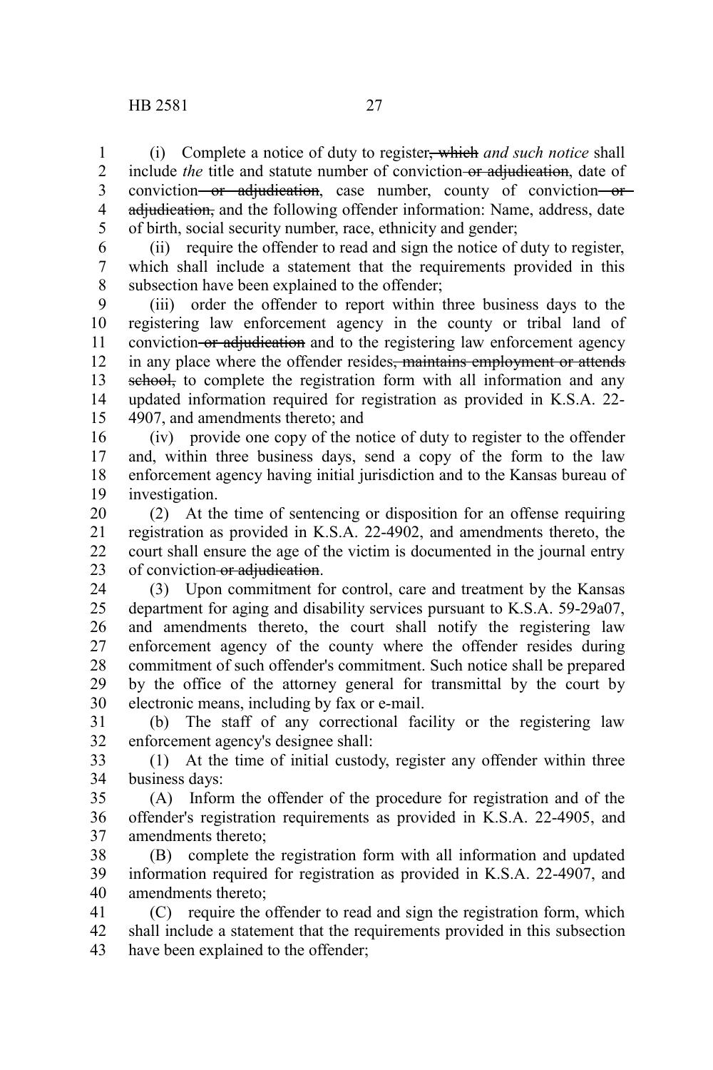(i) Complete a notice of duty to register~~, which~~ *and such notice* shall include *the* title and statute number of conviction ~~or adjudication~~, date of conviction ~~or adjudication~~, case number, county of conviction ~~or adjudication,~~ and the following offender information: Name, address, date of birth, social security number, race, ethnicity and gender;

(ii) require the offender to read and sign the notice of duty to register, which shall include a statement that the requirements provided in this subsection have been explained to the offender;

(iii) order the offender to report within three business days to the registering law enforcement agency in the county or tribal land of conviction ~~or adjudication~~ and to the registering law enforcement agency in any place where the offender resides~~, maintains employment or attends school,~~ to complete the registration form with all information and any updated information required for registration as provided in K.S.A. 22-4907, and amendments thereto; and

(iv) provide one copy of the notice of duty to register to the offender and, within three business days, send a copy of the form to the law enforcement agency having initial jurisdiction and to the Kansas bureau of investigation.

(2) At the time of sentencing or disposition for an offense requiring registration as provided in K.S.A. 22-4902, and amendments thereto, the court shall ensure the age of the victim is documented in the journal entry of conviction ~~or adjudication~~.

(3) Upon commitment for control, care and treatment by the Kansas department for aging and disability services pursuant to K.S.A. 59-29a07, and amendments thereto, the court shall notify the registering law enforcement agency of the county where the offender resides during commitment of such offender's commitment. Such notice shall be prepared by the office of the attorney general for transmittal by the court by electronic means, including by fax or e-mail.

(b) The staff of any correctional facility or the registering law enforcement agency's designee shall:

(1) At the time of initial custody, register any offender within three business days:

(A) Inform the offender of the procedure for registration and of the offender's registration requirements as provided in K.S.A. 22-4905, and amendments thereto;

(B) complete the registration form with all information and updated information required for registration as provided in K.S.A. 22-4907, and amendments thereto;

(C) require the offender to read and sign the registration form, which shall include a statement that the requirements provided in this subsection have been explained to the offender;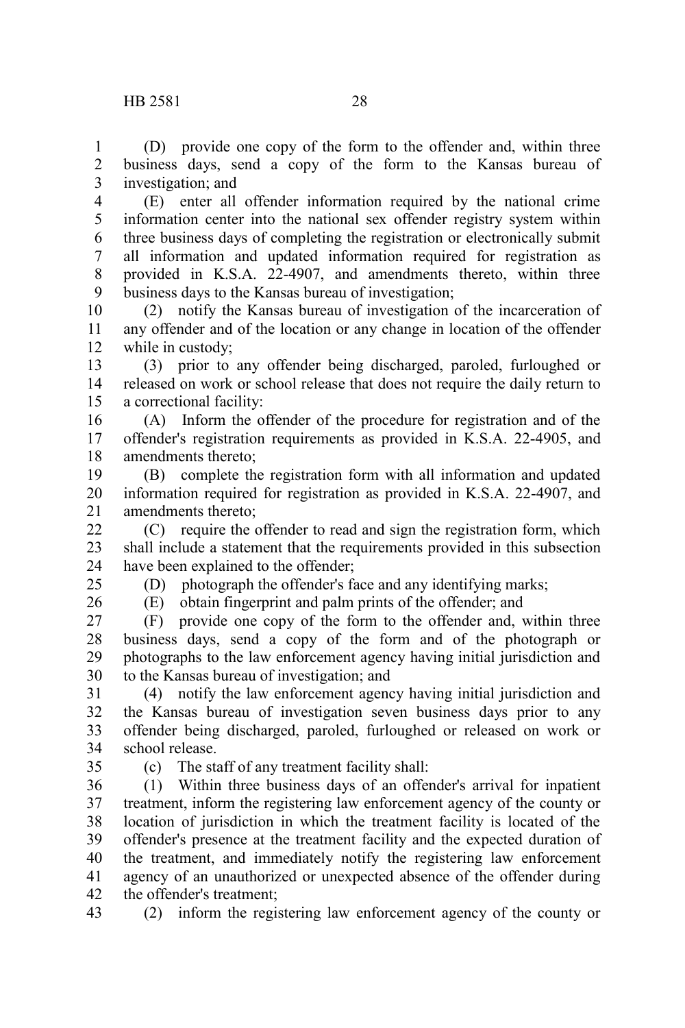(D) provide one copy of the form to the offender and, within three business days, send a copy of the form to the Kansas bureau of investigation; and

(E) enter all offender information required by the national crime information center into the national sex offender registry system within three business days of completing the registration or electronically submit all information and updated information required for registration as provided in K.S.A. 22-4907, and amendments thereto, within three business days to the Kansas bureau of investigation;

(2) notify the Kansas bureau of investigation of the incarceration of any offender and of the location or any change in location of the offender while in custody;

(3) prior to any offender being discharged, paroled, furloughed or released on work or school release that does not require the daily return to a correctional facility:

(A) Inform the offender of the procedure for registration and of the offender's registration requirements as provided in K.S.A. 22-4905, and amendments thereto;

(B) complete the registration form with all information and updated information required for registration as provided in K.S.A. 22-4907, and amendments thereto;

(C) require the offender to read and sign the registration form, which shall include a statement that the requirements provided in this subsection have been explained to the offender;

(D) photograph the offender's face and any identifying marks;

(E) obtain fingerprint and palm prints of the offender; and

(F) provide one copy of the form to the offender and, within three business days, send a copy of the form and of the photograph or photographs to the law enforcement agency having initial jurisdiction and to the Kansas bureau of investigation; and

(4) notify the law enforcement agency having initial jurisdiction and the Kansas bureau of investigation seven business days prior to any offender being discharged, paroled, furloughed or released on work or school release.

(c) The staff of any treatment facility shall:

(1) Within three business days of an offender's arrival for inpatient treatment, inform the registering law enforcement agency of the county or location of jurisdiction in which the treatment facility is located of the offender's presence at the treatment facility and the expected duration of the treatment, and immediately notify the registering law enforcement agency of an unauthorized or unexpected absence of the offender during the offender's treatment;

(2) inform the registering law enforcement agency of the county or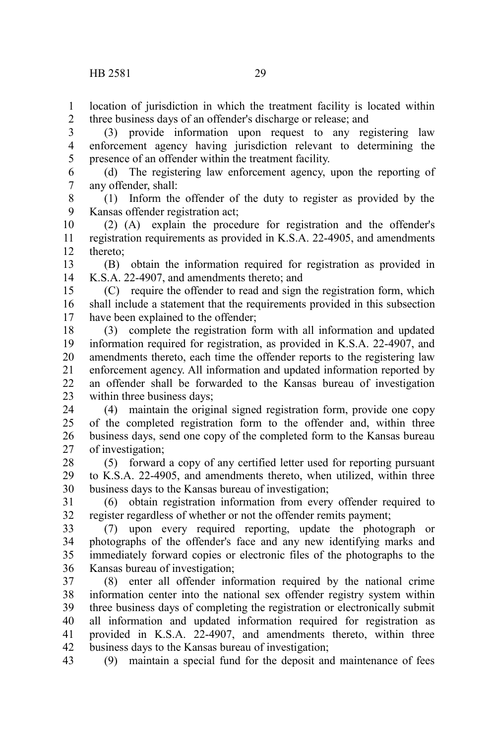location of jurisdiction in which the treatment facility is located within three business days of an offender's discharge or release; and

(3) provide information upon request to any registering law enforcement agency having jurisdiction relevant to determining the presence of an offender within the treatment facility.

(d) The registering law enforcement agency, upon the reporting of any offender, shall:

(1) Inform the offender of the duty to register as provided by the Kansas offender registration act;

(2) (A) explain the procedure for registration and the offender's registration requirements as provided in K.S.A. 22-4905, and amendments thereto;

(B) obtain the information required for registration as provided in K.S.A. 22-4907, and amendments thereto; and

(C) require the offender to read and sign the registration form, which shall include a statement that the requirements provided in this subsection have been explained to the offender;

(3) complete the registration form with all information and updated information required for registration, as provided in K.S.A. 22-4907, and amendments thereto, each time the offender reports to the registering law enforcement agency. All information and updated information reported by an offender shall be forwarded to the Kansas bureau of investigation within three business days;

(4) maintain the original signed registration form, provide one copy of the completed registration form to the offender and, within three business days, send one copy of the completed form to the Kansas bureau of investigation;

(5) forward a copy of any certified letter used for reporting pursuant to K.S.A. 22-4905, and amendments thereto, when utilized, within three business days to the Kansas bureau of investigation;

(6) obtain registration information from every offender required to register regardless of whether or not the offender remits payment;

(7) upon every required reporting, update the photograph or photographs of the offender's face and any new identifying marks and immediately forward copies or electronic files of the photographs to the Kansas bureau of investigation;

(8) enter all offender information required by the national crime information center into the national sex offender registry system within three business days of completing the registration or electronically submit all information and updated information required for registration as provided in K.S.A. 22-4907, and amendments thereto, within three business days to the Kansas bureau of investigation;

(9) maintain a special fund for the deposit and maintenance of fees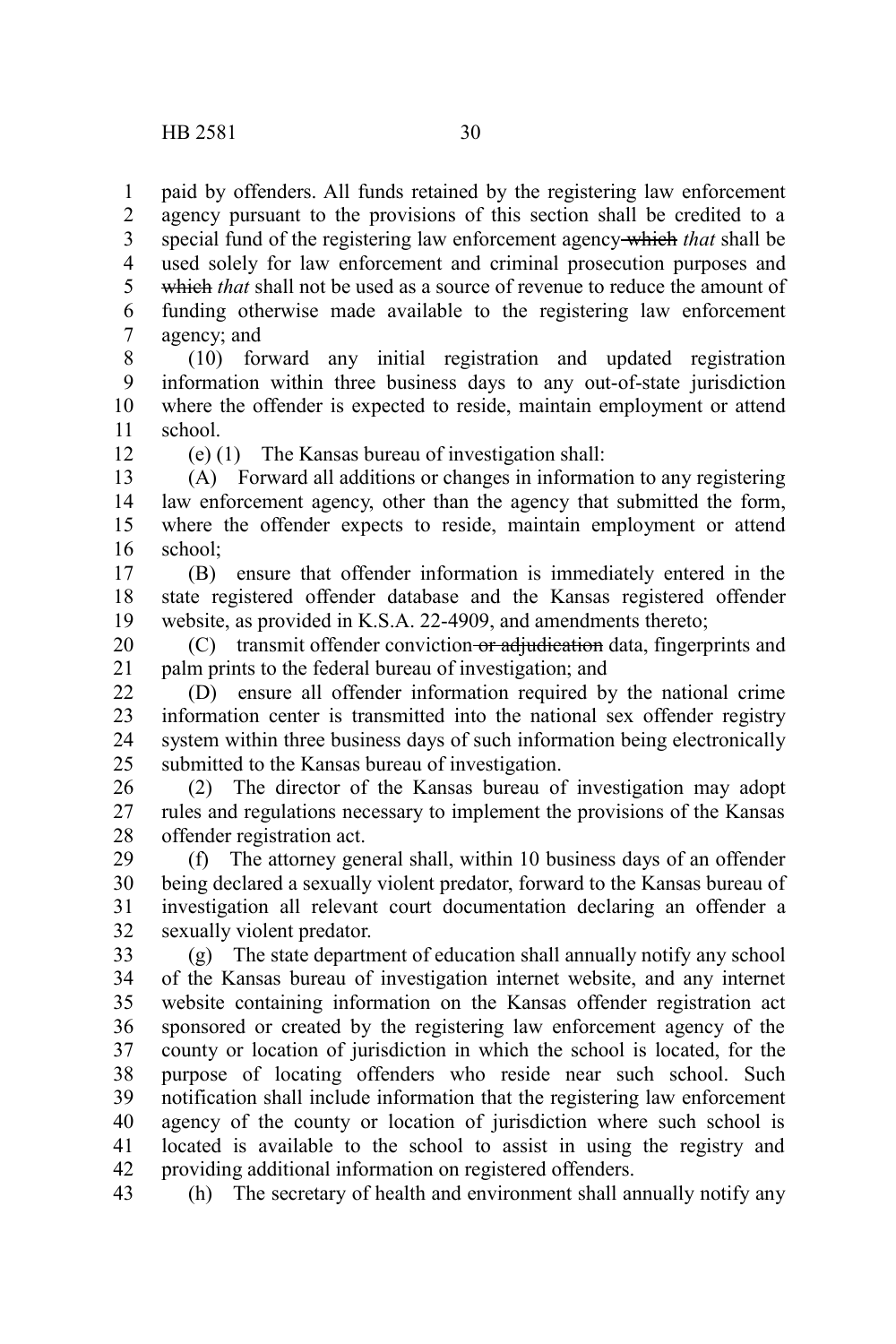paid by offenders. All funds retained by the registering law enforcement agency pursuant to the provisions of this section shall be credited to a special fund of the registering law enforcement agency ~~which~~ *that* shall be used solely for law enforcement and criminal prosecution purposes and ~~which~~ *that* shall not be used as a source of revenue to reduce the amount of funding otherwise made available to the registering law enforcement agency; and

(10) forward any initial registration and updated registration information within three business days to any out-of-state jurisdiction where the offender is expected to reside, maintain employment or attend school.

(e) (1) The Kansas bureau of investigation shall:

(A) Forward all additions or changes in information to any registering law enforcement agency, other than the agency that submitted the form, where the offender expects to reside, maintain employment or attend school;

(B) ensure that offender information is immediately entered in the state registered offender database and the Kansas registered offender website, as provided in K.S.A. 22-4909, and amendments thereto;

(C) transmit offender conviction ~~or adjudication~~ data, fingerprints and palm prints to the federal bureau of investigation; and

(D) ensure all offender information required by the national crime information center is transmitted into the national sex offender registry system within three business days of such information being electronically submitted to the Kansas bureau of investigation.

(2) The director of the Kansas bureau of investigation may adopt rules and regulations necessary to implement the provisions of the Kansas offender registration act.

(f) The attorney general shall, within 10 business days of an offender being declared a sexually violent predator, forward to the Kansas bureau of investigation all relevant court documentation declaring an offender a sexually violent predator.

(g) The state department of education shall annually notify any school of the Kansas bureau of investigation internet website, and any internet website containing information on the Kansas offender registration act sponsored or created by the registering law enforcement agency of the county or location of jurisdiction in which the school is located, for the purpose of locating offenders who reside near such school. Such notification shall include information that the registering law enforcement agency of the county or location of jurisdiction where such school is located is available to the school to assist in using the registry and providing additional information on registered offenders.

(h) The secretary of health and environment shall annually notify any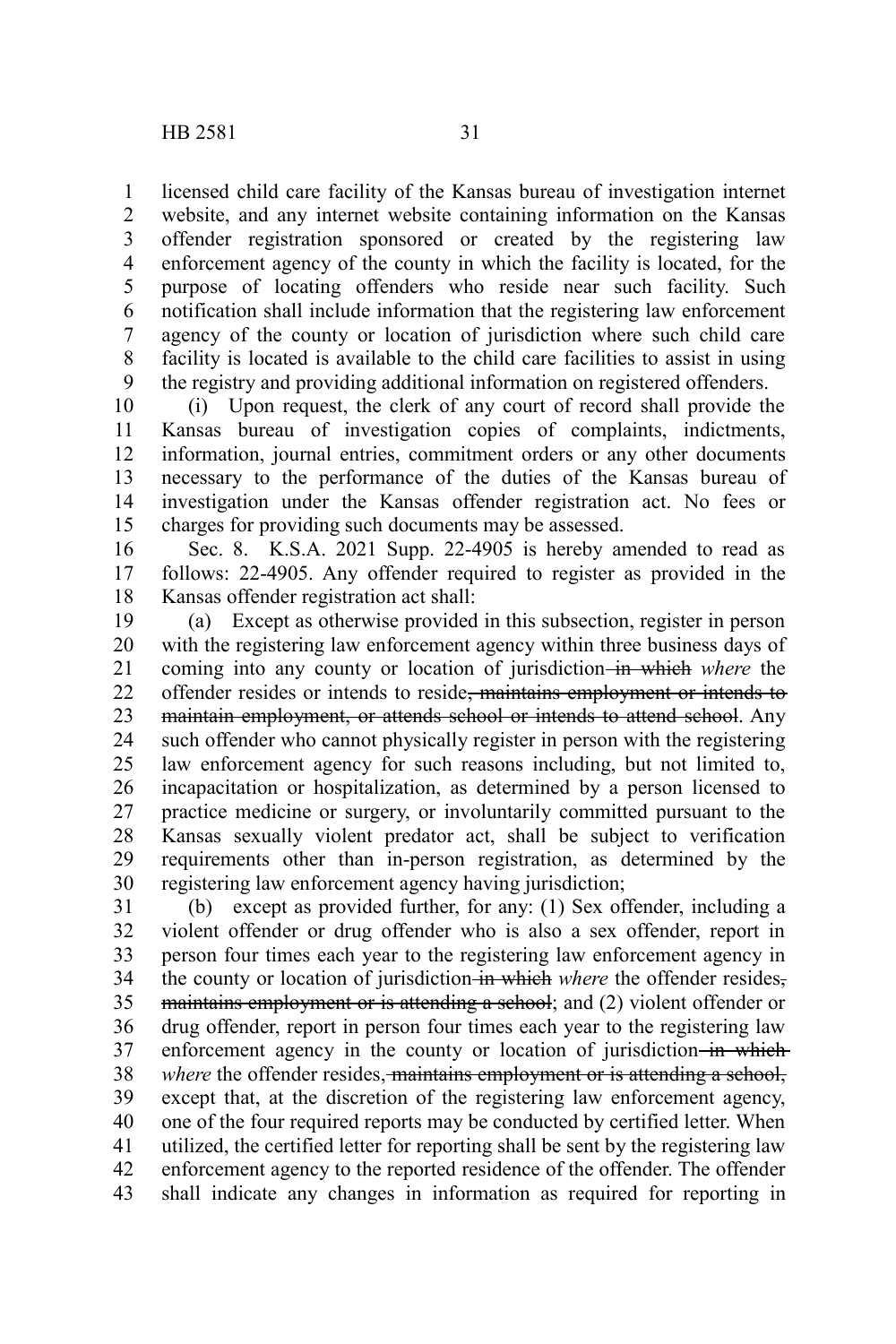licensed child care facility of the Kansas bureau of investigation internet website, and any internet website containing information on the Kansas offender registration sponsored or created by the registering law enforcement agency of the county in which the facility is located, for the purpose of locating offenders who reside near such facility. Such notification shall include information that the registering law enforcement agency of the county or location of jurisdiction where such child care facility is located is available to the child care facilities to assist in using the registry and providing additional information on registered offenders.

(i) Upon request, the clerk of any court of record shall provide the Kansas bureau of investigation copies of complaints, indictments, information, journal entries, commitment orders or any other documents necessary to the performance of the duties of the Kansas bureau of investigation under the Kansas offender registration act. No fees or charges for providing such documents may be assessed.

Sec. 8. K.S.A. 2021 Supp. 22-4905 is hereby amended to read as follows: 22-4905. Any offender required to register as provided in the Kansas offender registration act shall:

(a) Except as otherwise provided in this subsection, register in person with the registering law enforcement agency within three business days of coming into any county or location of jurisdiction ~~in which~~ *where* the offender resides or intends to reside~~, maintains employment or intends to maintain employment, or attends school or intends to attend school~~. Any such offender who cannot physically register in person with the registering law enforcement agency for such reasons including, but not limited to, incapacitation or hospitalization, as determined by a person licensed to practice medicine or surgery, or involuntarily committed pursuant to the Kansas sexually violent predator act, shall be subject to verification requirements other than in-person registration, as determined by the registering law enforcement agency having jurisdiction;

(b) except as provided further, for any: (1) Sex offender, including a violent offender or drug offender who is also a sex offender, report in person four times each year to the registering law enforcement agency in the county or location of jurisdiction ~~in which~~ *where* the offender resides~~, maintains employment or is attending a school~~; and (2) violent offender or drug offender, report in person four times each year to the registering law enforcement agency in the county or location of jurisdiction ~~in which~~ *where* the offender resides, ~~maintains employment or is attending a school,~~ except that, at the discretion of the registering law enforcement agency, one of the four required reports may be conducted by certified letter. When utilized, the certified letter for reporting shall be sent by the registering law enforcement agency to the reported residence of the offender. The offender shall indicate any changes in information as required for reporting in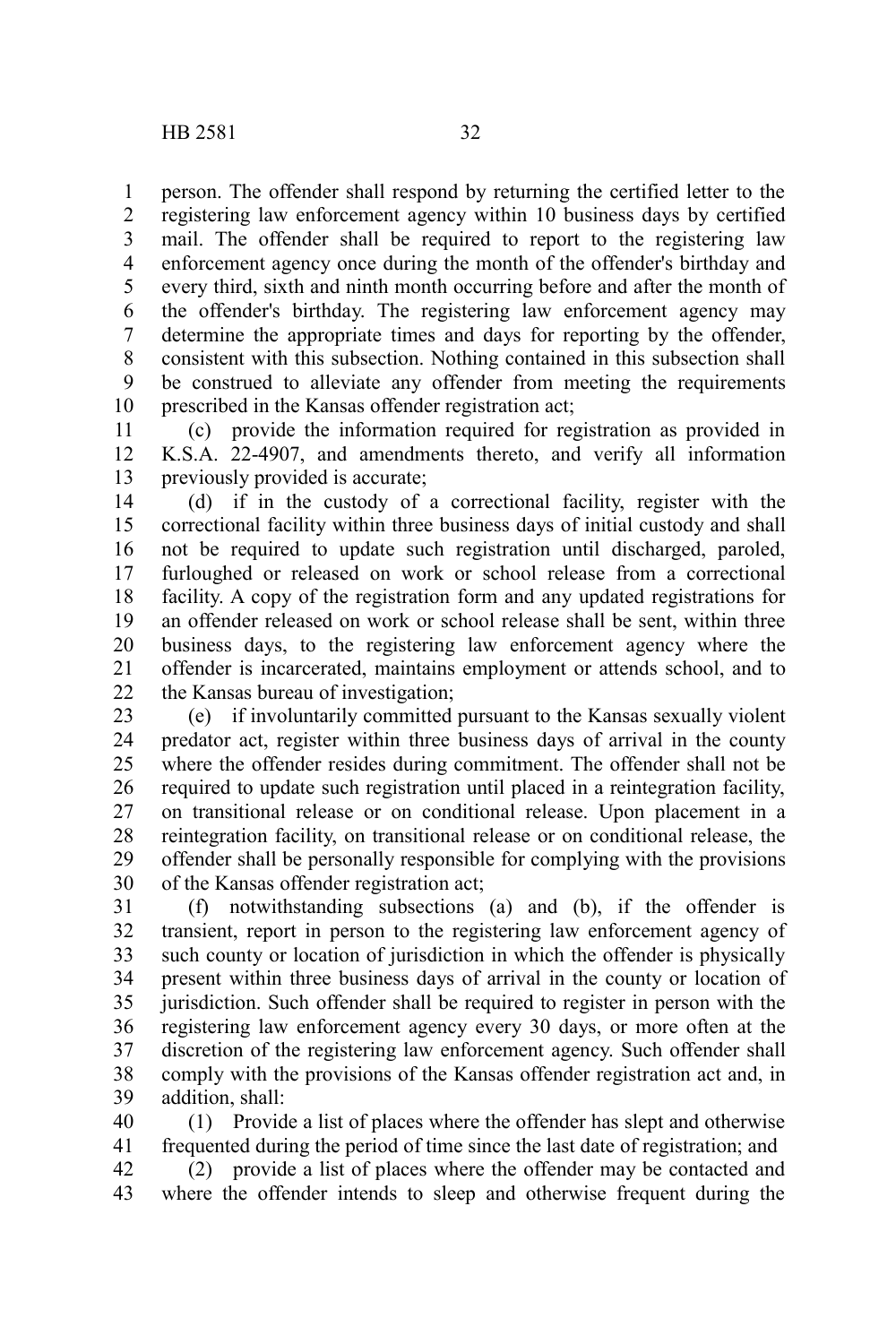person. The offender shall respond by returning the certified letter to the registering law enforcement agency within 10 business days by certified mail. The offender shall be required to report to the registering law enforcement agency once during the month of the offender's birthday and every third, sixth and ninth month occurring before and after the month of the offender's birthday. The registering law enforcement agency may determine the appropriate times and days for reporting by the offender, consistent with this subsection. Nothing contained in this subsection shall be construed to alleviate any offender from meeting the requirements prescribed in the Kansas offender registration act;

(c) provide the information required for registration as provided in K.S.A. 22-4907, and amendments thereto, and verify all information previously provided is accurate;

(d) if in the custody of a correctional facility, register with the correctional facility within three business days of initial custody and shall not be required to update such registration until discharged, paroled, furloughed or released on work or school release from a correctional facility. A copy of the registration form and any updated registrations for an offender released on work or school release shall be sent, within three business days, to the registering law enforcement agency where the offender is incarcerated, maintains employment or attends school, and to the Kansas bureau of investigation;

(e) if involuntarily committed pursuant to the Kansas sexually violent predator act, register within three business days of arrival in the county where the offender resides during commitment. The offender shall not be required to update such registration until placed in a reintegration facility, on transitional release or on conditional release. Upon placement in a reintegration facility, on transitional release or on conditional release, the offender shall be personally responsible for complying with the provisions of the Kansas offender registration act;

(f) notwithstanding subsections (a) and (b), if the offender is transient, report in person to the registering law enforcement agency of such county or location of jurisdiction in which the offender is physically present within three business days of arrival in the county or location of jurisdiction. Such offender shall be required to register in person with the registering law enforcement agency every 30 days, or more often at the discretion of the registering law enforcement agency. Such offender shall comply with the provisions of the Kansas offender registration act and, in addition, shall:

(1) Provide a list of places where the offender has slept and otherwise frequented during the period of time since the last date of registration; and

(2) provide a list of places where the offender may be contacted and where the offender intends to sleep and otherwise frequent during the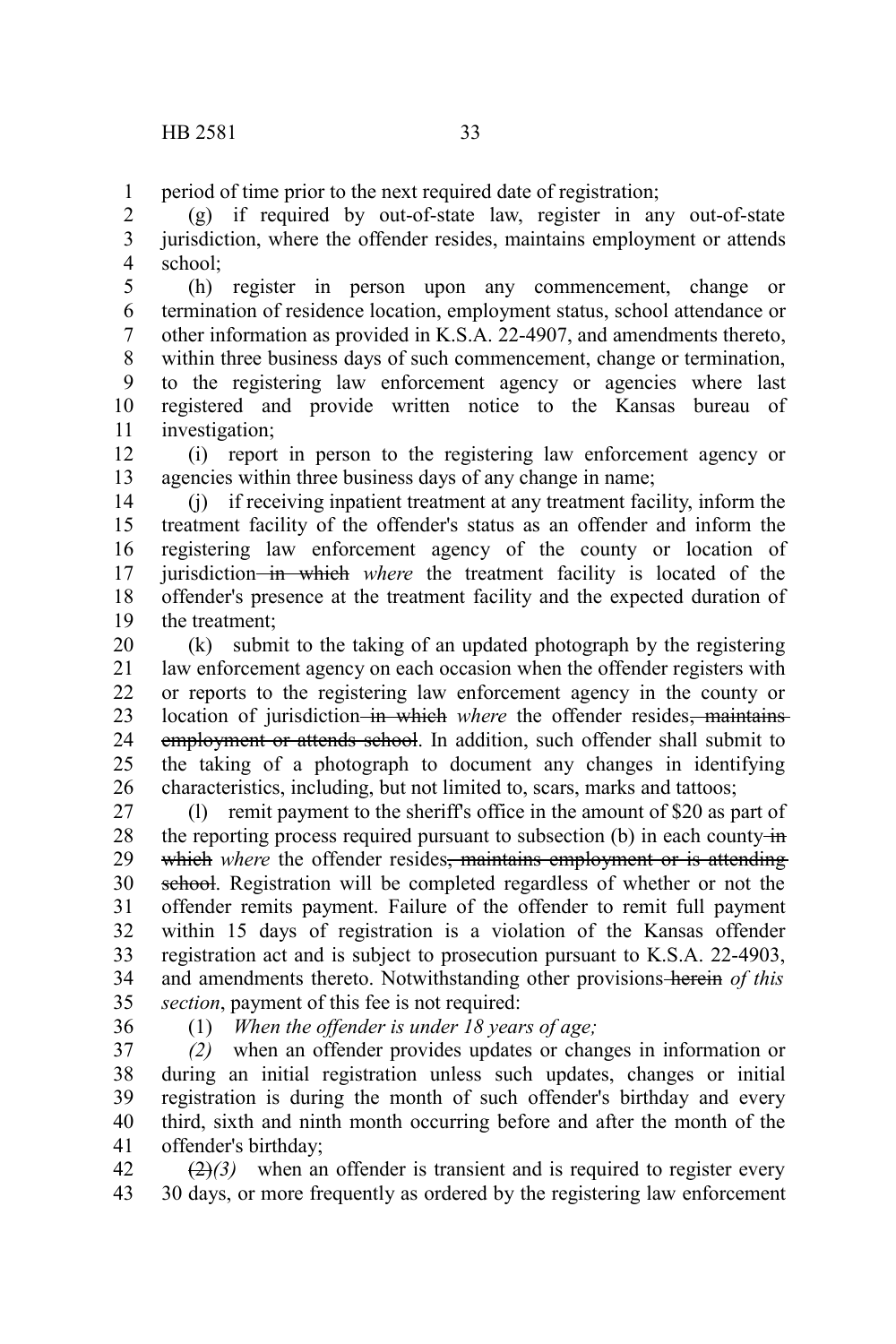period of time prior to the next required date of registration;

(g) if required by out-of-state law, register in any out-of-state jurisdiction, where the offender resides, maintains employment or attends school;

(h) register in person upon any commencement, change or termination of residence location, employment status, school attendance or other information as provided in K.S.A. 22-4907, and amendments thereto, within three business days of such commencement, change or termination, to the registering law enforcement agency or agencies where last registered and provide written notice to the Kansas bureau of investigation;

(i) report in person to the registering law enforcement agency or agencies within three business days of any change in name;

(j) if receiving inpatient treatment at any treatment facility, inform the treatment facility of the offender's status as an offender and inform the registering law enforcement agency of the county or location of jurisdiction ~~in which~~ *where* the treatment facility is located of the offender's presence at the treatment facility and the expected duration of the treatment;

(k) submit to the taking of an updated photograph by the registering law enforcement agency on each occasion when the offender registers with or reports to the registering law enforcement agency in the county or location of jurisdiction ~~in which~~ *where* the offender resides~~, maintains employment or attends school~~. In addition, such offender shall submit to the taking of a photograph to document any changes in identifying characteristics, including, but not limited to, scars, marks and tattoos;

(l) remit payment to the sheriff's office in the amount of $20 as part of the reporting process required pursuant to subsection (b) in each county ~~in which~~ *where* the offender resides~~, maintains employment or is attending school~~. Registration will be completed regardless of whether or not the offender remits payment. Failure of the offender to remit full payment within 15 days of registration is a violation of the Kansas offender registration act and is subject to prosecution pursuant to K.S.A. 22-4903, and amendments thereto. Notwithstanding other provisions ~~herein~~ *of this section*, payment of this fee is not required:

(1) *When the offender is under 18 years of age;*

*(2)* when an offender provides updates or changes in information or during an initial registration unless such updates, changes or initial registration is during the month of such offender's birthday and every third, sixth and ninth month occurring before and after the month of the offender's birthday;

~~(2)~~*(3)* when an offender is transient and is required to register every 30 days, or more frequently as ordered by the registering law enforcement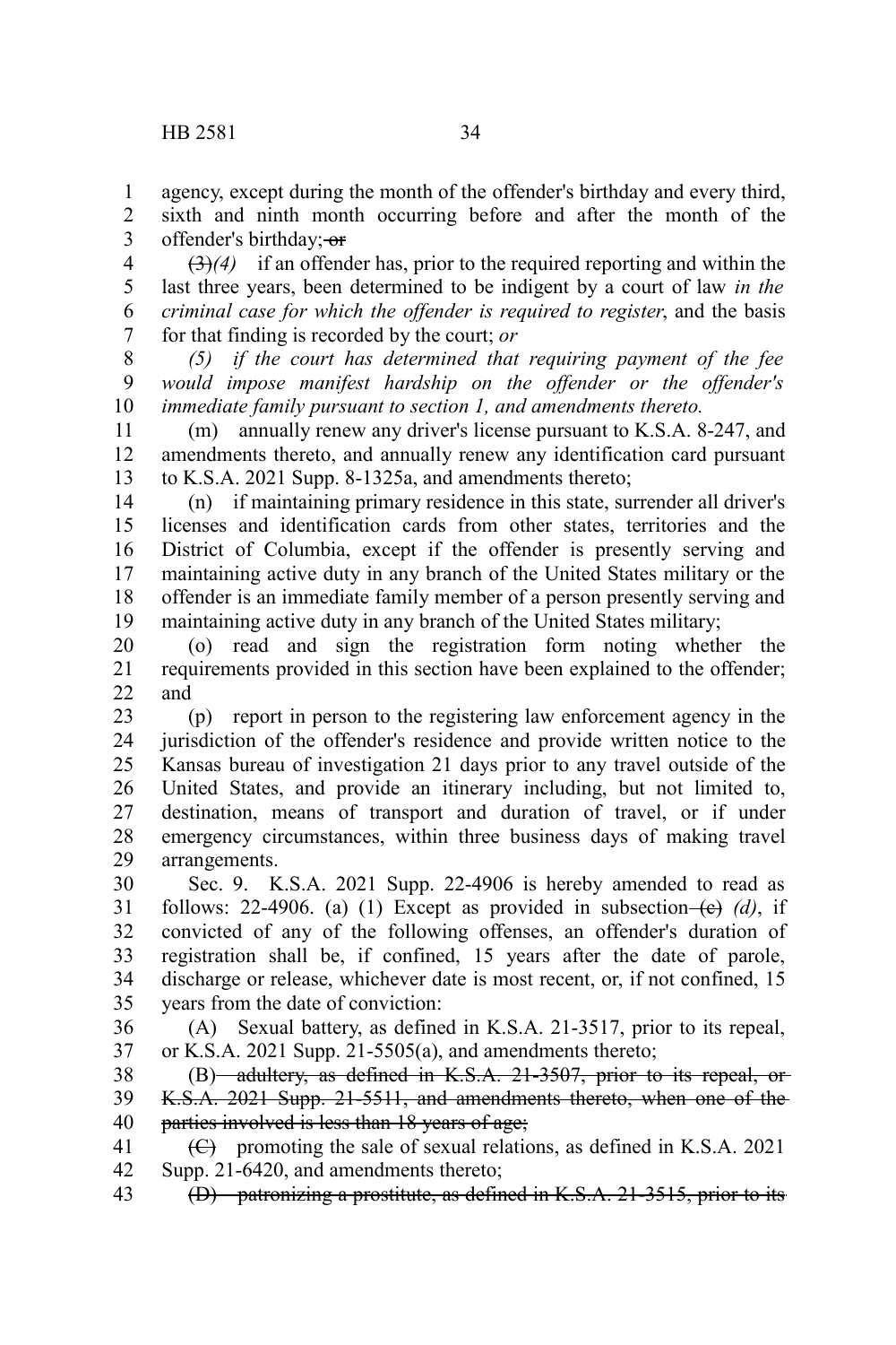agency, except during the month of the offender's birthday and every third, sixth and ninth month occurring before and after the month of the offender's birthday; ~~or~~

~~(3)~~*(4)* if an offender has, prior to the required reporting and within the last three years, been determined to be indigent by a court of law *in the criminal case for which the offender is required to register*, and the basis for that finding is recorded by the court; *or*

*(5) if the court has determined that requiring payment of the fee would impose manifest hardship on the offender or the offender's immediate family pursuant to section 1, and amendments thereto.*

(m) annually renew any driver's license pursuant to K.S.A. 8-247, and amendments thereto, and annually renew any identification card pursuant to K.S.A. 2021 Supp. 8-1325a, and amendments thereto;

(n) if maintaining primary residence in this state, surrender all driver's licenses and identification cards from other states, territories and the District of Columbia, except if the offender is presently serving and maintaining active duty in any branch of the United States military or the offender is an immediate family member of a person presently serving and maintaining active duty in any branch of the United States military;

(o) read and sign the registration form noting whether the requirements provided in this section have been explained to the offender; and

(p) report in person to the registering law enforcement agency in the jurisdiction of the offender's residence and provide written notice to the Kansas bureau of investigation 21 days prior to any travel outside of the United States, and provide an itinerary including, but not limited to, destination, means of transport and duration of travel, or if under emergency circumstances, within three business days of making travel arrangements.

Sec. 9. K.S.A. 2021 Supp. 22-4906 is hereby amended to read as follows: 22-4906. (a) (1) Except as provided in subsection ~~(c)~~ *(d)*, if convicted of any of the following offenses, an offender's duration of registration shall be, if confined, 15 years after the date of parole, discharge or release, whichever date is most recent, or, if not confined, 15 years from the date of conviction:

(A) Sexual battery, as defined in K.S.A. 21-3517, prior to its repeal, or K.S.A. 2021 Supp. 21-5505(a), and amendments thereto;

(B) ~~adultery, as defined in K.S.A. 21-3507, prior to its repeal, or K.S.A. 2021 Supp. 21-5511, and amendments thereto, when one of the parties involved is less than 18 years of age;~~

~~(C)~~ promoting the sale of sexual relations, as defined in K.S.A. 2021 Supp. 21-6420, and amendments thereto;

~~(D) patronizing a prostitute, as defined in K.S.A. 21-3515, prior to its~~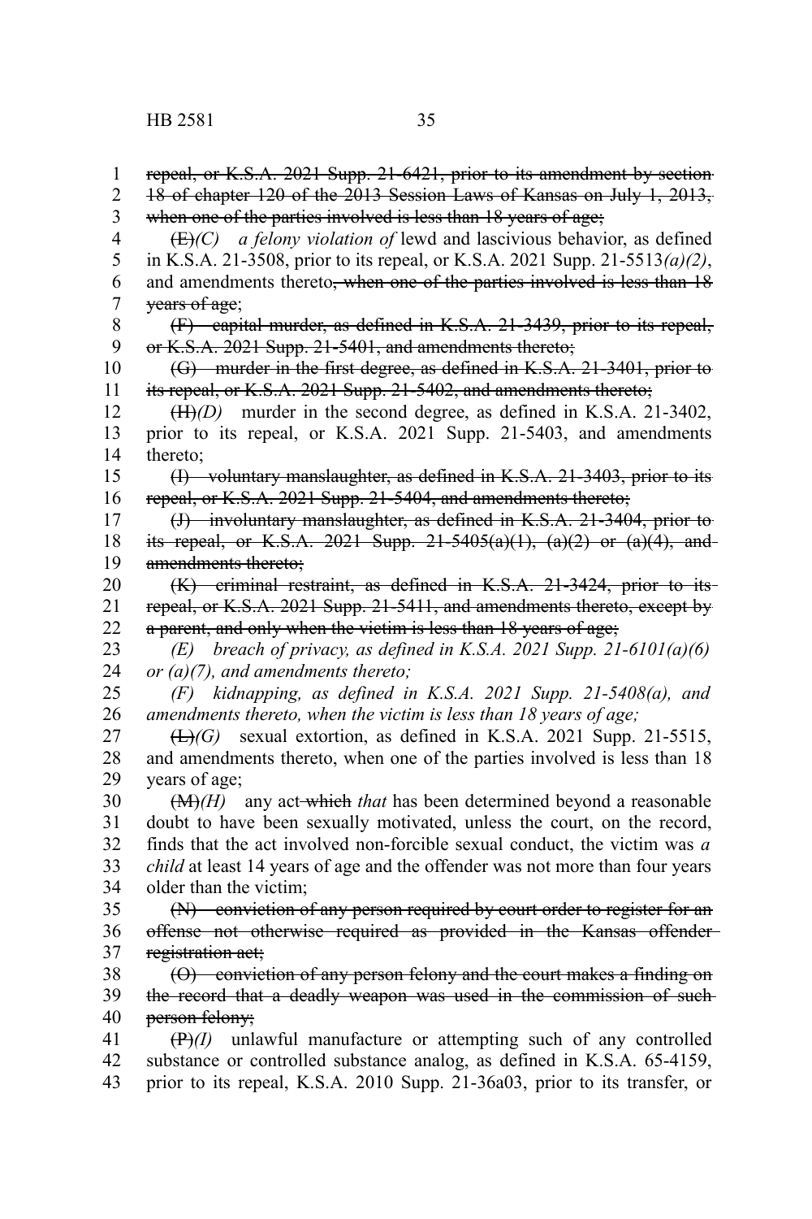~~repeal, or K.S.A. 2021 Supp. 21-6421, prior to its amendment by section 18 of chapter 120 of the 2013 Session Laws of Kansas on July 1, 2013, when one of the parties involved is less than 18 years of age;~~

~~(E)~~*(C)* *a felony violation of* lewd and lascivious behavior, as defined in K.S.A. 21-3508, prior to its repeal, or K.S.A. 2021 Supp. 21-5513*(a)(2)*, and amendments thereto~~, when one of the parties involved is less than 18 years of age~~;

~~(F) capital murder, as defined in K.S.A. 21-3439, prior to its repeal, or K.S.A. 2021 Supp. 21-5401, and amendments thereto;~~

~~(G) murder in the first degree, as defined in K.S.A. 21-3401, prior to its repeal, or K.S.A. 2021 Supp. 21-5402, and amendments thereto;~~

~~(H)~~*(D)* murder in the second degree, as defined in K.S.A. 21-3402, prior to its repeal, or K.S.A. 2021 Supp. 21-5403, and amendments thereto;

~~(I) voluntary manslaughter, as defined in K.S.A. 21-3403, prior to its repeal, or K.S.A. 2021 Supp. 21-5404, and amendments thereto;~~

~~(J) involuntary manslaughter, as defined in K.S.A. 21-3404, prior to its repeal, or K.S.A. 2021 Supp. 21-5405(a)(1), (a)(2) or (a)(4), and amendments thereto;~~

~~(K) criminal restraint, as defined in K.S.A. 21-3424, prior to its repeal, or K.S.A. 2021 Supp. 21-5411, and amendments thereto, except by a parent, and only when the victim is less than 18 years of age;~~

*(E) breach of privacy, as defined in K.S.A. 2021 Supp. 21-6101(a)(6) or (a)(7), and amendments thereto;*

*(F) kidnapping, as defined in K.S.A. 2021 Supp. 21-5408(a), and amendments thereto, when the victim is less than 18 years of age;*

~~(L)~~*(G)* sexual extortion, as defined in K.S.A. 2021 Supp. 21-5515, and amendments thereto, when one of the parties involved is less than 18 years of age;

~~(M)~~*(H)* any act ~~which~~ *that* has been determined beyond a reasonable doubt to have been sexually motivated, unless the court, on the record, finds that the act involved non-forcible sexual conduct, the victim was *a child* at least 14 years of age and the offender was not more than four years older than the victim;

~~(N) conviction of any person required by court order to register for an offense not otherwise required as provided in the Kansas offender registration act;~~

~~(O) conviction of any person felony and the court makes a finding on the record that a deadly weapon was used in the commission of such person felony;~~

~~(P)~~*(I)* unlawful manufacture or attempting such of any controlled substance or controlled substance analog, as defined in K.S.A. 65-4159, prior to its repeal, K.S.A. 2010 Supp. 21-36a03, prior to its transfer, or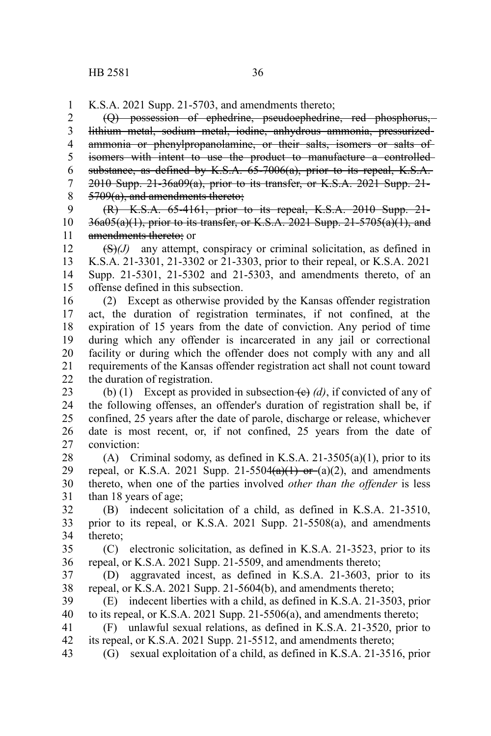K.S.A. 2021 Supp. 21-5703, and amendments thereto;

~~(Q) possession of ephedrine, pseudoephedrine, red phosphorus, lithium metal, sodium metal, iodine, anhydrous ammonia, pressurized ammonia or phenylpropanolamine, or their salts, isomers or salts of isomers with intent to use the product to manufacture a controlled substance, as defined by K.S.A. 65-7006(a), prior to its repeal, K.S.A. 2010 Supp. 21-36a09(a), prior to its transfer, or K.S.A. 2021 Supp. 21-5709(a), and amendments thereto;~~

~~(R) K.S.A. 65-4161, prior to its repeal, K.S.A. 2010 Supp. 21-36a05(a)(1), prior to its transfer, or K.S.A. 2021 Supp. 21-5705(a)(1), and amendments thereto;~~ or

~~(S)~~*(J)* any attempt, conspiracy or criminal solicitation, as defined in K.S.A. 21-3301, 21-3302 or 21-3303, prior to their repeal, or K.S.A. 2021 Supp. 21-5301, 21-5302 and 21-5303, and amendments thereto, of an offense defined in this subsection.

(2) Except as otherwise provided by the Kansas offender registration act, the duration of registration terminates, if not confined, at the expiration of 15 years from the date of conviction. Any period of time during which any offender is incarcerated in any jail or correctional facility or during which the offender does not comply with any and all requirements of the Kansas offender registration act shall not count toward the duration of registration.

(b) (1) Except as provided in subsection ~~(c)~~ *(d)*, if convicted of any of the following offenses, an offender's duration of registration shall be, if confined, 25 years after the date of parole, discharge or release, whichever date is most recent, or, if not confined, 25 years from the date of conviction:

(A) Criminal sodomy, as defined in K.S.A. 21-3505(a)(1), prior to its repeal, or K.S.A. 2021 Supp. 21-5504~~(a)(1) or~~ (a)(2), and amendments thereto, when one of the parties involved *other than the offender* is less than 18 years of age;

(B) indecent solicitation of a child, as defined in K.S.A. 21-3510, prior to its repeal, or K.S.A. 2021 Supp. 21-5508(a), and amendments thereto;

(C) electronic solicitation, as defined in K.S.A. 21-3523, prior to its repeal, or K.S.A. 2021 Supp. 21-5509, and amendments thereto;

(D) aggravated incest, as defined in K.S.A. 21-3603, prior to its repeal, or K.S.A. 2021 Supp. 21-5604(b), and amendments thereto;

(E) indecent liberties with a child, as defined in K.S.A. 21-3503, prior to its repeal, or K.S.A. 2021 Supp. 21-5506(a), and amendments thereto;

(F) unlawful sexual relations, as defined in K.S.A. 21-3520, prior to its repeal, or K.S.A. 2021 Supp. 21-5512, and amendments thereto;

(G) sexual exploitation of a child, as defined in K.S.A. 21-3516, prior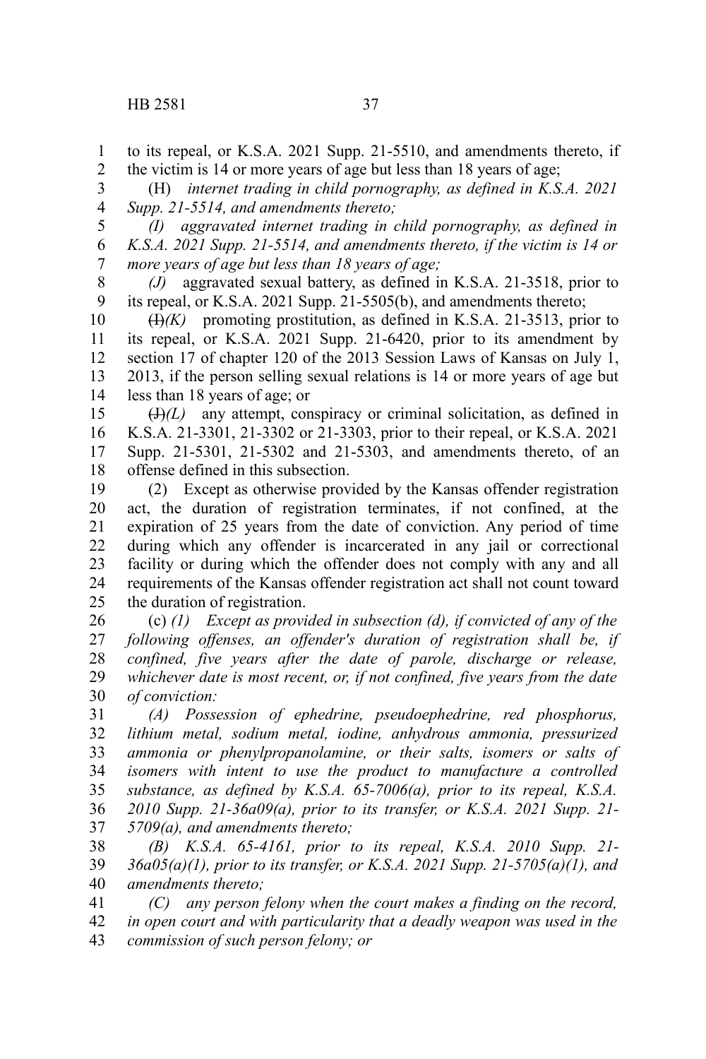to its repeal, or K.S.A. 2021 Supp. 21-5510, and amendments thereto, if the victim is 14 or more years of age but less than 18 years of age;

(H) *internet trading in child pornography, as defined in K.S.A. 2021 Supp. 21-5514, and amendments thereto;*

*(I) aggravated internet trading in child pornography, as defined in K.S.A. 2021 Supp. 21-5514, and amendments thereto, if the victim is 14 or more years of age but less than 18 years of age;*

*(J)* aggravated sexual battery, as defined in K.S.A. 21-3518, prior to its repeal, or K.S.A. 2021 Supp. 21-5505(b), and amendments thereto;

~~(I)~~*(K)* promoting prostitution, as defined in K.S.A. 21-3513, prior to its repeal, or K.S.A. 2021 Supp. 21-6420, prior to its amendment by section 17 of chapter 120 of the 2013 Session Laws of Kansas on July 1, 2013, if the person selling sexual relations is 14 or more years of age but less than 18 years of age; or

~~(J)~~*(L)* any attempt, conspiracy or criminal solicitation, as defined in K.S.A. 21-3301, 21-3302 or 21-3303, prior to their repeal, or K.S.A. 2021 Supp. 21-5301, 21-5302 and 21-5303, and amendments thereto, of an offense defined in this subsection.

(2) Except as otherwise provided by the Kansas offender registration act, the duration of registration terminates, if not confined, at the expiration of 25 years from the date of conviction. Any period of time during which any offender is incarcerated in any jail or correctional facility or during which the offender does not comply with any and all requirements of the Kansas offender registration act shall not count toward the duration of registration.

(c) *(1) Except as provided in subsection (d), if convicted of any of the following offenses, an offender's duration of registration shall be, if confined, five years after the date of parole, discharge or release, whichever date is most recent, or, if not confined, five years from the date of conviction:*

*(A) Possession of ephedrine, pseudoephedrine, red phosphorus, lithium metal, sodium metal, iodine, anhydrous ammonia, pressurized ammonia or phenylpropanolamine, or their salts, isomers or salts of isomers with intent to use the product to manufacture a controlled substance, as defined by K.S.A. 65-7006(a), prior to its repeal, K.S.A. 2010 Supp. 21-36a09(a), prior to its transfer, or K.S.A. 2021 Supp. 21-5709(a), and amendments thereto;*

*(B) K.S.A. 65-4161, prior to its repeal, K.S.A. 2010 Supp. 21-36a05(a)(1), prior to its transfer, or K.S.A. 2021 Supp. 21-5705(a)(1), and amendments thereto;*

*(C) any person felony when the court makes a finding on the record, in open court and with particularity that a deadly weapon was used in the commission of such person felony; or*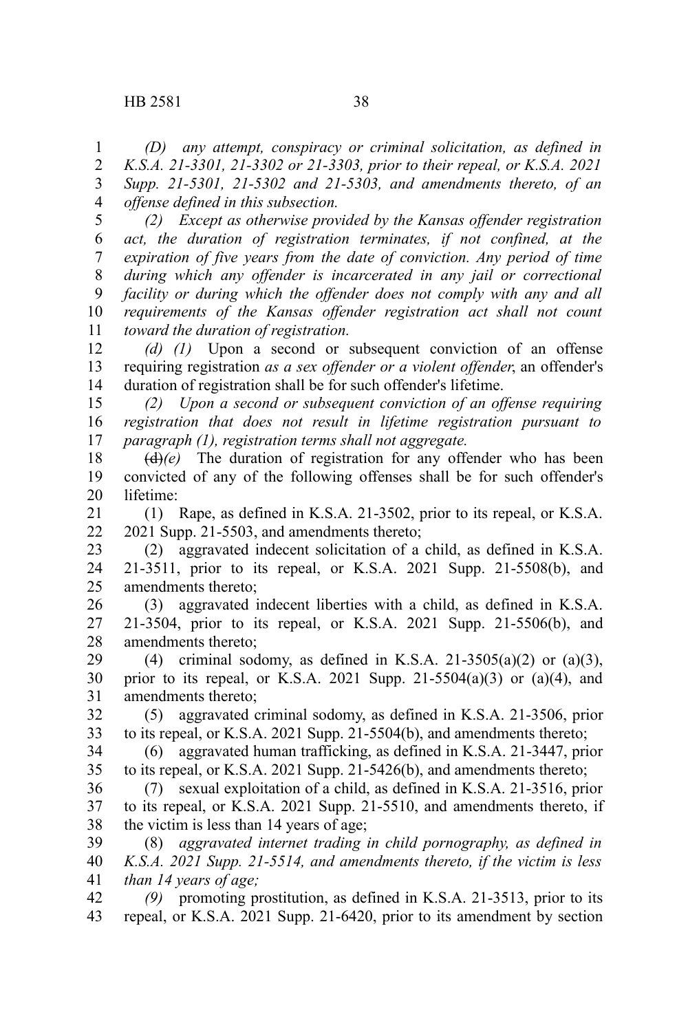*(D) any attempt, conspiracy or criminal solicitation, as defined in K.S.A. 21-3301, 21-3302 or 21-3303, prior to their repeal, or K.S.A. 2021 Supp. 21-5301, 21-5302 and 21-5303, and amendments thereto, of an offense defined in this subsection.*

*(2) Except as otherwise provided by the Kansas offender registration act, the duration of registration terminates, if not confined, at the expiration of five years from the date of conviction. Any period of time during which any offender is incarcerated in any jail or correctional facility or during which the offender does not comply with any and all requirements of the Kansas offender registration act shall not count toward the duration of registration.*

*(d) (1)* Upon a second or subsequent conviction of an offense requiring registration *as a sex offender or a violent offender*, an offender's duration of registration shall be for such offender's lifetime.

*(2) Upon a second or subsequent conviction of an offense requiring registration that does not result in lifetime registration pursuant to paragraph (1), registration terms shall not aggregate.*

~~(d)~~*(e)* The duration of registration for any offender who has been convicted of any of the following offenses shall be for such offender's lifetime:

(1) Rape, as defined in K.S.A. 21-3502, prior to its repeal, or K.S.A. 2021 Supp. 21-5503, and amendments thereto;

(2) aggravated indecent solicitation of a child, as defined in K.S.A. 21-3511, prior to its repeal, or K.S.A. 2021 Supp. 21-5508(b), and amendments thereto;

(3) aggravated indecent liberties with a child, as defined in K.S.A. 21-3504, prior to its repeal, or K.S.A. 2021 Supp. 21-5506(b), and amendments thereto;

(4) criminal sodomy, as defined in K.S.A. 21-3505(a)(2) or (a)(3), prior to its repeal, or K.S.A. 2021 Supp. 21-5504(a)(3) or (a)(4), and amendments thereto;

(5) aggravated criminal sodomy, as defined in K.S.A. 21-3506, prior to its repeal, or K.S.A. 2021 Supp. 21-5504(b), and amendments thereto;

(6) aggravated human trafficking, as defined in K.S.A. 21-3447, prior to its repeal, or K.S.A. 2021 Supp. 21-5426(b), and amendments thereto;

(7) sexual exploitation of a child, as defined in K.S.A. 21-3516, prior to its repeal, or K.S.A. 2021 Supp. 21-5510, and amendments thereto, if the victim is less than 14 years of age;

(8) *aggravated internet trading in child pornography, as defined in K.S.A. 2021 Supp. 21-5514, and amendments thereto, if the victim is less than 14 years of age;*

*(9)* promoting prostitution, as defined in K.S.A. 21-3513, prior to its repeal, or K.S.A. 2021 Supp. 21-6420, prior to its amendment by section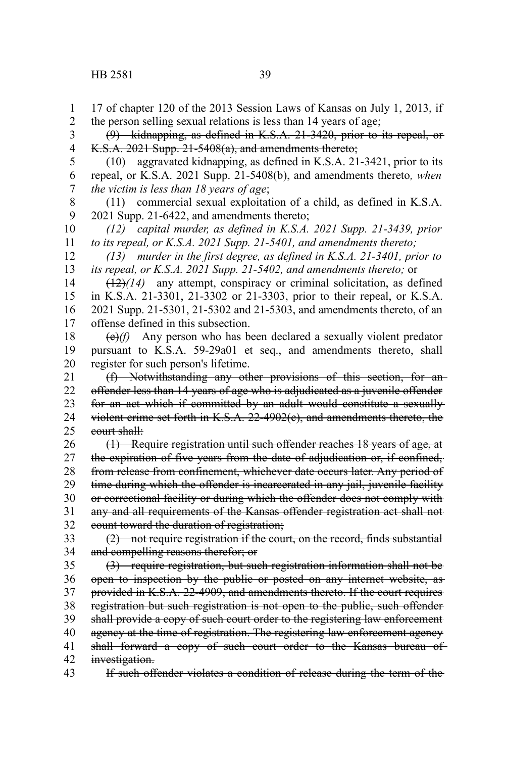17 of chapter 120 of the 2013 Session Laws of Kansas on July 1, 2013, if the person selling sexual relations is less than 14 years of age;

~~(9) kidnapping, as defined in K.S.A. 21-3420, prior to its repeal, or K.S.A. 2021 Supp. 21-5408(a), and amendments thereto;~~

(10) aggravated kidnapping, as defined in K.S.A. 21-3421, prior to its repeal, or K.S.A. 2021 Supp. 21-5408(b), and amendments thereto*, when the victim is less than 18 years of age*;

(11) commercial sexual exploitation of a child, as defined in K.S.A. 2021 Supp. 21-6422, and amendments thereto;

*(12) capital murder, as defined in K.S.A. 2021 Supp. 21-3439, prior to its repeal, or K.S.A. 2021 Supp. 21-5401, and amendments thereto;*

*(13) murder in the first degree, as defined in K.S.A. 21-3401, prior to its repeal, or K.S.A. 2021 Supp. 21-5402, and amendments thereto;* or

~~(12)~~*(14)* any attempt, conspiracy or criminal solicitation, as defined in K.S.A. 21-3301, 21-3302 or 21-3303, prior to their repeal, or K.S.A. 2021 Supp. 21-5301, 21-5302 and 21-5303, and amendments thereto, of an offense defined in this subsection.

~~(e)~~*(f)* Any person who has been declared a sexually violent predator pursuant to K.S.A. 59-29a01 et seq., and amendments thereto, shall register for such person's lifetime.

~~(f) Notwithstanding any other provisions of this section, for an offender less than 14 years of age who is adjudicated as a juvenile offender for an act which if committed by an adult would constitute a sexually violent crime set forth in K.S.A. 22-4902(c), and amendments thereto, the court shall:~~

~~(1) Require registration until such offender reaches 18 years of age, at the expiration of five years from the date of adjudication or, if confined, from release from confinement, whichever date occurs later. Any period of time during which the offender is incarcerated in any jail, juvenile facility or correctional facility or during which the offender does not comply with any and all requirements of the Kansas offender registration act shall not count toward the duration of registration;~~

~~(2) not require registration if the court, on the record, finds substantial and compelling reasons therefor; or~~

~~(3) require registration, but such registration information shall not be open to inspection by the public or posted on any internet website, as provided in K.S.A. 22-4909, and amendments thereto. If the court requires registration but such registration is not open to the public, such offender shall provide a copy of such court order to the registering law enforcement agency at the time of registration. The registering law enforcement agency shall forward a copy of such court order to the Kansas bureau of investigation.~~

~~If such offender violates a condition of release during the term of the~~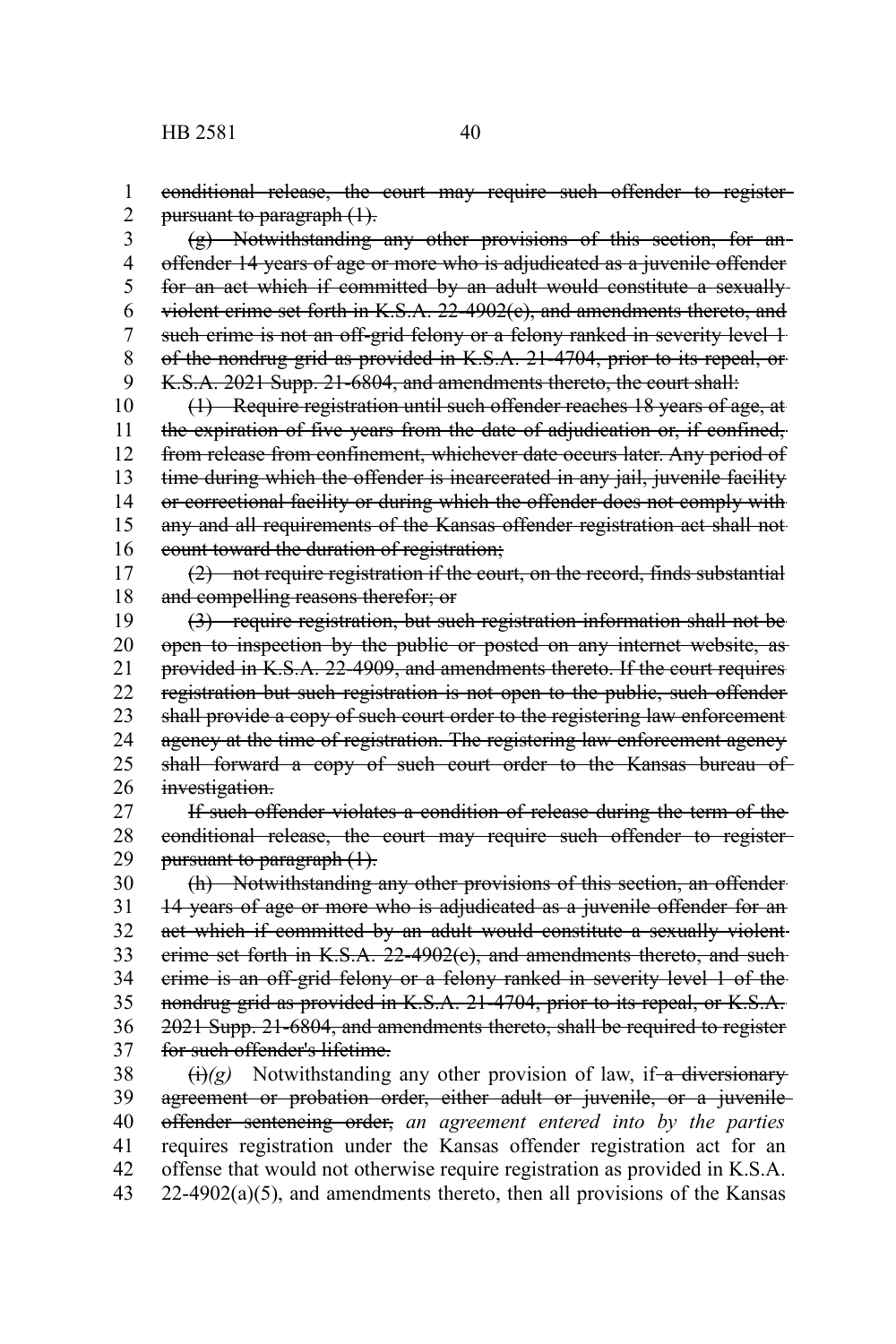~~conditional release, the court may require such offender to register pursuant to paragraph (1).~~

~~(g) Notwithstanding any other provisions of this section, for an offender 14 years of age or more who is adjudicated as a juvenile offender for an act which if committed by an adult would constitute a sexually violent crime set forth in K.S.A. 22-4902(c), and amendments thereto, and such crime is not an off-grid felony or a felony ranked in severity level 1 of the nondrug grid as provided in K.S.A. 21-4704, prior to its repeal, or K.S.A. 2021 Supp. 21-6804, and amendments thereto, the court shall:~~

~~(1) Require registration until such offender reaches 18 years of age, at the expiration of five years from the date of adjudication or, if confined, from release from confinement, whichever date occurs later. Any period of time during which the offender is incarcerated in any jail, juvenile facility or correctional facility or during which the offender does not comply with any and all requirements of the Kansas offender registration act shall not count toward the duration of registration;~~

~~(2) not require registration if the court, on the record, finds substantial and compelling reasons therefor; or~~

~~(3) require registration, but such registration information shall not be open to inspection by the public or posted on any internet website, as provided in K.S.A. 22-4909, and amendments thereto. If the court requires registration but such registration is not open to the public, such offender shall provide a copy of such court order to the registering law enforcement agency at the time of registration. The registering law enforcement agency shall forward a copy of such court order to the Kansas bureau of investigation.~~

~~If such offender violates a condition of release during the term of the conditional release, the court may require such offender to register pursuant to paragraph (1).~~

~~(h) Notwithstanding any other provisions of this section, an offender 14 years of age or more who is adjudicated as a juvenile offender for an act which if committed by an adult would constitute a sexually violent crime set forth in K.S.A. 22-4902(c), and amendments thereto, and such crime is an off-grid felony or a felony ranked in severity level 1 of the nondrug grid as provided in K.S.A. 21-4704, prior to its repeal, or K.S.A. 2021 Supp. 21-6804, and amendments thereto, shall be required to register for such offender's lifetime.~~

~~(i)~~*(g)* Notwithstanding any other provision of law, if ~~a diversionary agreement or probation order, either adult or juvenile, or a juvenile offender sentencing order,~~ *an agreement entered into by the parties* requires registration under the Kansas offender registration act for an offense that would not otherwise require registration as provided in K.S.A. 22-4902(a)(5), and amendments thereto, then all provisions of the Kansas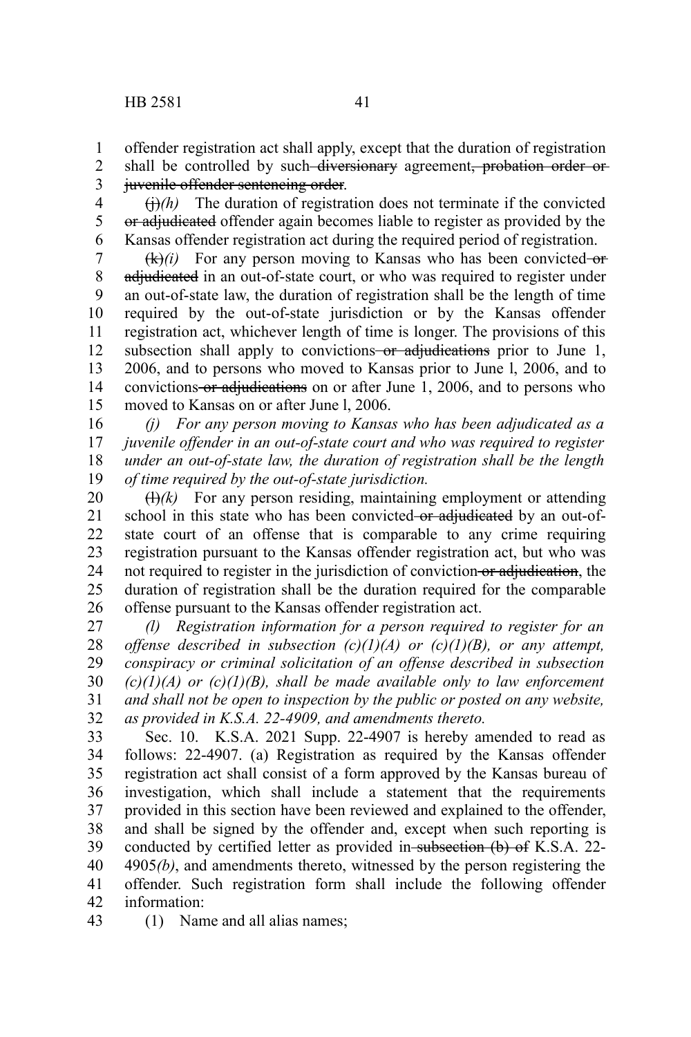offender registration act shall apply, except that the duration of registration shall be controlled by such ~~diversionary~~ agreement~~, probation order or juvenile offender sentencing order~~.

~~(j)~~*(h)* The duration of registration does not terminate if the convicted ~~or adjudicated~~ offender again becomes liable to register as provided by the Kansas offender registration act during the required period of registration.

~~(k)~~*(i)* For any person moving to Kansas who has been convicted ~~or adjudicated~~ in an out-of-state court, or who was required to register under an out-of-state law, the duration of registration shall be the length of time required by the out-of-state jurisdiction or by the Kansas offender registration act, whichever length of time is longer. The provisions of this subsection shall apply to convictions ~~or adjudications~~ prior to June 1, 2006, and to persons who moved to Kansas prior to June l, 2006, and to convictions ~~or adjudications~~ on or after June 1, 2006, and to persons who moved to Kansas on or after June l, 2006.

*(j) For any person moving to Kansas who has been adjudicated as a juvenile offender in an out-of-state court and who was required to register under an out-of-state law, the duration of registration shall be the length of time required by the out-of-state jurisdiction.*

~~(l)~~*(k)* For any person residing, maintaining employment or attending school in this state who has been convicted ~~or adjudicated~~ by an out-of-state court of an offense that is comparable to any crime requiring registration pursuant to the Kansas offender registration act, but who was not required to register in the jurisdiction of conviction ~~or adjudication~~, the duration of registration shall be the duration required for the comparable offense pursuant to the Kansas offender registration act.

*(l) Registration information for a person required to register for an offense described in subsection (c)(1)(A) or (c)(1)(B), or any attempt, conspiracy or criminal solicitation of an offense described in subsection (c)(1)(A) or (c)(1)(B), shall be made available only to law enforcement and shall not be open to inspection by the public or posted on any website, as provided in K.S.A. 22-4909, and amendments thereto.*

Sec. 10. K.S.A. 2021 Supp. 22-4907 is hereby amended to read as follows: 22-4907. (a) Registration as required by the Kansas offender registration act shall consist of a form approved by the Kansas bureau of investigation, which shall include a statement that the requirements provided in this section have been reviewed and explained to the offender, and shall be signed by the offender and, except when such reporting is conducted by certified letter as provided in ~~subsection (b) of~~ K.S.A. 22-4905*(b)*, and amendments thereto, witnessed by the person registering the offender. Such registration form shall include the following offender information:

(1) Name and all alias names;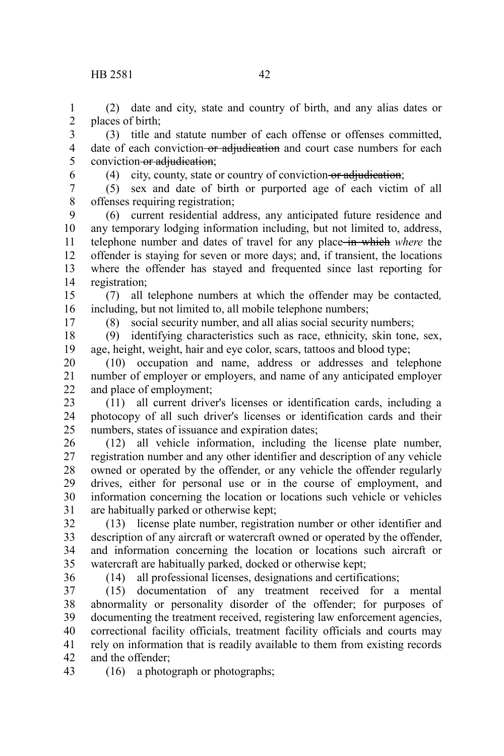(2) date and city, state and country of birth, and any alias dates or places of birth;

(3) title and statute number of each offense or offenses committed, date of each conviction ~~or adjudication~~ and court case numbers for each conviction ~~or adjudication~~;

(4) city, county, state or country of conviction ~~or adjudication~~;

(5) sex and date of birth or purported age of each victim of all offenses requiring registration;

(6) current residential address, any anticipated future residence and any temporary lodging information including, but not limited to, address, telephone number and dates of travel for any place ~~in which~~ *where* the offender is staying for seven or more days; and, if transient, the locations where the offender has stayed and frequented since last reporting for registration;

(7) all telephone numbers at which the offender may be contacted*,* including, but not limited to, all mobile telephone numbers;

(8) social security number, and all alias social security numbers;

(9) identifying characteristics such as race, ethnicity, skin tone, sex, age, height, weight, hair and eye color, scars, tattoos and blood type;

(10) occupation and name, address or addresses and telephone number of employer or employers, and name of any anticipated employer and place of employment;

(11) all current driver's licenses or identification cards, including a photocopy of all such driver's licenses or identification cards and their numbers, states of issuance and expiration dates;

(12) all vehicle information, including the license plate number, registration number and any other identifier and description of any vehicle owned or operated by the offender, or any vehicle the offender regularly drives, either for personal use or in the course of employment, and information concerning the location or locations such vehicle or vehicles are habitually parked or otherwise kept;

(13) license plate number, registration number or other identifier and description of any aircraft or watercraft owned or operated by the offender, and information concerning the location or locations such aircraft or watercraft are habitually parked, docked or otherwise kept;

(14) all professional licenses, designations and certifications;

(15) documentation of any treatment received for a mental abnormality or personality disorder of the offender; for purposes of documenting the treatment received, registering law enforcement agencies, correctional facility officials, treatment facility officials and courts may rely on information that is readily available to them from existing records and the offender;

(16) a photograph or photographs;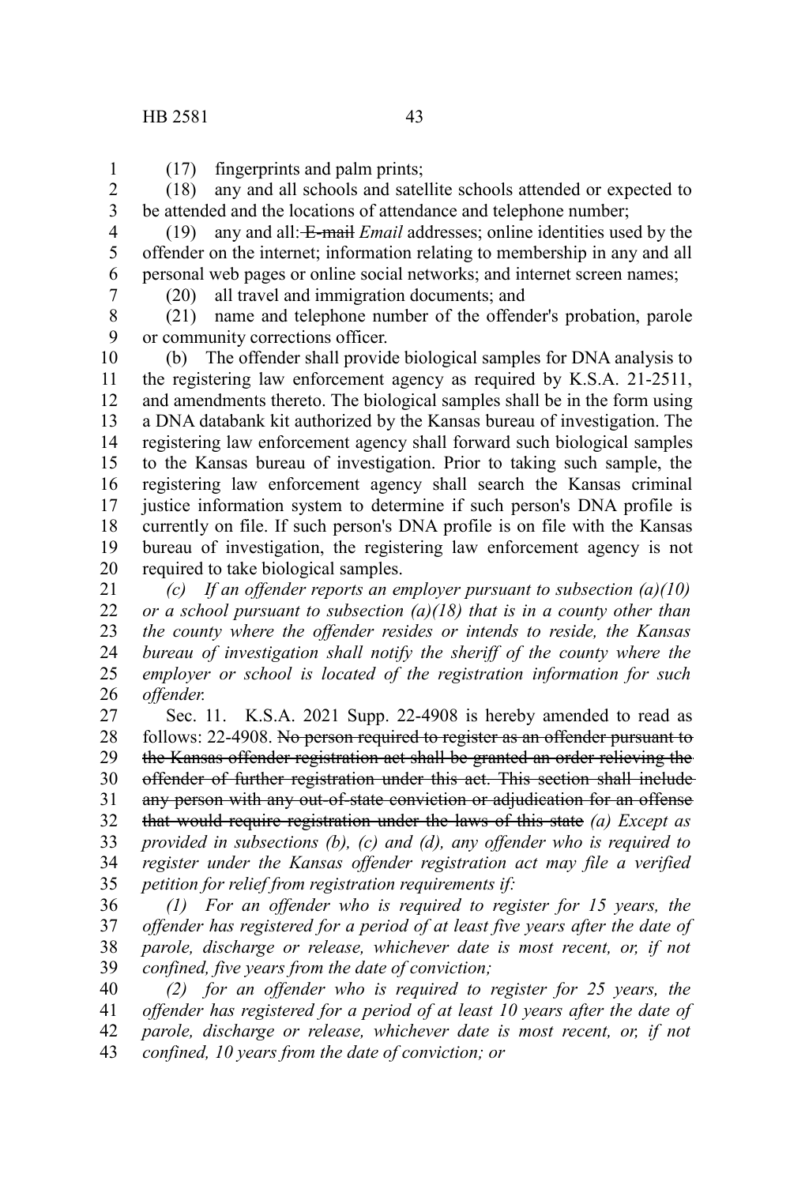(17) fingerprints and palm prints;

(18) any and all schools and satellite schools attended or expected to be attended and the locations of attendance and telephone number;

(19) any and all: ~~E-mail~~ *Email* addresses; online identities used by the offender on the internet; information relating to membership in any and all personal web pages or online social networks; and internet screen names;

(20) all travel and immigration documents; and

(21) name and telephone number of the offender's probation, parole or community corrections officer.

(b) The offender shall provide biological samples for DNA analysis to the registering law enforcement agency as required by K.S.A. 21-2511, and amendments thereto. The biological samples shall be in the form using a DNA databank kit authorized by the Kansas bureau of investigation. The registering law enforcement agency shall forward such biological samples to the Kansas bureau of investigation. Prior to taking such sample, the registering law enforcement agency shall search the Kansas criminal justice information system to determine if such person's DNA profile is currently on file. If such person's DNA profile is on file with the Kansas bureau of investigation, the registering law enforcement agency is not required to take biological samples.

*(c) If an offender reports an employer pursuant to subsection (a)(10) or a school pursuant to subsection (a)(18) that is in a county other than the county where the offender resides or intends to reside, the Kansas bureau of investigation shall notify the sheriff of the county where the employer or school is located of the registration information for such offender.*

Sec. 11. K.S.A. 2021 Supp. 22-4908 is hereby amended to read as follows: 22-4908. ~~No person required to register as an offender pursuant to the Kansas offender registration act shall be granted an order relieving the offender of further registration under this act. This section shall include any person with any out-of-state conviction or adjudication for an offense that would require registration under the laws of this state~~ *(a) Except as provided in subsections (b), (c) and (d), any offender who is required to register under the Kansas offender registration act may file a verified petition for relief from registration requirements if:*

*(1) For an offender who is required to register for 15 years, the offender has registered for a period of at least five years after the date of parole, discharge or release, whichever date is most recent, or, if not confined, five years from the date of conviction;*

*(2) for an offender who is required to register for 25 years, the offender has registered for a period of at least 10 years after the date of parole, discharge or release, whichever date is most recent, or, if not confined, 10 years from the date of conviction; or*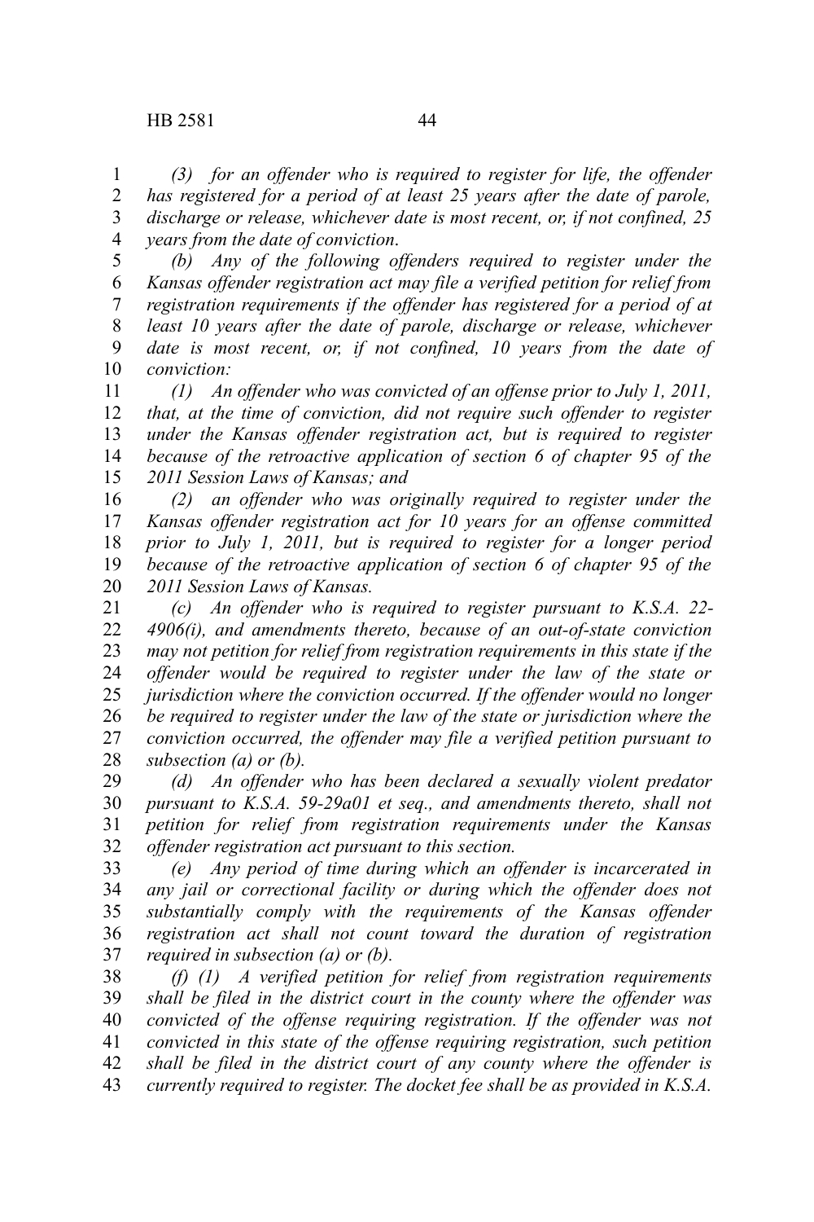*(3) for an offender who is required to register for life, the offender has registered for a period of at least 25 years after the date of parole, discharge or release, whichever date is most recent, or, if not confined, 25 years from the date of conviction.*

*(b) Any of the following offenders required to register under the Kansas offender registration act may file a verified petition for relief from registration requirements if the offender has registered for a period of at least 10 years after the date of parole, discharge or release, whichever date is most recent, or, if not confined, 10 years from the date of conviction:*

*(1) An offender who was convicted of an offense prior to July 1, 2011, that, at the time of conviction, did not require such offender to register under the Kansas offender registration act, but is required to register because of the retroactive application of section 6 of chapter 95 of the 2011 Session Laws of Kansas; and*

*(2) an offender who was originally required to register under the Kansas offender registration act for 10 years for an offense committed prior to July 1, 2011, but is required to register for a longer period because of the retroactive application of section 6 of chapter 95 of the 2011 Session Laws of Kansas.*

*(c) An offender who is required to register pursuant to K.S.A. 22-4906(i), and amendments thereto, because of an out-of-state conviction may not petition for relief from registration requirements in this state if the offender would be required to register under the law of the state or jurisdiction where the conviction occurred. If the offender would no longer be required to register under the law of the state or jurisdiction where the conviction occurred, the offender may file a verified petition pursuant to subsection (a) or (b).*

*(d) An offender who has been declared a sexually violent predator pursuant to K.S.A. 59-29a01 et seq., and amendments thereto, shall not petition for relief from registration requirements under the Kansas offender registration act pursuant to this section.*

*(e) Any period of time during which an offender is incarcerated in any jail or correctional facility or during which the offender does not substantially comply with the requirements of the Kansas offender registration act shall not count toward the duration of registration required in subsection (a) or (b).*

*(f) (1) A verified petition for relief from registration requirements shall be filed in the district court in the county where the offender was convicted of the offense requiring registration. If the offender was not convicted in this state of the offense requiring registration, such petition shall be filed in the district court of any county where the offender is currently required to register. The docket fee shall be as provided in K.S.A.*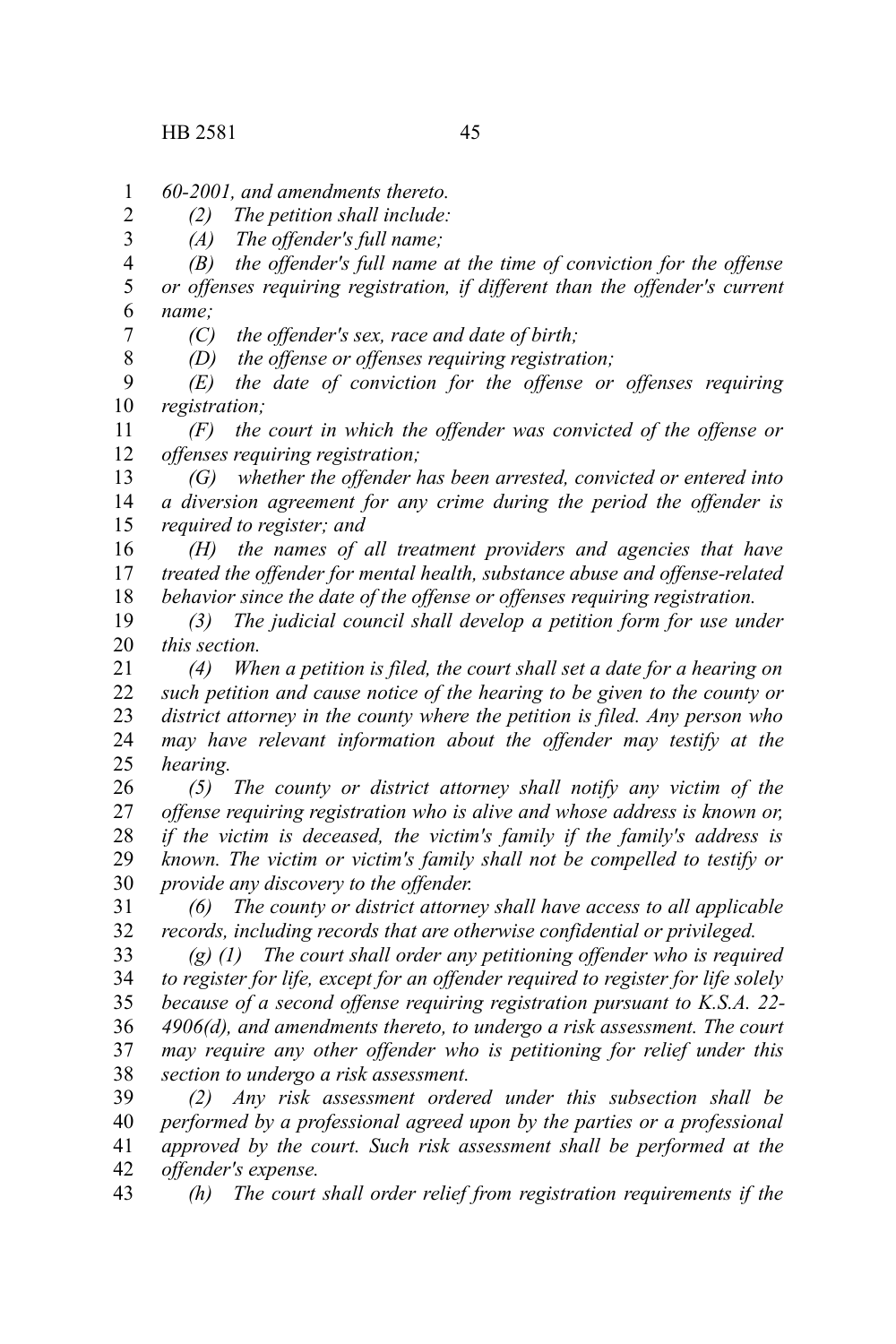*60-2001, and amendments thereto.*

*(2) The petition shall include:*

*(A) The offender's full name;*

*(B) the offender's full name at the time of conviction for the offense or offenses requiring registration, if different than the offender's current name;*

*(C) the offender's sex, race and date of birth;*

*(D) the offense or offenses requiring registration;*

*(E) the date of conviction for the offense or offenses requiring registration;*

*(F) the court in which the offender was convicted of the offense or offenses requiring registration;*

*(G) whether the offender has been arrested, convicted or entered into a diversion agreement for any crime during the period the offender is required to register; and*

*(H) the names of all treatment providers and agencies that have treated the offender for mental health, substance abuse and offense-related behavior since the date of the offense or offenses requiring registration.*

*(3) The judicial council shall develop a petition form for use under this section.*

*(4) When a petition is filed, the court shall set a date for a hearing on such petition and cause notice of the hearing to be given to the county or district attorney in the county where the petition is filed. Any person who may have relevant information about the offender may testify at the hearing.*

*(5) The county or district attorney shall notify any victim of the offense requiring registration who is alive and whose address is known or, if the victim is deceased, the victim's family if the family's address is known. The victim or victim's family shall not be compelled to testify or provide any discovery to the offender.*

*(6) The county or district attorney shall have access to all applicable records, including records that are otherwise confidential or privileged.*

*(g) (1) The court shall order any petitioning offender who is required to register for life, except for an offender required to register for life solely because of a second offense requiring registration pursuant to K.S.A. 22-4906(d), and amendments thereto, to undergo a risk assessment. The court may require any other offender who is petitioning for relief under this section to undergo a risk assessment.*

*(2) Any risk assessment ordered under this subsection shall be performed by a professional agreed upon by the parties or a professional approved by the court. Such risk assessment shall be performed at the offender's expense.*

*(h) The court shall order relief from registration requirements if the*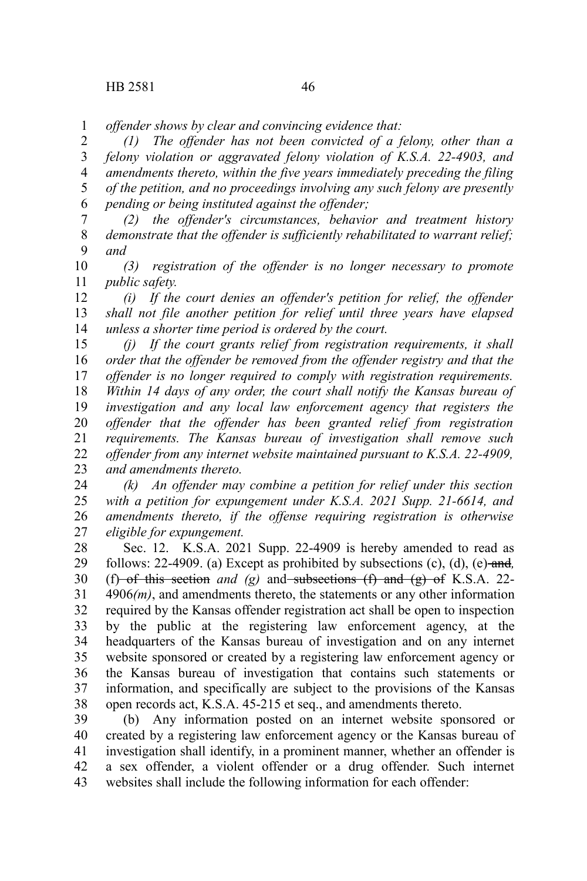*offender shows by clear and convincing evidence that:*

*(1) The offender has not been convicted of a felony, other than a felony violation or aggravated felony violation of K.S.A. 22-4903, and amendments thereto, within the five years immediately preceding the filing of the petition, and no proceedings involving any such felony are presently pending or being instituted against the offender;*

*(2) the offender's circumstances, behavior and treatment history demonstrate that the offender is sufficiently rehabilitated to warrant relief; and*

*(3) registration of the offender is no longer necessary to promote public safety.*

*(i) If the court denies an offender's petition for relief, the offender shall not file another petition for relief until three years have elapsed unless a shorter time period is ordered by the court.*

*(j) If the court grants relief from registration requirements, it shall order that the offender be removed from the offender registry and that the offender is no longer required to comply with registration requirements. Within 14 days of any order, the court shall notify the Kansas bureau of investigation and any local law enforcement agency that registers the offender that the offender has been granted relief from registration requirements. The Kansas bureau of investigation shall remove such offender from any internet website maintained pursuant to K.S.A. 22-4909, and amendments thereto.*

*(k) An offender may combine a petition for relief under this section with a petition for expungement under K.S.A. 2021 Supp. 21-6614, and amendments thereto, if the offense requiring registration is otherwise eligible for expungement.*

Sec. 12. K.S.A. 2021 Supp. 22-4909 is hereby amended to read as follows: 22-4909. (a) Except as prohibited by subsections (c), (d), (e) ~~and~~*,* (f) ~~of this section~~ *and (g)* and ~~subsections (f) and (g) of~~ K.S.A. 22-4906*(m)*, and amendments thereto, the statements or any other information required by the Kansas offender registration act shall be open to inspection by the public at the registering law enforcement agency, at the headquarters of the Kansas bureau of investigation and on any internet website sponsored or created by a registering law enforcement agency or the Kansas bureau of investigation that contains such statements or information, and specifically are subject to the provisions of the Kansas open records act, K.S.A. 45-215 et seq., and amendments thereto.

(b) Any information posted on an internet website sponsored or created by a registering law enforcement agency or the Kansas bureau of investigation shall identify, in a prominent manner, whether an offender is a sex offender, a violent offender or a drug offender. Such internet websites shall include the following information for each offender: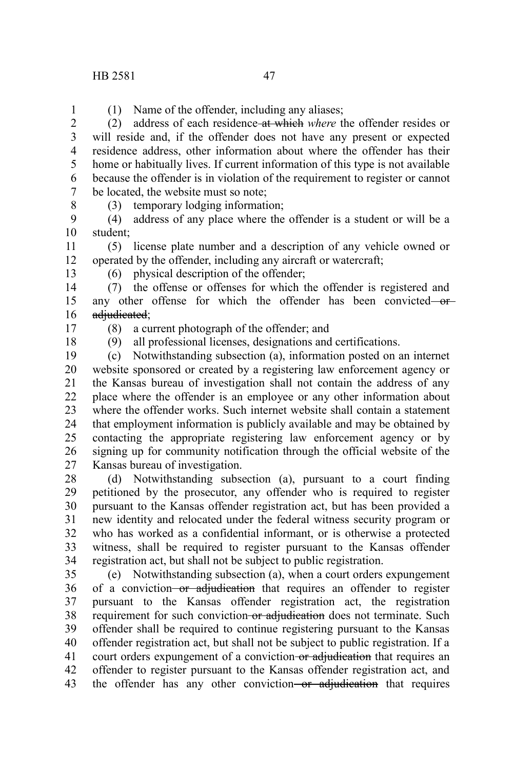(1) Name of the offender, including any aliases;

(2) address of each residence ~~at which~~ *where* the offender resides or will reside and, if the offender does not have any present or expected residence address, other information about where the offender has their home or habitually lives. If current information of this type is not available because the offender is in violation of the requirement to register or cannot be located, the website must so note;

(3) temporary lodging information;

(4) address of any place where the offender is a student or will be a student;

(5) license plate number and a description of any vehicle owned or operated by the offender, including any aircraft or watercraft;

(6) physical description of the offender;

(7) the offense or offenses for which the offender is registered and any other offense for which the offender has been convicted ~~or adjudicated~~;

(8) a current photograph of the offender; and

(9) all professional licenses, designations and certifications.

(c) Notwithstanding subsection (a), information posted on an internet website sponsored or created by a registering law enforcement agency or the Kansas bureau of investigation shall not contain the address of any place where the offender is an employee or any other information about where the offender works. Such internet website shall contain a statement that employment information is publicly available and may be obtained by contacting the appropriate registering law enforcement agency or by signing up for community notification through the official website of the Kansas bureau of investigation.

(d) Notwithstanding subsection (a), pursuant to a court finding petitioned by the prosecutor, any offender who is required to register pursuant to the Kansas offender registration act, but has been provided a new identity and relocated under the federal witness security program or who has worked as a confidential informant, or is otherwise a protected witness, shall be required to register pursuant to the Kansas offender registration act, but shall not be subject to public registration.

(e) Notwithstanding subsection (a), when a court orders expungement of a conviction ~~or adjudication~~ that requires an offender to register pursuant to the Kansas offender registration act, the registration requirement for such conviction ~~or adjudication~~ does not terminate. Such offender shall be required to continue registering pursuant to the Kansas offender registration act, but shall not be subject to public registration. If a court orders expungement of a conviction ~~or adjudication~~ that requires an offender to register pursuant to the Kansas offender registration act, and the offender has any other conviction ~~or adjudication~~ that requires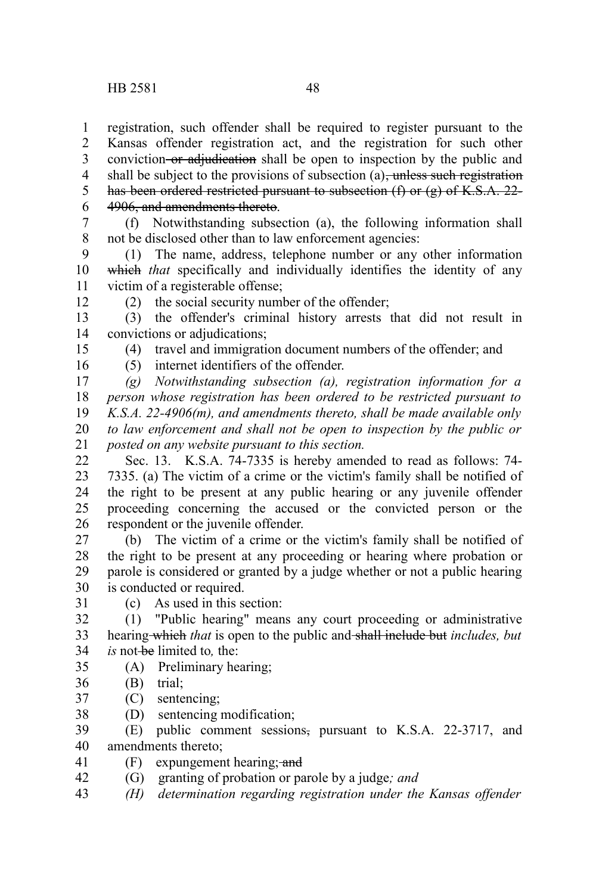registration, such offender shall be required to register pursuant to the Kansas offender registration act, and the registration for such other conviction ~~or adjudication~~ shall be open to inspection by the public and shall be subject to the provisions of subsection (a)~~, unless such registration has been ordered restricted pursuant to subsection (f) or (g) of K.S.A. 22-4906, and amendments thereto~~.

(f) Notwithstanding subsection (a), the following information shall not be disclosed other than to law enforcement agencies:

(1) The name, address, telephone number or any other information ~~which~~ *that* specifically and individually identifies the identity of any victim of a registerable offense;

(2) the social security number of the offender;

(3) the offender's criminal history arrests that did not result in convictions or adjudications;

(4) travel and immigration document numbers of the offender; and

(5) internet identifiers of the offender.

*(g) Notwithstanding subsection (a), registration information for a person whose registration has been ordered to be restricted pursuant to K.S.A. 22-4906(m), and amendments thereto, shall be made available only to law enforcement and shall not be open to inspection by the public or posted on any website pursuant to this section.*

Sec. 13. K.S.A. 74-7335 is hereby amended to read as follows: 74-7335. (a) The victim of a crime or the victim's family shall be notified of the right to be present at any public hearing or any juvenile offender proceeding concerning the accused or the convicted person or the respondent or the juvenile offender.

(b) The victim of a crime or the victim's family shall be notified of the right to be present at any proceeding or hearing where probation or parole is considered or granted by a judge whether or not a public hearing is conducted or required.

(c) As used in this section:

(1) "Public hearing" means any court proceeding or administrative hearing ~~which~~ *that* is open to the public and ~~shall include but~~ *includes, but is* not ~~be~~ limited to*,* the:

(A) Preliminary hearing;

(B) trial;

(C) sentencing;

(D) sentencing modification;

(E) public comment sessions~~,~~ pursuant to K.S.A. 22-3717, and amendments thereto;

(F) expungement hearing; ~~and~~

(G) granting of probation or parole by a judge*; and*

*(H) determination regarding registration under the Kansas offender*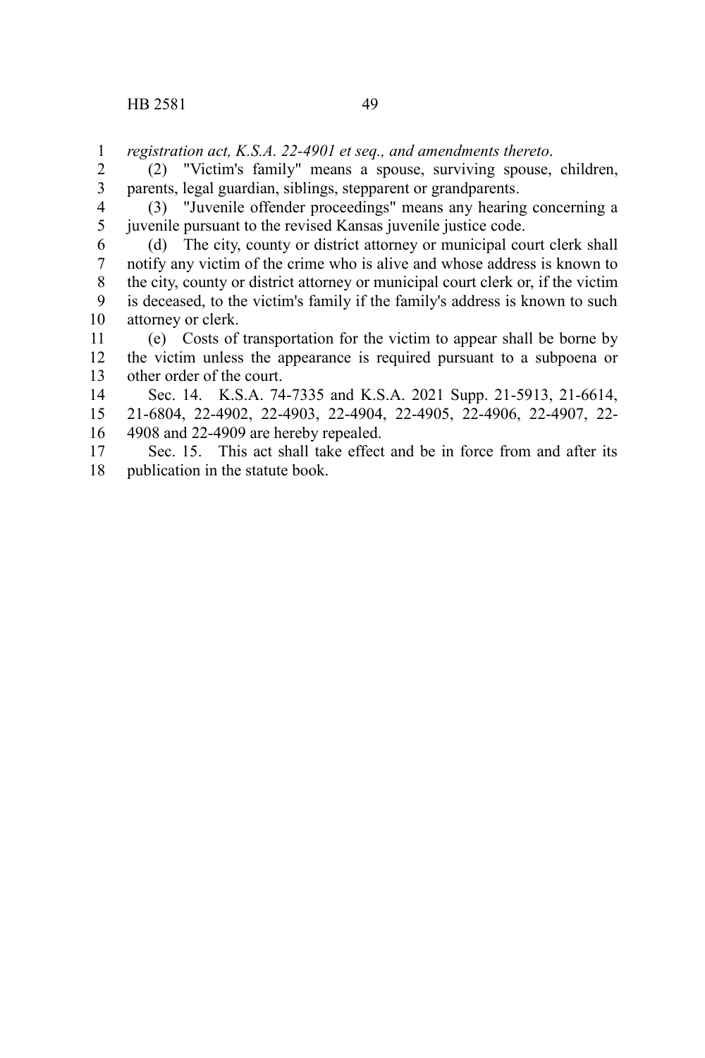*registration act, K.S.A. 22-4901 et seq., and amendments thereto*.

(2) "Victim's family" means a spouse, surviving spouse, children, parents, legal guardian, siblings, stepparent or grandparents.

(3) "Juvenile offender proceedings" means any hearing concerning a juvenile pursuant to the revised Kansas juvenile justice code.

(d) The city, county or district attorney or municipal court clerk shall notify any victim of the crime who is alive and whose address is known to the city, county or district attorney or municipal court clerk or, if the victim is deceased, to the victim's family if the family's address is known to such attorney or clerk.

(e) Costs of transportation for the victim to appear shall be borne by the victim unless the appearance is required pursuant to a subpoena or other order of the court.

Sec. 14. K.S.A. 74-7335 and K.S.A. 2021 Supp. 21-5913, 21-6614, 21-6804, 22-4902, 22-4903, 22-4904, 22-4905, 22-4906, 22-4907, 22-4908 and 22-4909 are hereby repealed.

Sec. 15. This act shall take effect and be in force from and after its publication in the statute book.